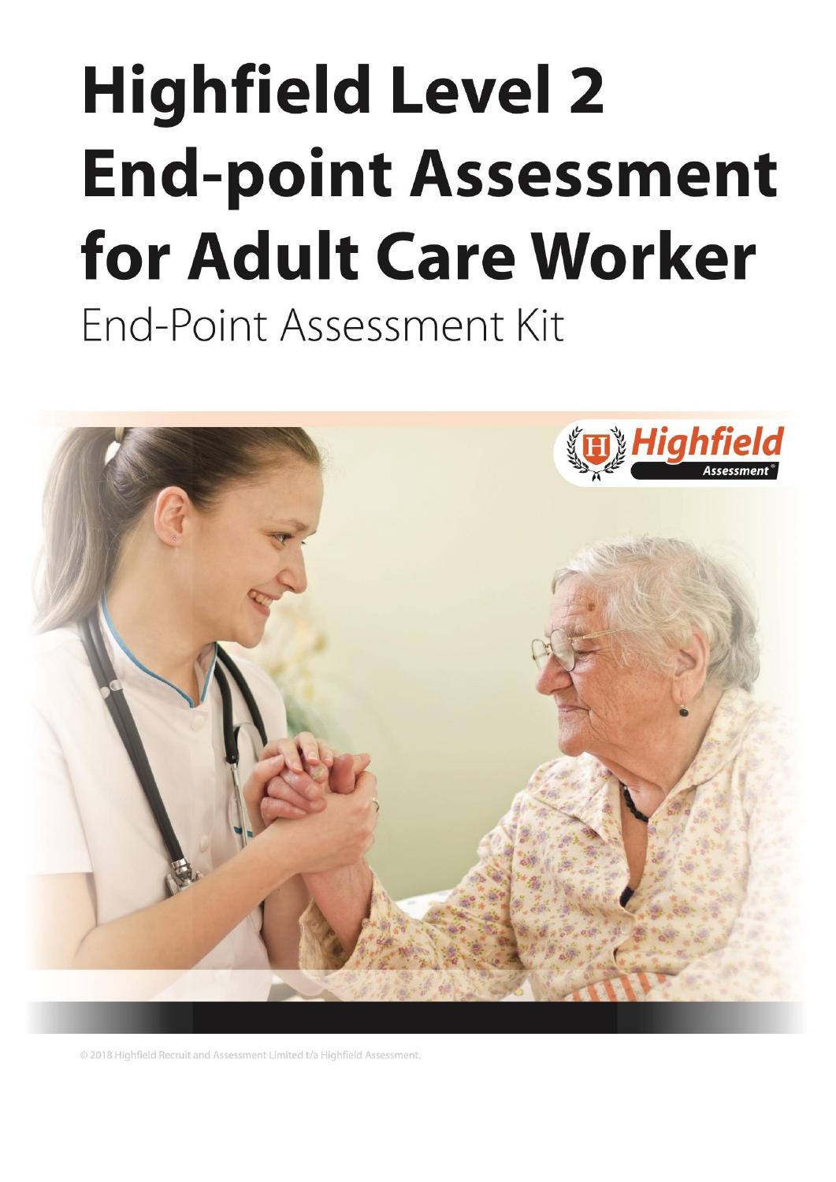# Highfield Level 2 End-point Assessment for Adult Care Worker

End-Point Assessment Kit

© 2018 Highfield Recruit and Assessment Limited t/a Highfield Assessment.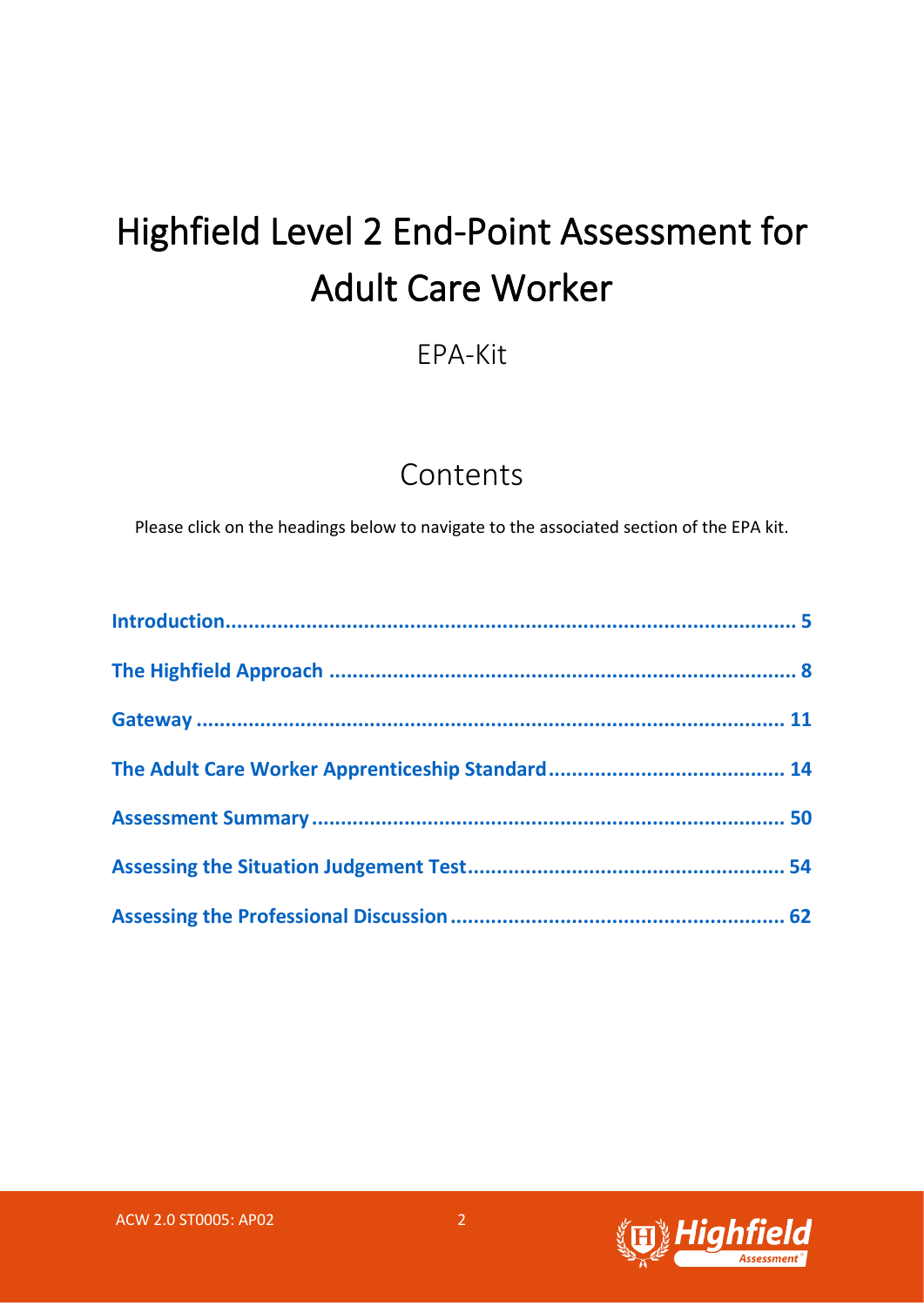# Highfield Level 2 End-Point Assessment for Adult Care Worker

EPA-Kit

## Contents

Please click on the headings below to navigate to the associated section of the EPA kit.

| | |
|---|---|
| **Introduction** | **5** |
| **The Highfield Approach** | **8** |
| **Gateway** | **11** |
| **The Adult Care Worker Apprenticeship Standard** | **14** |
| **Assessment Summary** | **50** |
| **Assessing the Situation Judgement Test** | **54** |
| **Assessing the Professional Discussion** | **62** |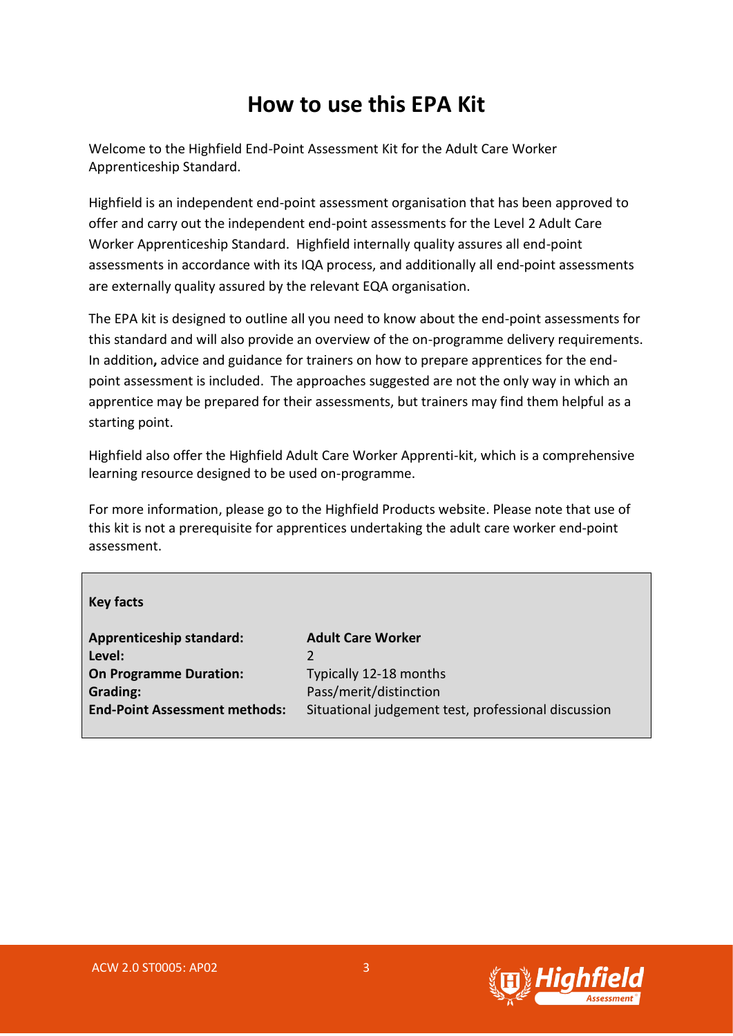# How to use this EPA Kit

Welcome to the Highfield End-Point Assessment Kit for the Adult Care Worker Apprenticeship Standard.

Highfield is an independent end-point assessment organisation that has been approved to offer and carry out the independent end-point assessments for the Level 2 Adult Care Worker Apprenticeship Standard. Highfield internally quality assures all end-point assessments in accordance with its IQA process, and additionally all end-point assessments are externally quality assured by the relevant EQA organisation.

The EPA kit is designed to outline all you need to know about the end-point assessments for this standard and will also provide an overview of the on-programme delivery requirements. In addition**,** advice and guidance for trainers on how to prepare apprentices for the end-point assessment is included. The approaches suggested are not the only way in which an apprentice may be prepared for their assessments, but trainers may find them helpful as a starting point.

Highfield also offer the Highfield Adult Care Worker Apprenti-kit, which is a comprehensive learning resource designed to be used on-programme.

For more information, please go to the Highfield Products website. Please note that use of this kit is not a prerequisite for apprentices undertaking the adult care worker end-point assessment.

**Key facts**

| | |
|---|---|
| **Apprenticeship standard:** | **Adult Care Worker** |
| **Level:** | 2 |
| **On Programme Duration:** | Typically 12-18 months |
| **Grading:** | Pass/merit/distinction |
| **End-Point Assessment methods:** | Situational judgement test, professional discussion |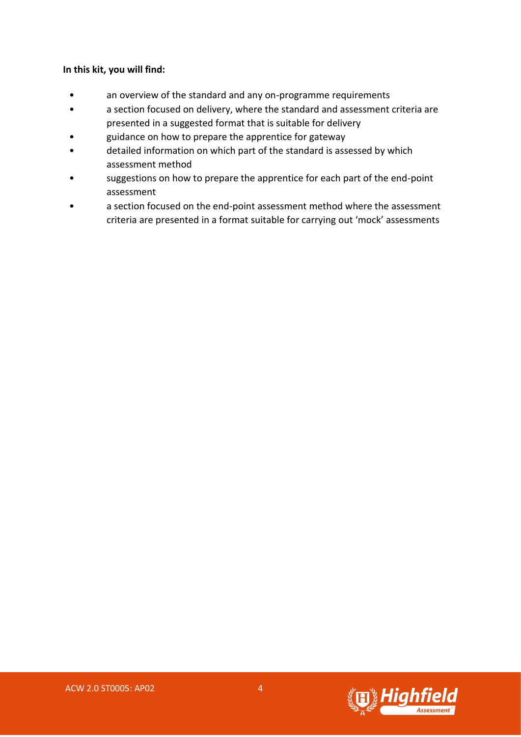**In this kit, you will find:**

- an overview of the standard and any on-programme requirements
- a section focused on delivery, where the standard and assessment criteria are presented in a suggested format that is suitable for delivery
- guidance on how to prepare the apprentice for gateway
- detailed information on which part of the standard is assessed by which assessment method
- suggestions on how to prepare the apprentice for each part of the end-point assessment
- a section focused on the end-point assessment method where the assessment criteria are presented in a format suitable for carrying out 'mock' assessments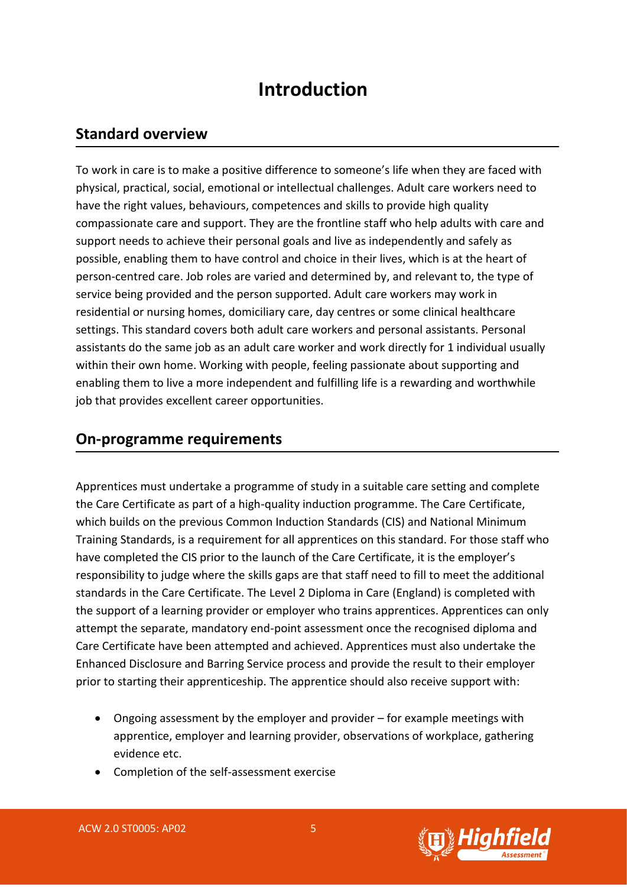# Introduction

## Standard overview

To work in care is to make a positive difference to someone's life when they are faced with physical, practical, social, emotional or intellectual challenges. Adult care workers need to have the right values, behaviours, competences and skills to provide high quality compassionate care and support. They are the frontline staff who help adults with care and support needs to achieve their personal goals and live as independently and safely as possible, enabling them to have control and choice in their lives, which is at the heart of person-centred care. Job roles are varied and determined by, and relevant to, the type of service being provided and the person supported. Adult care workers may work in residential or nursing homes, domiciliary care, day centres or some clinical healthcare settings. This standard covers both adult care workers and personal assistants. Personal assistants do the same job as an adult care worker and work directly for 1 individual usually within their own home. Working with people, feeling passionate about supporting and enabling them to live a more independent and fulfilling life is a rewarding and worthwhile job that provides excellent career opportunities.

## On-programme requirements

Apprentices must undertake a programme of study in a suitable care setting and complete the Care Certificate as part of a high-quality induction programme. The Care Certificate, which builds on the previous Common Induction Standards (CIS) and National Minimum Training Standards, is a requirement for all apprentices on this standard. For those staff who have completed the CIS prior to the launch of the Care Certificate, it is the employer's responsibility to judge where the skills gaps are that staff need to fill to meet the additional standards in the Care Certificate. The Level 2 Diploma in Care (England) is completed with the support of a learning provider or employer who trains apprentices. Apprentices can only attempt the separate, mandatory end-point assessment once the recognised diploma and Care Certificate have been attempted and achieved. Apprentices must also undertake the Enhanced Disclosure and Barring Service process and provide the result to their employer prior to starting their apprenticeship. The apprentice should also receive support with:

- Ongoing assessment by the employer and provider – for example meetings with apprentice, employer and learning provider, observations of workplace, gathering evidence etc.
- Completion of the self-assessment exercise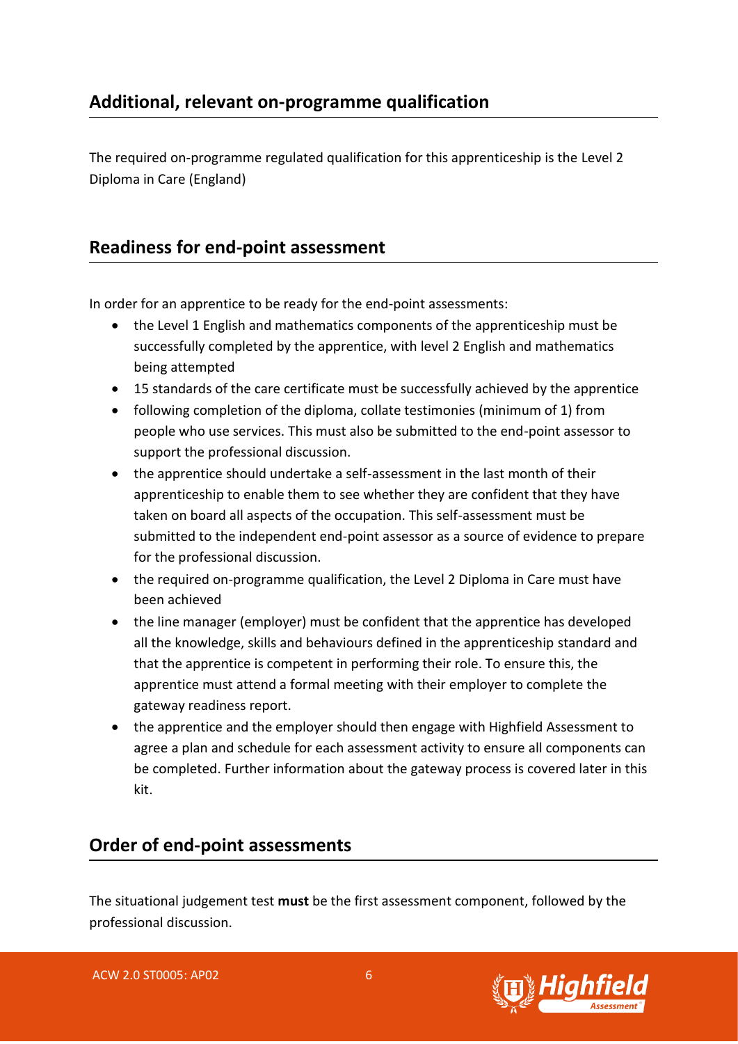## Additional, relevant on-programme qualification

The required on-programme regulated qualification for this apprenticeship is the Level 2 Diploma in Care (England)

## Readiness for end-point assessment

In order for an apprentice to be ready for the end-point assessments:

- the Level 1 English and mathematics components of the apprenticeship must be successfully completed by the apprentice, with level 2 English and mathematics being attempted
- 15 standards of the care certificate must be successfully achieved by the apprentice
- following completion of the diploma, collate testimonies (minimum of 1) from people who use services. This must also be submitted to the end-point assessor to support the professional discussion.
- the apprentice should undertake a self-assessment in the last month of their apprenticeship to enable them to see whether they are confident that they have taken on board all aspects of the occupation. This self-assessment must be submitted to the independent end-point assessor as a source of evidence to prepare for the professional discussion.
- the required on-programme qualification, the Level 2 Diploma in Care must have been achieved
- the line manager (employer) must be confident that the apprentice has developed all the knowledge, skills and behaviours defined in the apprenticeship standard and that the apprentice is competent in performing their role. To ensure this, the apprentice must attend a formal meeting with their employer to complete the gateway readiness report.
- the apprentice and the employer should then engage with Highfield Assessment to agree a plan and schedule for each assessment activity to ensure all components can be completed. Further information about the gateway process is covered later in this kit.

## Order of end-point assessments

The situational judgement test **must** be the first assessment component, followed by the professional discussion.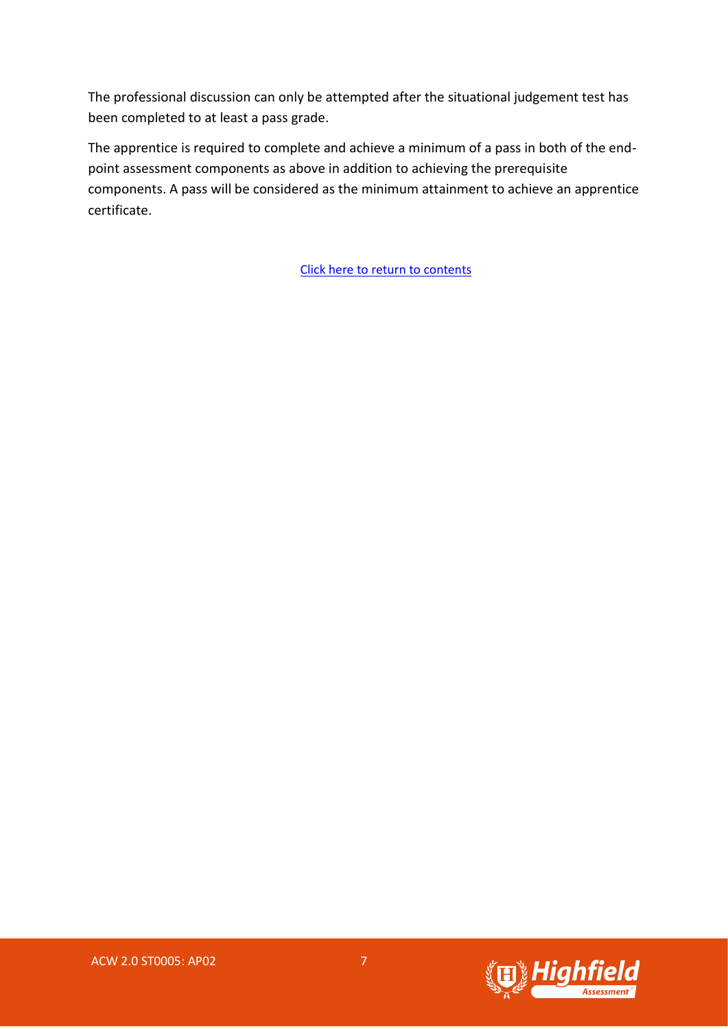The professional discussion can only be attempted after the situational judgement test has been completed to at least a pass grade.

The apprentice is required to complete and achieve a minimum of a pass in both of the end-point assessment components as above in addition to achieving the prerequisite components. A pass will be considered as the minimum attainment to achieve an apprentice certificate.

Click here to return to contents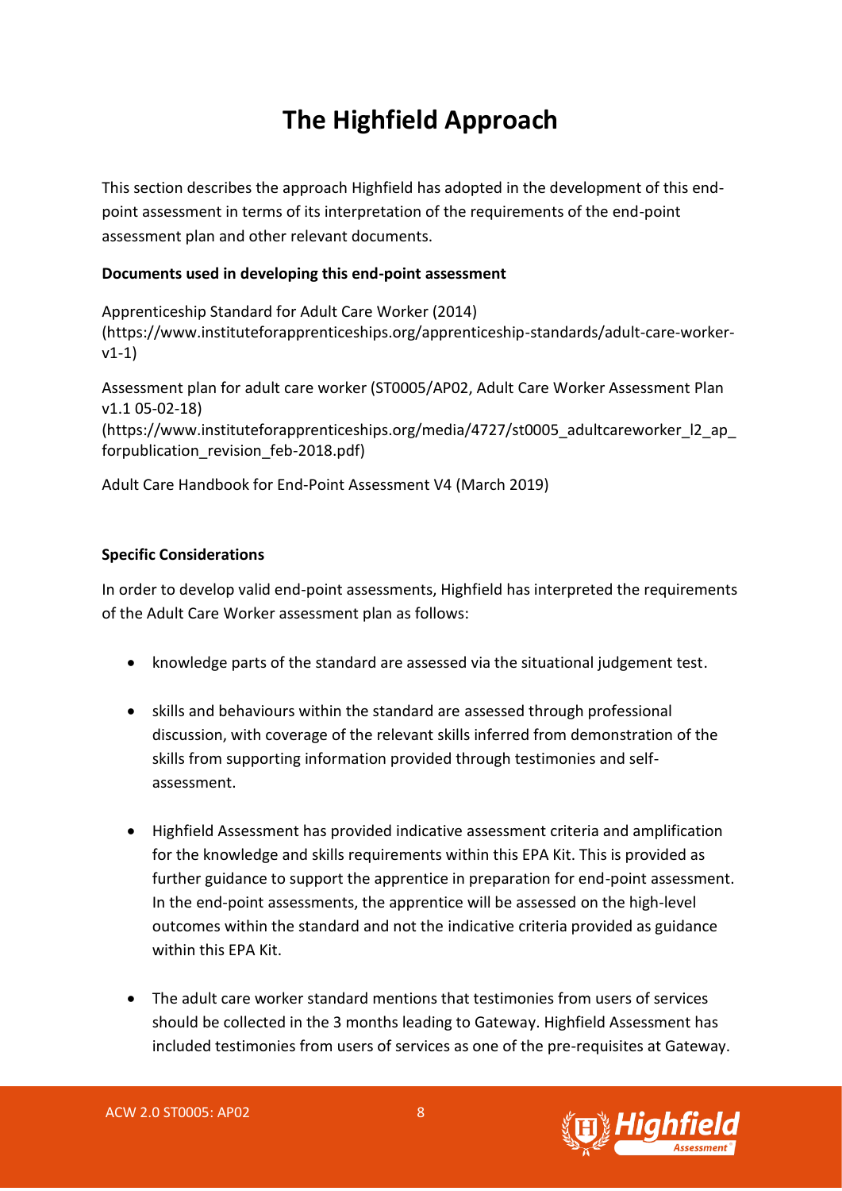# The Highfield Approach

This section describes the approach Highfield has adopted in the development of this end-point assessment in terms of its interpretation of the requirements of the end-point assessment plan and other relevant documents.

**Documents used in developing this end-point assessment**

Apprenticeship Standard for Adult Care Worker (2014) (https://www.instituteforapprenticeships.org/apprenticeship-standards/adult-care-worker-v1-1)

Assessment plan for adult care worker (ST0005/AP02, Adult Care Worker Assessment Plan v1.1 05-02-18) (https://www.instituteforapprenticeships.org/media/4727/st0005_adultcareworker_l2_ap_forpublication_revision_feb-2018.pdf)

Adult Care Handbook for End-Point Assessment V4 (March 2019)

**Specific Considerations**

In order to develop valid end-point assessments, Highfield has interpreted the requirements of the Adult Care Worker assessment plan as follows:

- knowledge parts of the standard are assessed via the situational judgement test.
- skills and behaviours within the standard are assessed through professional discussion, with coverage of the relevant skills inferred from demonstration of the skills from supporting information provided through testimonies and self-assessment.
- Highfield Assessment has provided indicative assessment criteria and amplification for the knowledge and skills requirements within this EPA Kit. This is provided as further guidance to support the apprentice in preparation for end-point assessment. In the end-point assessments, the apprentice will be assessed on the high-level outcomes within the standard and not the indicative criteria provided as guidance within this EPA Kit.
- The adult care worker standard mentions that testimonies from users of services should be collected in the 3 months leading to Gateway. Highfield Assessment has included testimonies from users of services as one of the pre-requisites at Gateway.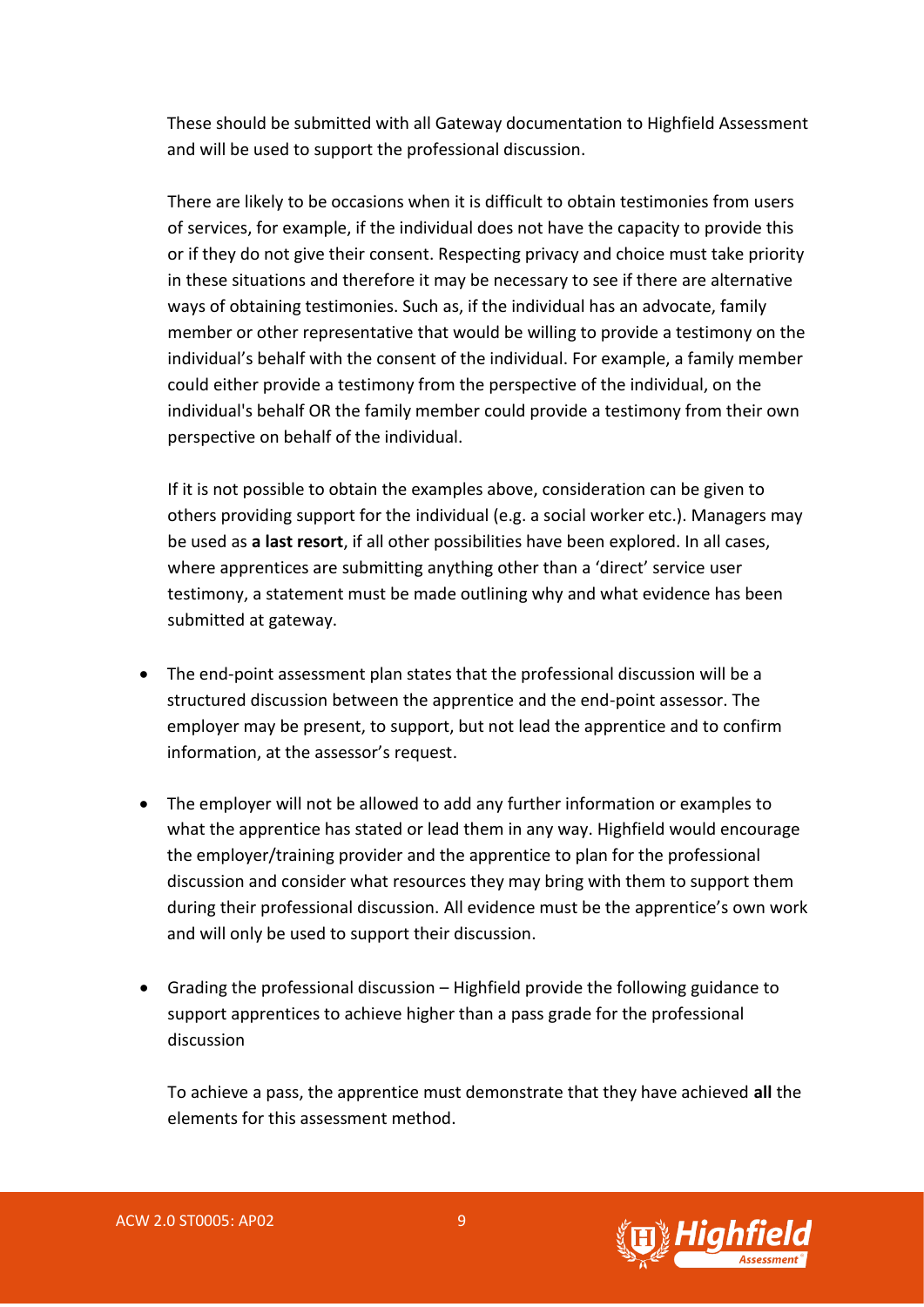These should be submitted with all Gateway documentation to Highfield Assessment and will be used to support the professional discussion.

There are likely to be occasions when it is difficult to obtain testimonies from users of services, for example, if the individual does not have the capacity to provide this or if they do not give their consent. Respecting privacy and choice must take priority in these situations and therefore it may be necessary to see if there are alternative ways of obtaining testimonies. Such as, if the individual has an advocate, family member or other representative that would be willing to provide a testimony on the individual's behalf with the consent of the individual. For example, a family member could either provide a testimony from the perspective of the individual, on the individual's behalf OR the family member could provide a testimony from their own perspective on behalf of the individual.

If it is not possible to obtain the examples above, consideration can be given to others providing support for the individual (e.g. a social worker etc.). Managers may be used as **a last resort**, if all other possibilities have been explored. In all cases, where apprentices are submitting anything other than a 'direct' service user testimony, a statement must be made outlining why and what evidence has been submitted at gateway.

- The end-point assessment plan states that the professional discussion will be a structured discussion between the apprentice and the end-point assessor. The employer may be present, to support, but not lead the apprentice and to confirm information, at the assessor's request.

- The employer will not be allowed to add any further information or examples to what the apprentice has stated or lead them in any way. Highfield would encourage the employer/training provider and the apprentice to plan for the professional discussion and consider what resources they may bring with them to support them during their professional discussion. All evidence must be the apprentice's own work and will only be used to support their discussion.

- Grading the professional discussion – Highfield provide the following guidance to support apprentices to achieve higher than a pass grade for the professional discussion

  To achieve a pass, the apprentice must demonstrate that they have achieved **all** the elements for this assessment method.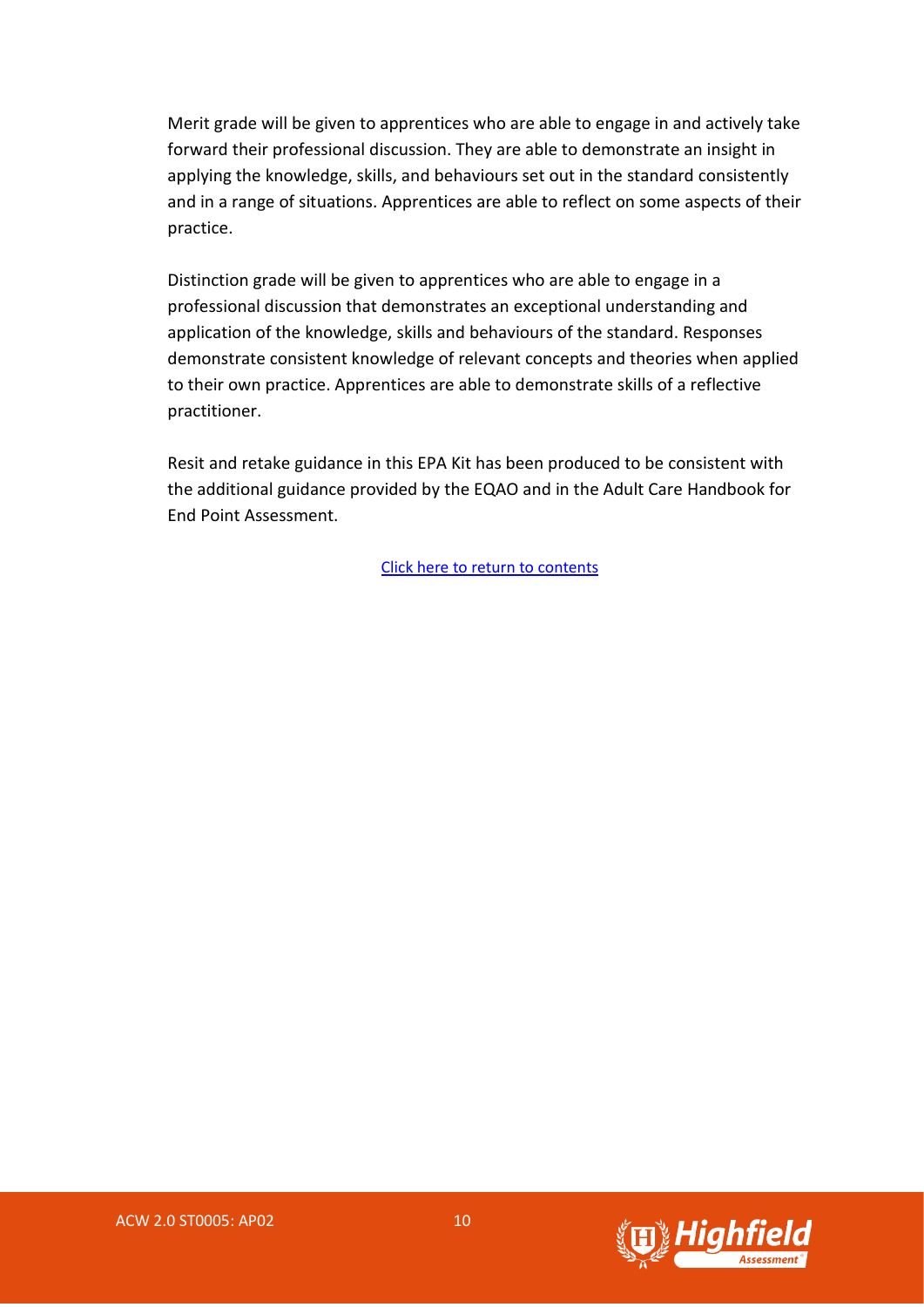Merit grade will be given to apprentices who are able to engage in and actively take forward their professional discussion. They are able to demonstrate an insight in applying the knowledge, skills, and behaviours set out in the standard consistently and in a range of situations. Apprentices are able to reflect on some aspects of their practice.

Distinction grade will be given to apprentices who are able to engage in a professional discussion that demonstrates an exceptional understanding and application of the knowledge, skills and behaviours of the standard. Responses demonstrate consistent knowledge of relevant concepts and theories when applied to their own practice. Apprentices are able to demonstrate skills of a reflective practitioner.

Resit and retake guidance in this EPA Kit has been produced to be consistent with the additional guidance provided by the EQAO and in the Adult Care Handbook for End Point Assessment.

Click here to return to contents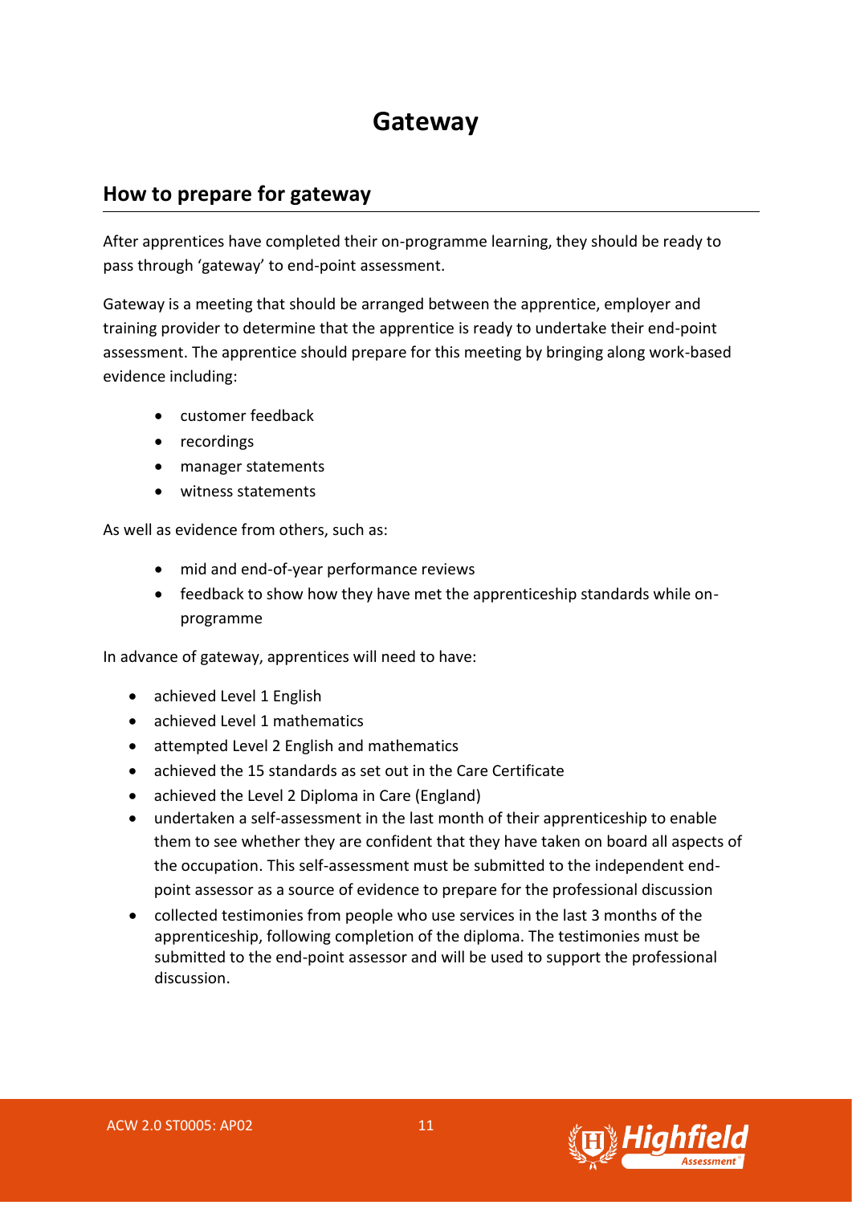# Gateway

## How to prepare for gateway

After apprentices have completed their on-programme learning, they should be ready to pass through 'gateway' to end-point assessment.

Gateway is a meeting that should be arranged between the apprentice, employer and training provider to determine that the apprentice is ready to undertake their end-point assessment. The apprentice should prepare for this meeting by bringing along work-based evidence including:

- customer feedback
- recordings
- manager statements
- witness statements

As well as evidence from others, such as:

- mid and end-of-year performance reviews
- feedback to show how they have met the apprenticeship standards while on-programme

In advance of gateway, apprentices will need to have:

- achieved Level 1 English
- achieved Level 1 mathematics
- attempted Level 2 English and mathematics
- achieved the 15 standards as set out in the Care Certificate
- achieved the Level 2 Diploma in Care (England)
- undertaken a self-assessment in the last month of their apprenticeship to enable them to see whether they are confident that they have taken on board all aspects of the occupation. This self-assessment must be submitted to the independent end-point assessor as a source of evidence to prepare for the professional discussion
- collected testimonies from people who use services in the last 3 months of the apprenticeship, following completion of the diploma. The testimonies must be submitted to the end-point assessor and will be used to support the professional discussion.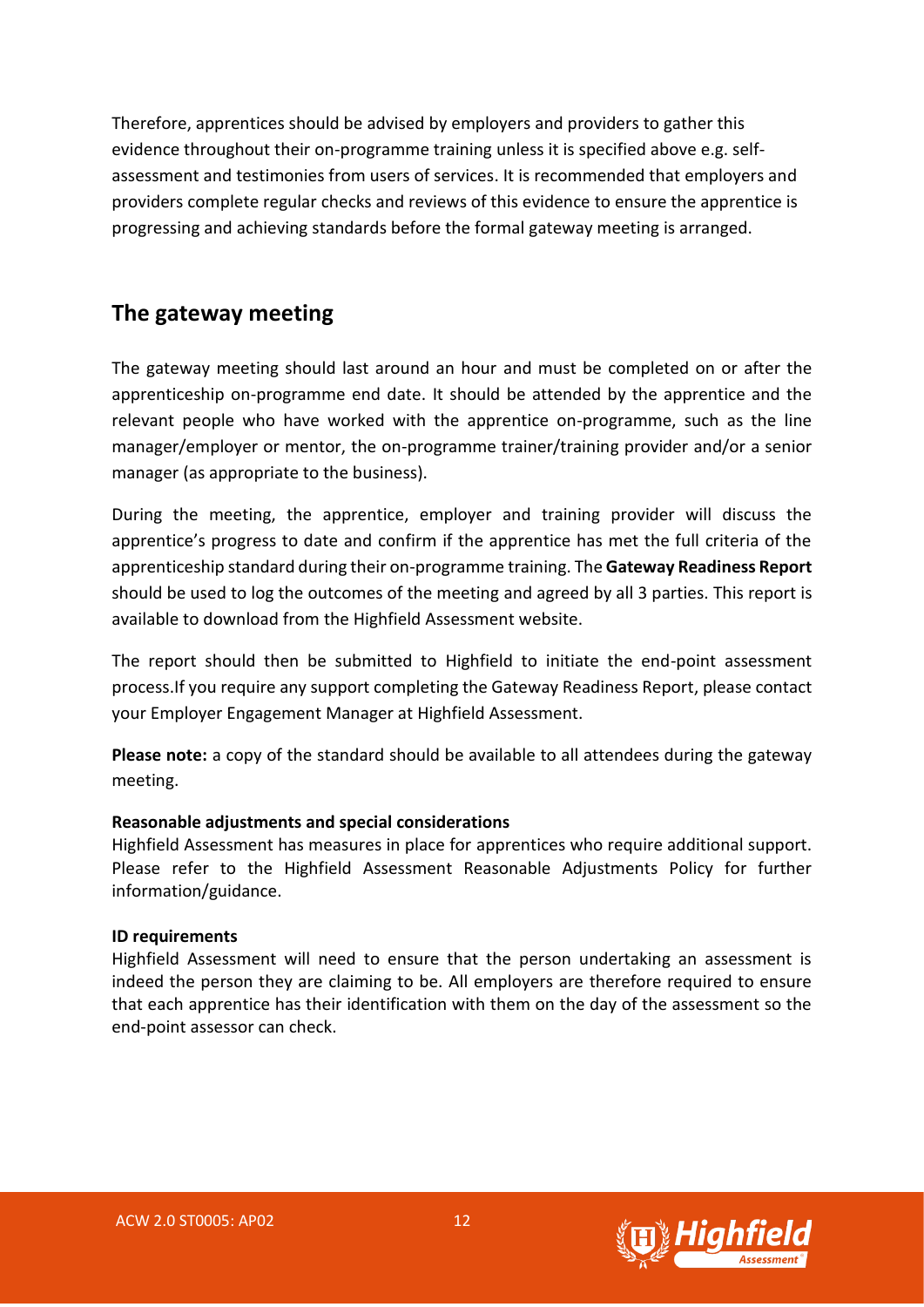Therefore, apprentices should be advised by employers and providers to gather this evidence throughout their on-programme training unless it is specified above e.g. self-assessment and testimonies from users of services. It is recommended that employers and providers complete regular checks and reviews of this evidence to ensure the apprentice is progressing and achieving standards before the formal gateway meeting is arranged.

## The gateway meeting

The gateway meeting should last around an hour and must be completed on or after the apprenticeship on-programme end date. It should be attended by the apprentice and the relevant people who have worked with the apprentice on-programme, such as the line manager/employer or mentor, the on-programme trainer/training provider and/or a senior manager (as appropriate to the business).

During the meeting, the apprentice, employer and training provider will discuss the apprentice's progress to date and confirm if the apprentice has met the full criteria of the apprenticeship standard during their on-programme training. The **Gateway Readiness Report** should be used to log the outcomes of the meeting and agreed by all 3 parties. This report is available to download from the Highfield Assessment website.

The report should then be submitted to Highfield to initiate the end-point assessment process.If you require any support completing the Gateway Readiness Report, please contact your Employer Engagement Manager at Highfield Assessment.

**Please note:** a copy of the standard should be available to all attendees during the gateway meeting.

**Reasonable adjustments and special considerations**
Highfield Assessment has measures in place for apprentices who require additional support. Please refer to the Highfield Assessment Reasonable Adjustments Policy for further information/guidance.

**ID requirements**
Highfield Assessment will need to ensure that the person undertaking an assessment is indeed the person they are claiming to be. All employers are therefore required to ensure that each apprentice has their identification with them on the day of the assessment so the end-point assessor can check.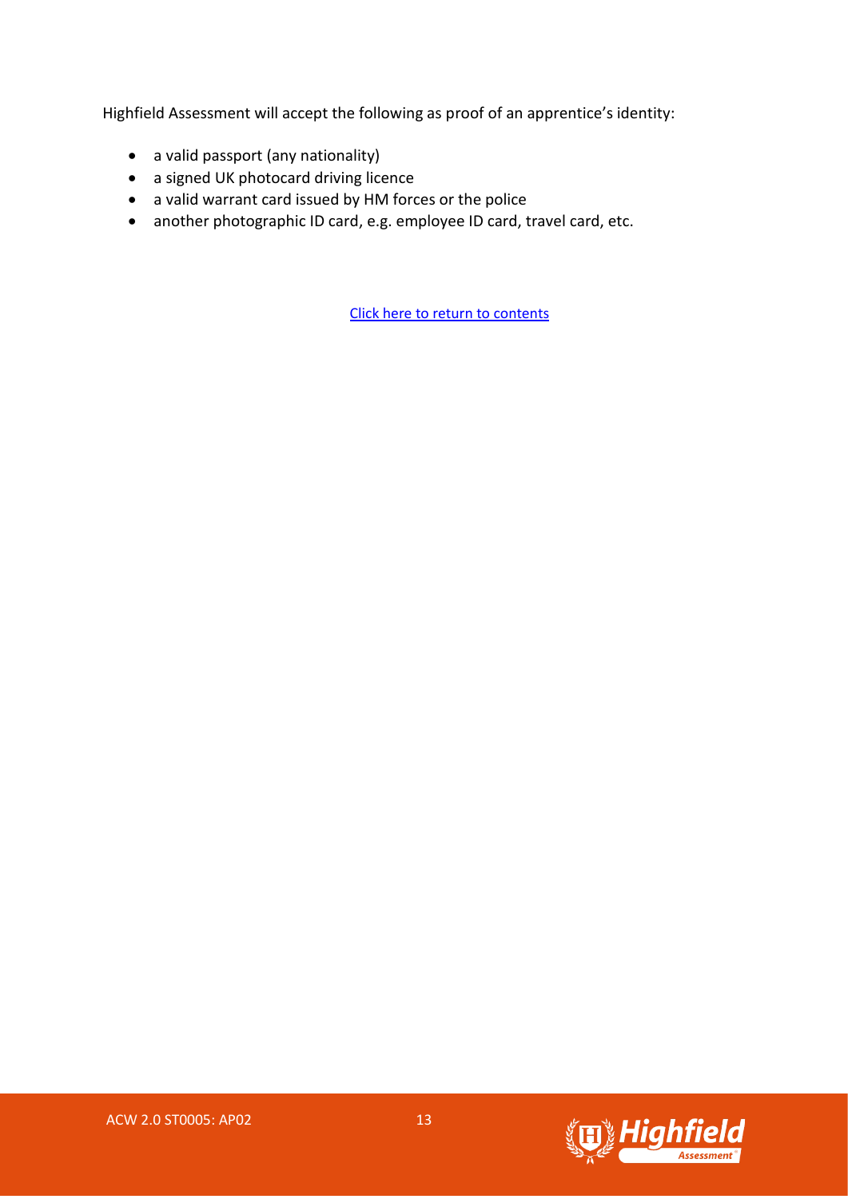Highfield Assessment will accept the following as proof of an apprentice's identity:

- a valid passport (any nationality)
- a signed UK photocard driving licence
- a valid warrant card issued by HM forces or the police
- another photographic ID card, e.g. employee ID card, travel card, etc.

Click here to return to contents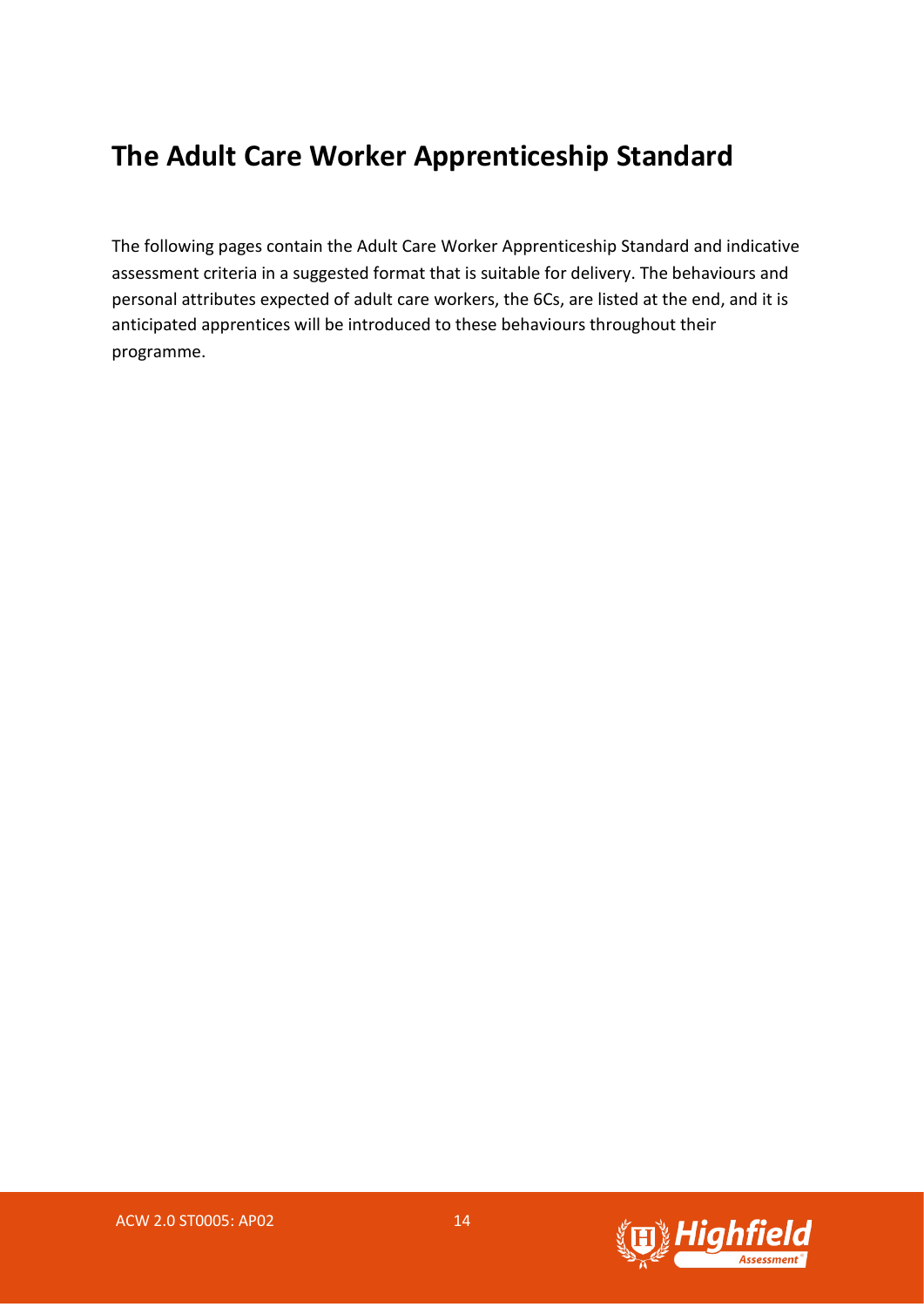# The Adult Care Worker Apprenticeship Standard

The following pages contain the Adult Care Worker Apprenticeship Standard and indicative assessment criteria in a suggested format that is suitable for delivery. The behaviours and personal attributes expected of adult care workers, the 6Cs, are listed at the end, and it is anticipated apprentices will be introduced to these behaviours throughout their programme.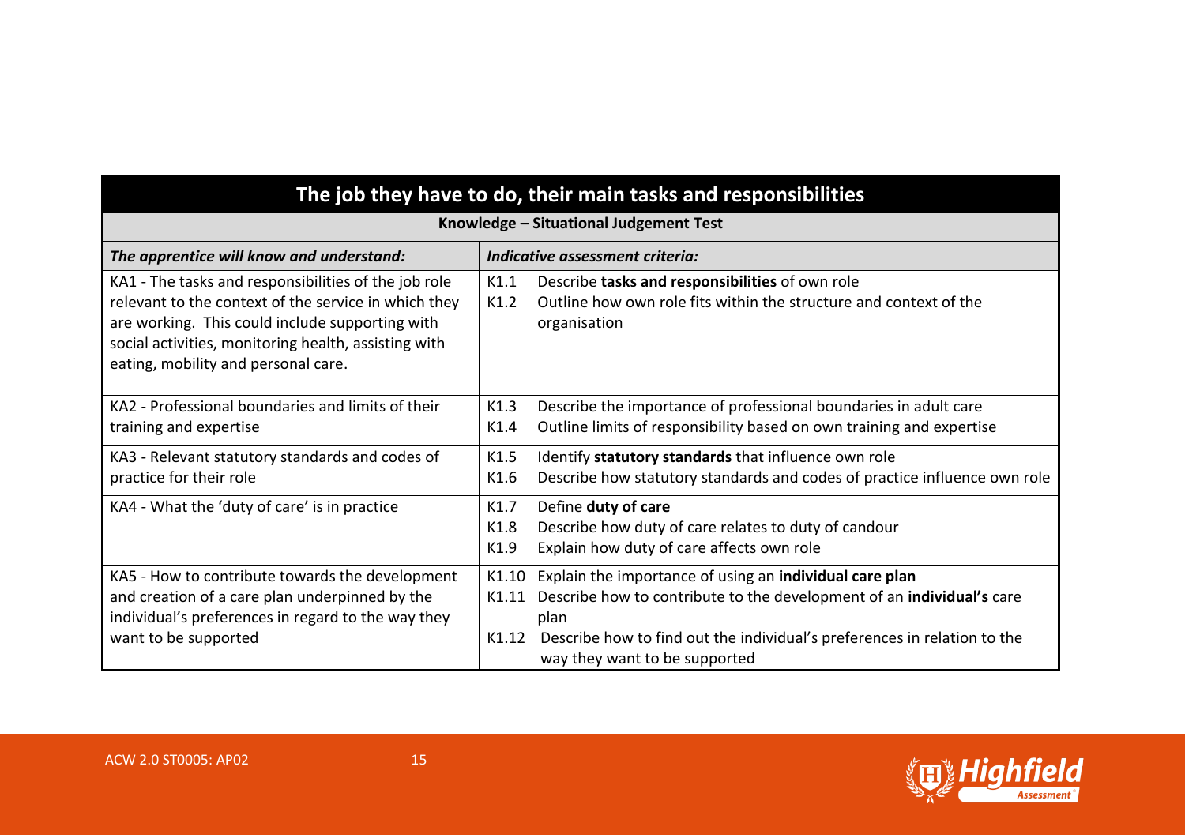| The job they have to do, their main tasks and responsibilities | |
|---|---|
| **Knowledge – Situational Judgement Test** | |
| ***The apprentice will know and understand:*** | ***Indicative assessment criteria:*** |
| KA1 - The tasks and responsibilities of the job role relevant to the context of the service in which they are working. This could include supporting with social activities, monitoring health, assisting with eating, mobility and personal care. | K1.1 Describe **tasks and responsibilities** of own role<br>K1.2 Outline how own role fits within the structure and context of the organisation |
| KA2 - Professional boundaries and limits of their training and expertise | K1.3 Describe the importance of professional boundaries in adult care<br>K1.4 Outline limits of responsibility based on own training and expertise |
| KA3 - Relevant statutory standards and codes of practice for their role | K1.5 Identify **statutory standards** that influence own role<br>K1.6 Describe how statutory standards and codes of practice influence own role |
| KA4 - What the 'duty of care' is in practice | K1.7 Define **duty of care**<br>K1.8 Describe how duty of care relates to duty of candour<br>K1.9 Explain how duty of care affects own role |
| KA5 - How to contribute towards the development and creation of a care plan underpinned by the individual's preferences in regard to the way they want to be supported | K1.10 Explain the importance of using an **individual care plan**<br>K1.11 Describe how to contribute to the development of an **individual's** care plan<br>K1.12 Describe how to find out the individual's preferences in relation to the way they want to be supported |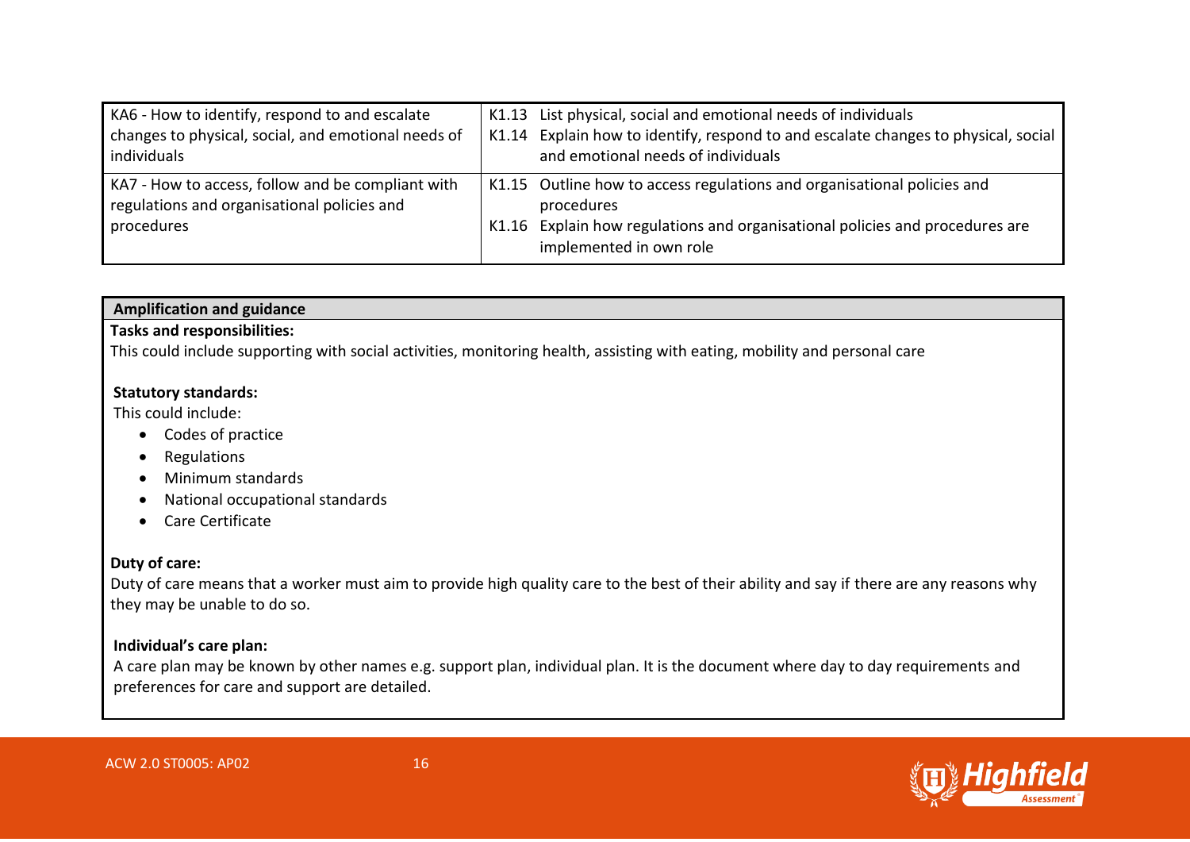| | |
|---|---|
| KA6 - How to identify, respond to and escalate changes to physical, social, and emotional needs of individuals | K1.13 List physical, social and emotional needs of individuals<br>K1.14 Explain how to identify, respond to and escalate changes to physical, social and emotional needs of individuals |
| KA7 - How to access, follow and be compliant with regulations and organisational policies and procedures | K1.15 Outline how to access regulations and organisational policies and procedures<br>K1.16 Explain how regulations and organisational policies and procedures are implemented in own role |

**Amplification and guidance**

**Tasks and responsibilities:**
This could include supporting with social activities, monitoring health, assisting with eating, mobility and personal care

**Statutory standards:**
This could include:

- Codes of practice
- Regulations
- Minimum standards
- National occupational standards
- Care Certificate

**Duty of care:**
Duty of care means that a worker must aim to provide high quality care to the best of their ability and say if there are any reasons why they may be unable to do so.

**Individual's care plan:**
A care plan may be known by other names e.g. support plan, individual plan. It is the document where day to day requirements and preferences for care and support are detailed.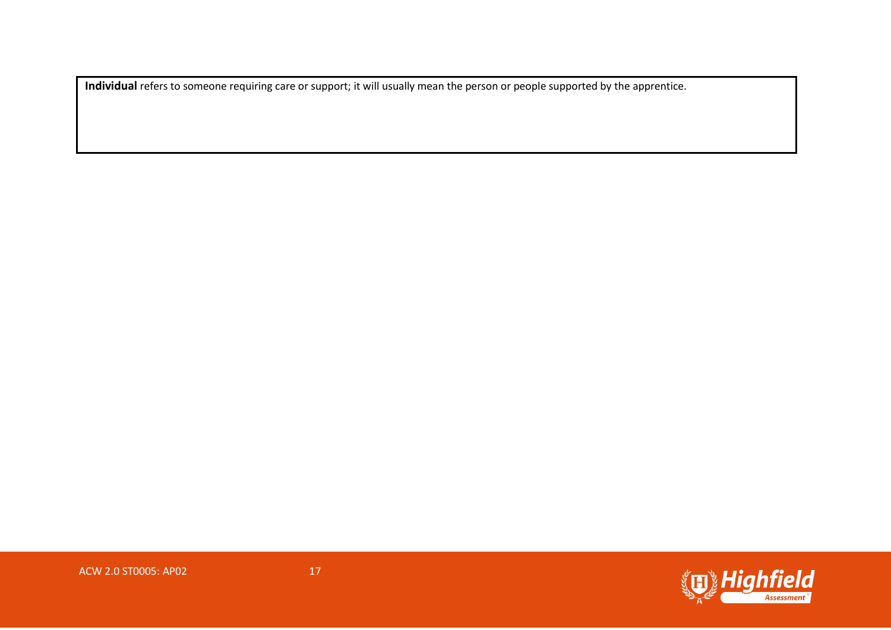**Individual** refers to someone requiring care or support; it will usually mean the person or people supported by the apprentice.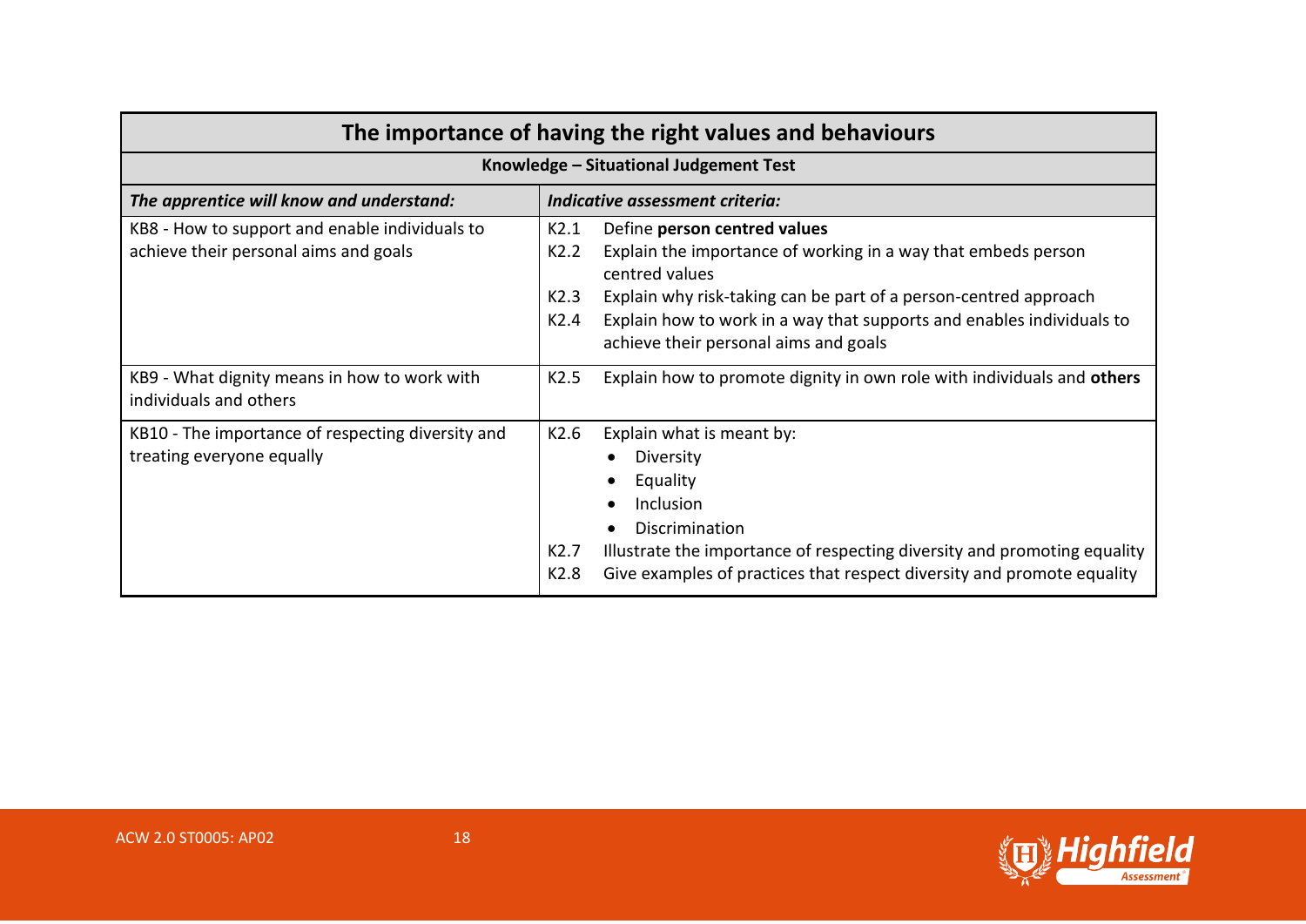| The importance of having the right values and behaviours | |
|---|---|
| **Knowledge – Situational Judgement Test** | |
| ***The apprentice will know and understand:*** | ***Indicative assessment criteria:*** |
| KB8 - How to support and enable individuals to achieve their personal aims and goals | K2.1 Define **person centred values**<br>K2.2 Explain the importance of working in a way that embeds person centred values<br>K2.3 Explain why risk-taking can be part of a person-centred approach<br>K2.4 Explain how to work in a way that supports and enables individuals to achieve their personal aims and goals |
| KB9 - What dignity means in how to work with individuals and others | K2.5 Explain how to promote dignity in own role with individuals and **others** |
| KB10 - The importance of respecting diversity and treating everyone equally | K2.6 Explain what is meant by:<br>• Diversity<br>• Equality<br>• Inclusion<br>• Discrimination<br>K2.7 Illustrate the importance of respecting diversity and promoting equality<br>K2.8 Give examples of practices that respect diversity and promote equality |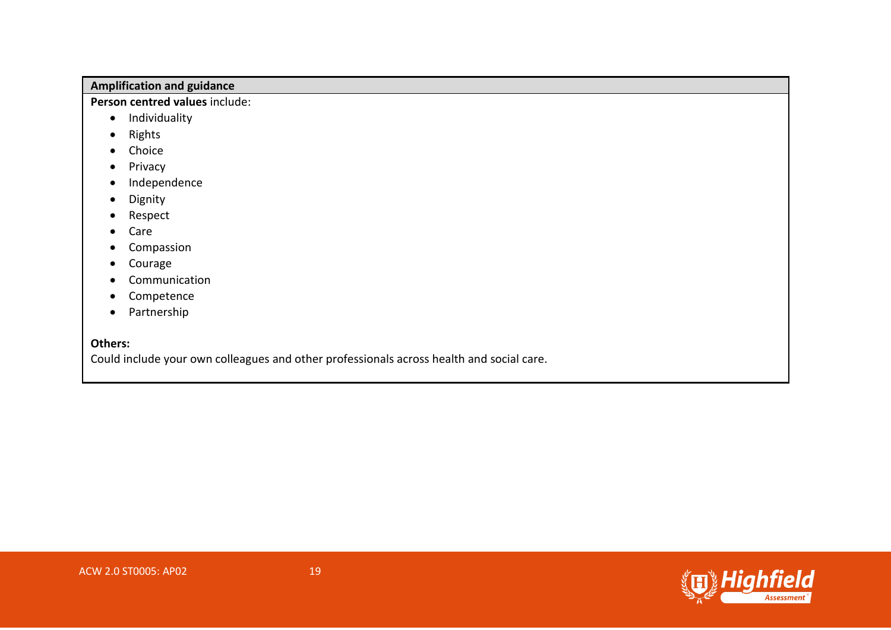| Amplification and guidance |
| --- |
| **Person centred values** include:<br>• Individuality<br>• Rights<br>• Choice<br>• Privacy<br>• Independence<br>• Dignity<br>• Respect<br>• Care<br>• Compassion<br>• Courage<br>• Communication<br>• Competence<br>• Partnership<br><br>**Others:**<br>Could include your own colleagues and other professionals across health and social care. |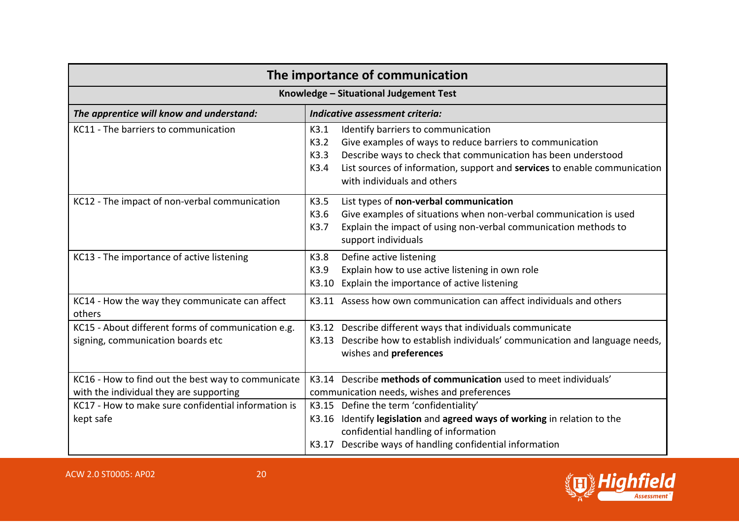| The importance of communication | |
|---|---|
| **Knowledge – Situational Judgement Test** | |
| ***The apprentice will know and understand:*** | ***Indicative assessment criteria:*** |
| KC11 - The barriers to communication | K3.1 Identify barriers to communication<br>K3.2 Give examples of ways to reduce barriers to communication<br>K3.3 Describe ways to check that communication has been understood<br>K3.4 List sources of information, support and **services** to enable communication with individuals and others |
| KC12 - The impact of non-verbal communication | K3.5 List types of **non-verbal communication**<br>K3.6 Give examples of situations when non-verbal communication is used<br>K3.7 Explain the impact of using non-verbal communication methods to support individuals |
| KC13 - The importance of active listening | K3.8 Define active listening<br>K3.9 Explain how to use active listening in own role<br>K3.10 Explain the importance of active listening |
| KC14 - How the way they communicate can affect others | K3.11 Assess how own communication can affect individuals and others |
| KC15 - About different forms of communication e.g. signing, communication boards etc | K3.12 Describe different ways that individuals communicate<br>K3.13 Describe how to establish individuals' communication and language needs, wishes and **preferences** |
| KC16 - How to find out the best way to communicate with the individual they are supporting | K3.14 Describe **methods of communication** used to meet individuals' communication needs, wishes and preferences |
| KC17 - How to make sure confidential information is kept safe | K3.15 Define the term 'confidentiality'<br>K3.16 Identify **legislation** and **agreed ways of working** in relation to the confidential handling of information<br>K3.17 Describe ways of handling confidential information |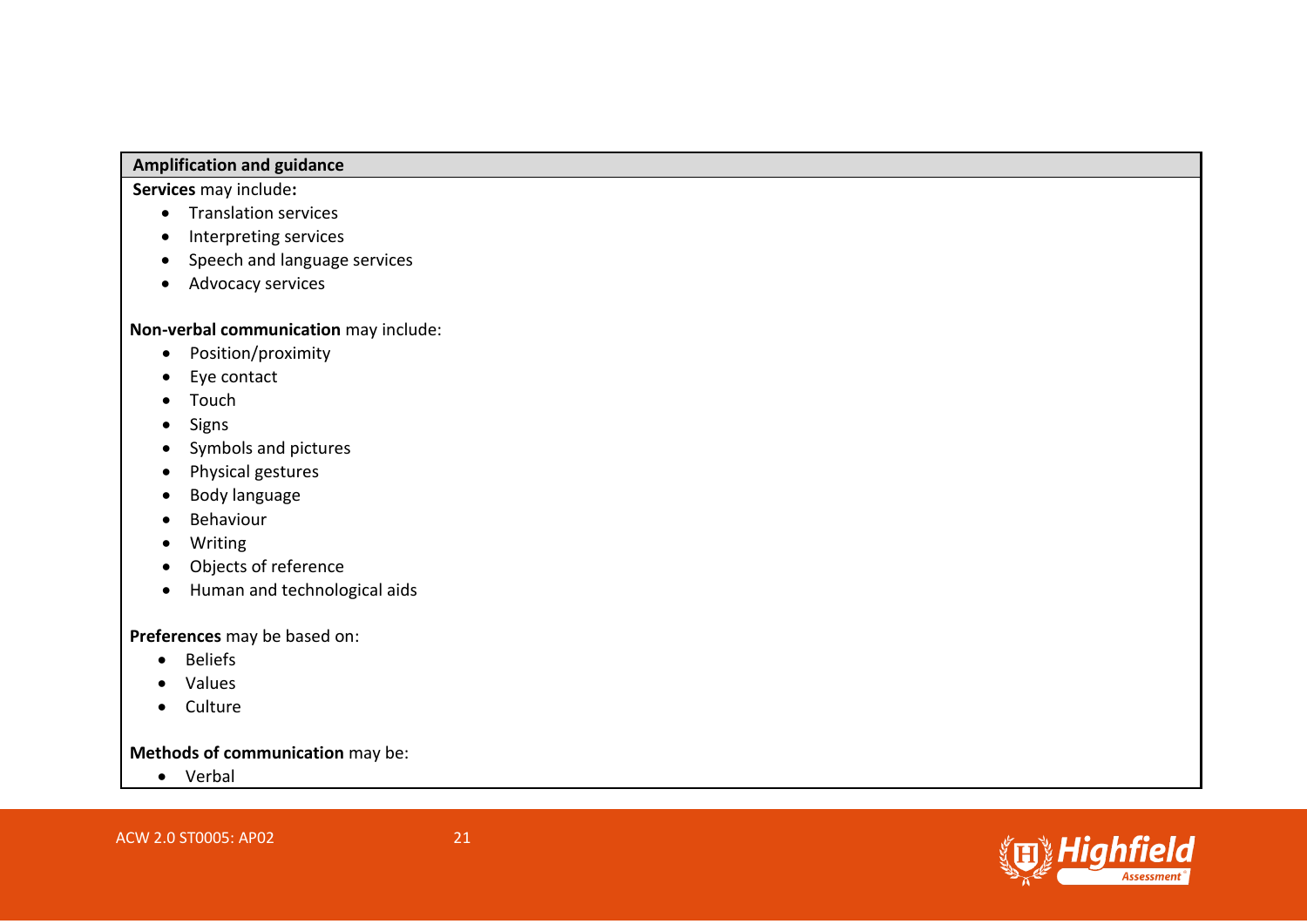| Amplification and guidance |
| --- |
| **Services** may include**:**<br>• Translation services<br>• Interpreting services<br>• Speech and language services<br>• Advocacy services<br><br>**Non-verbal communication** may include:<br>• Position/proximity<br>• Eye contact<br>• Touch<br>• Signs<br>• Symbols and pictures<br>• Physical gestures<br>• Body language<br>• Behaviour<br>• Writing<br>• Objects of reference<br>• Human and technological aids<br><br>**Preferences** may be based on:<br>• Beliefs<br>• Values<br>• Culture<br><br>**Methods of communication** may be:<br>• Verbal |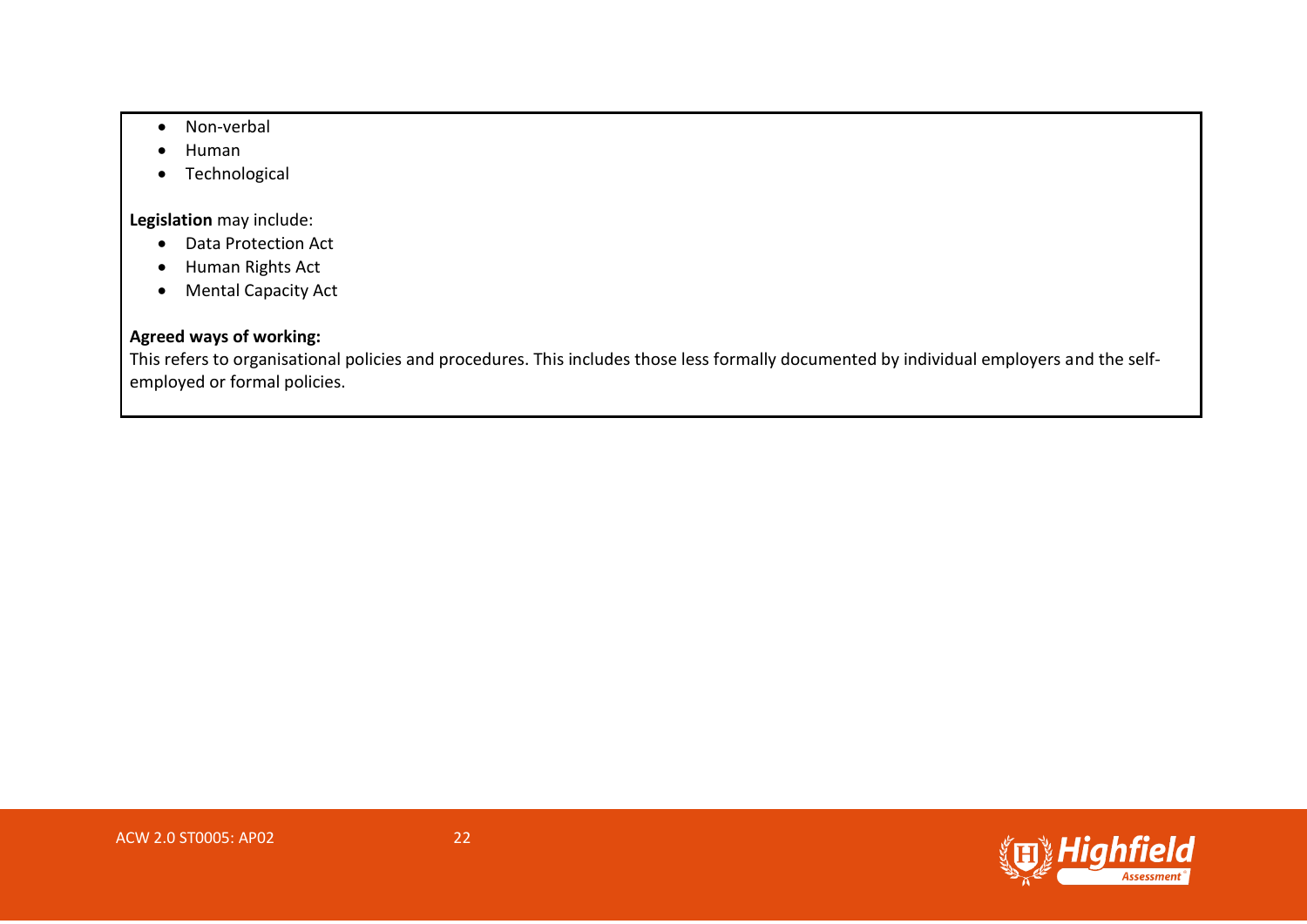- Non-verbal
- Human
- Technological

**Legislation** may include:

- Data Protection Act
- Human Rights Act
- Mental Capacity Act

**Agreed ways of working:**

This refers to organisational policies and procedures. This includes those less formally documented by individual employers and the self-employed or formal policies.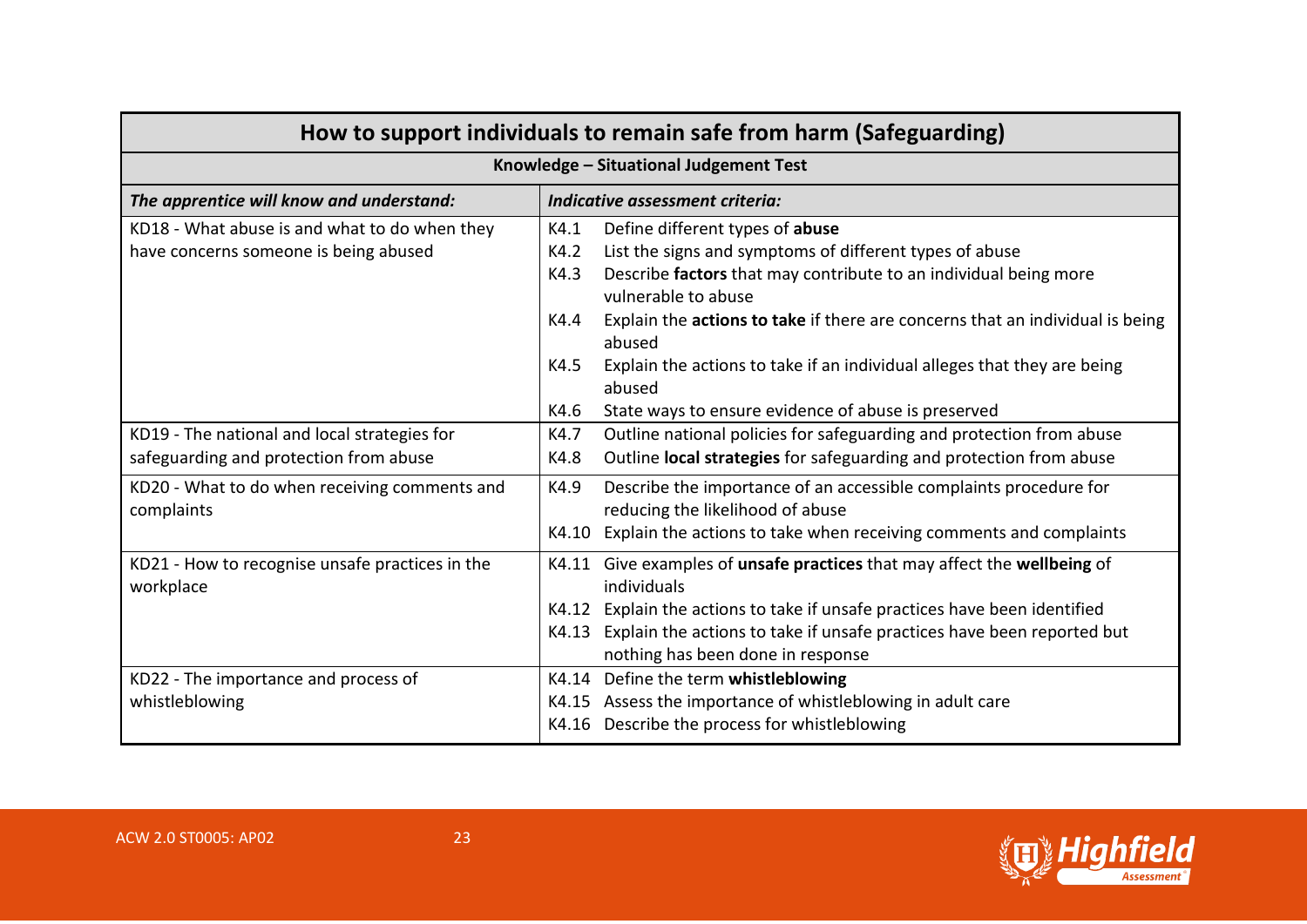| How to support individuals to remain safe from harm (Safeguarding) | |
|---|---|
| **Knowledge – Situational Judgement Test** | |
| ***The apprentice will know and understand:*** | ***Indicative assessment criteria:*** |
| KD18 - What abuse is and what to do when they have concerns someone is being abused | K4.1 Define different types of **abuse**<br>K4.2 List the signs and symptoms of different types of abuse<br>K4.3 Describe **factors** that may contribute to an individual being more vulnerable to abuse<br>K4.4 Explain the **actions to take** if there are concerns that an individual is being abused<br>K4.5 Explain the actions to take if an individual alleges that they are being abused<br>K4.6 State ways to ensure evidence of abuse is preserved |
| KD19 - The national and local strategies for safeguarding and protection from abuse | K4.7 Outline national policies for safeguarding and protection from abuse<br>K4.8 Outline **local strategies** for safeguarding and protection from abuse |
| KD20 - What to do when receiving comments and complaints | K4.9 Describe the importance of an accessible complaints procedure for reducing the likelihood of abuse<br>K4.10 Explain the actions to take when receiving comments and complaints |
| KD21 - How to recognise unsafe practices in the workplace | K4.11 Give examples of **unsafe practices** that may affect the **wellbeing** of individuals<br>K4.12 Explain the actions to take if unsafe practices have been identified<br>K4.13 Explain the actions to take if unsafe practices have been reported but nothing has been done in response |
| KD22 - The importance and process of whistleblowing | K4.14 Define the term **whistleblowing**<br>K4.15 Assess the importance of whistleblowing in adult care<br>K4.16 Describe the process for whistleblowing |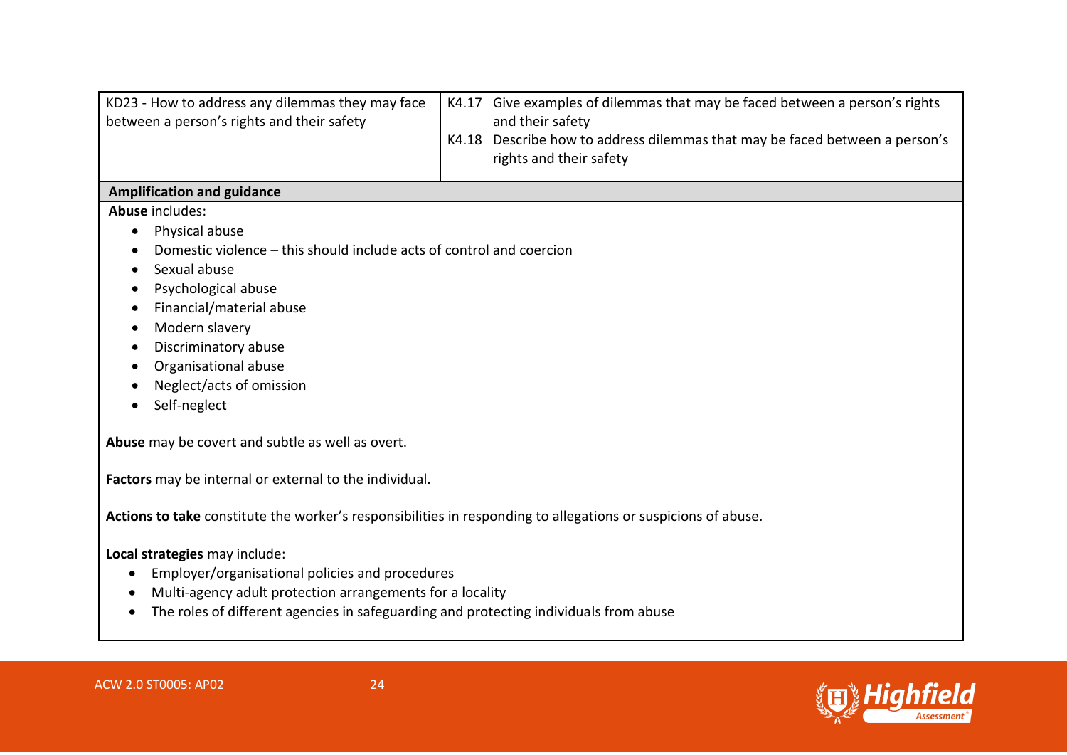| KD23 - How to address any dilemmas they may face between a person's rights and their safety | K4.17 Give examples of dilemmas that may be faced between a person's rights and their safety<br>K4.18 Describe how to address dilemmas that may be faced between a person's rights and their safety |
|---|---|

**Amplification and guidance**

**Abuse** includes:

- Physical abuse
- Domestic violence – this should include acts of control and coercion
- Sexual abuse
- Psychological abuse
- Financial/material abuse
- Modern slavery
- Discriminatory abuse
- Organisational abuse
- Neglect/acts of omission
- Self-neglect

**Abuse** may be covert and subtle as well as overt.

**Factors** may be internal or external to the individual.

**Actions to take** constitute the worker's responsibilities in responding to allegations or suspicions of abuse.

**Local strategies** may include:

- Employer/organisational policies and procedures
- Multi-agency adult protection arrangements for a locality
- The roles of different agencies in safeguarding and protecting individuals from abuse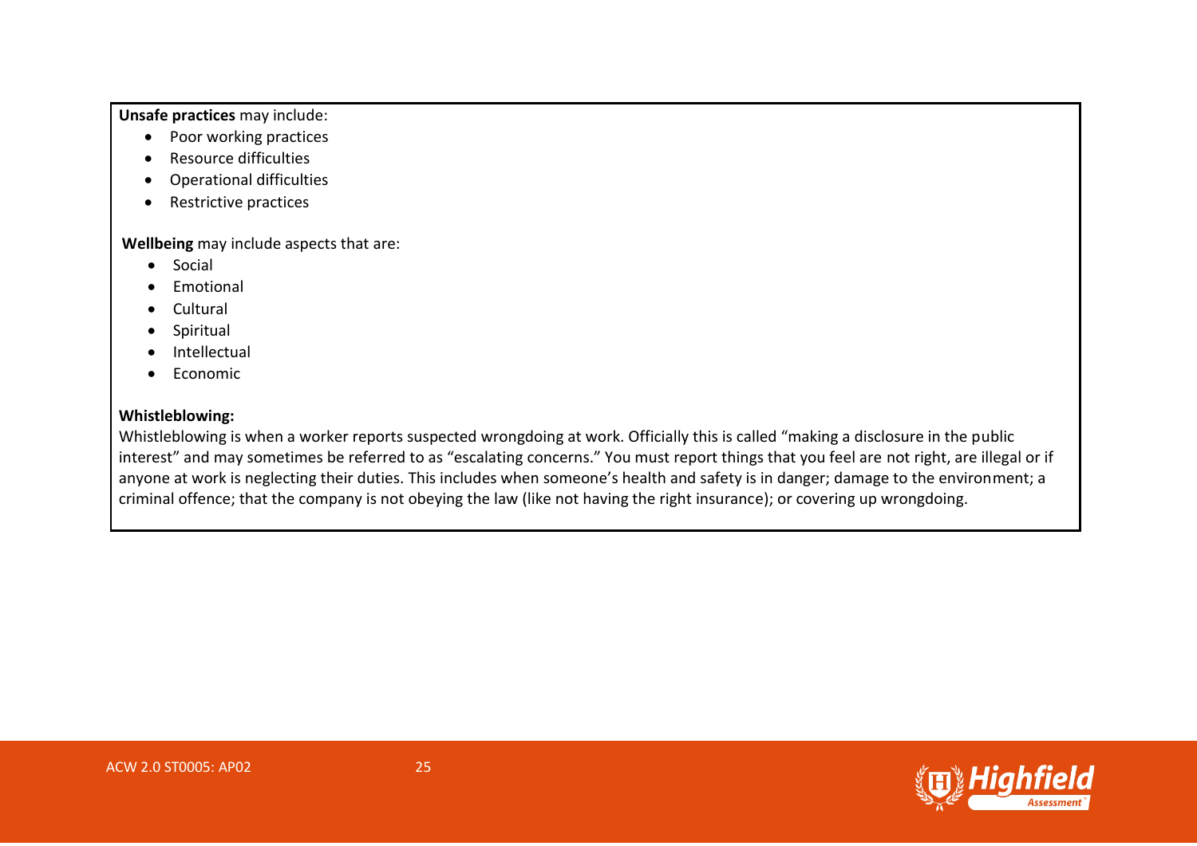**Unsafe practices** may include:

- Poor working practices
- Resource difficulties
- Operational difficulties
- Restrictive practices

**Wellbeing** may include aspects that are:

- Social
- Emotional
- Cultural
- Spiritual
- Intellectual
- Economic

**Whistleblowing:**

Whistleblowing is when a worker reports suspected wrongdoing at work. Officially this is called "making a disclosure in the public interest" and may sometimes be referred to as "escalating concerns." You must report things that you feel are not right, are illegal or if anyone at work is neglecting their duties. This includes when someone's health and safety is in danger; damage to the environment; a criminal offence; that the company is not obeying the law (like not having the right insurance); or covering up wrongdoing.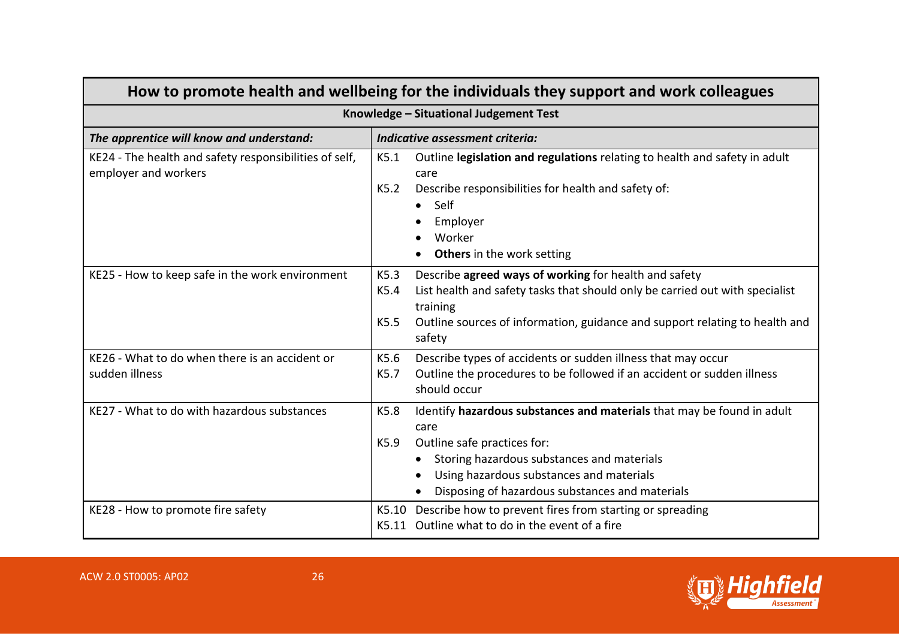| How to promote health and wellbeing for the individuals they support and work colleagues | |
|---|---|
| **Knowledge – Situational Judgement Test** | |
| ***The apprentice will know and understand:*** | ***Indicative assessment criteria:*** |
| KE24 - The health and safety responsibilities of self, employer and workers | K5.1 Outline **legislation and regulations** relating to health and safety in adult care<br>K5.2 Describe responsibilities for health and safety of:<br>• Self<br>• Employer<br>• Worker<br>• **Others** in the work setting |
| KE25 - How to keep safe in the work environment | K5.3 Describe **agreed ways of working** for health and safety<br>K5.4 List health and safety tasks that should only be carried out with specialist training<br>K5.5 Outline sources of information, guidance and support relating to health and safety |
| KE26 - What to do when there is an accident or sudden illness | K5.6 Describe types of accidents or sudden illness that may occur<br>K5.7 Outline the procedures to be followed if an accident or sudden illness should occur |
| KE27 - What to do with hazardous substances | K5.8 Identify **hazardous substances and materials** that may be found in adult care<br>K5.9 Outline safe practices for:<br>• Storing hazardous substances and materials<br>• Using hazardous substances and materials<br>• Disposing of hazardous substances and materials |
| KE28 - How to promote fire safety | K5.10 Describe how to prevent fires from starting or spreading<br>K5.11 Outline what to do in the event of a fire |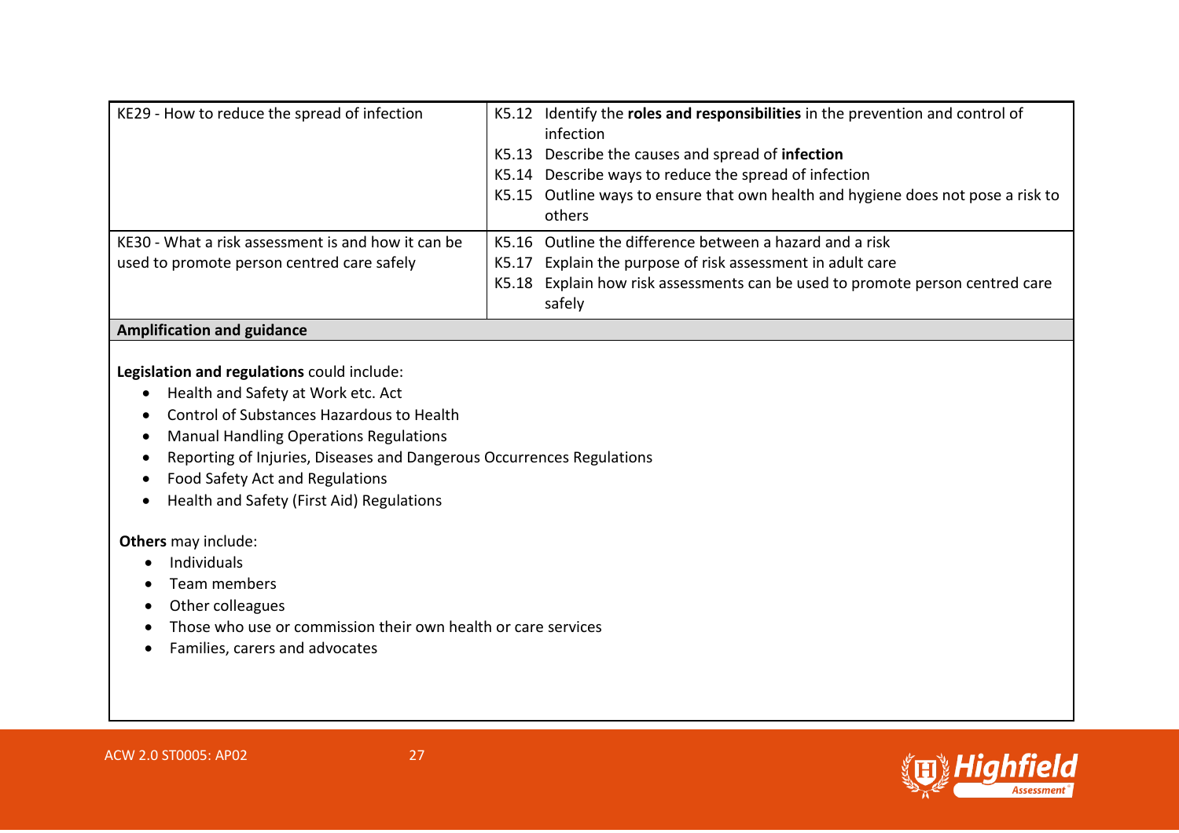| | |
|---|---|
| KE29 - How to reduce the spread of infection | K5.12 Identify the **roles and responsibilities** in the prevention and control of infection<br>K5.13 Describe the causes and spread of **infection**<br>K5.14 Describe ways to reduce the spread of infection<br>K5.15 Outline ways to ensure that own health and hygiene does not pose a risk to others |
| KE30 - What a risk assessment is and how it can be used to promote person centred care safely | K5.16 Outline the difference between a hazard and a risk<br>K5.17 Explain the purpose of risk assessment in adult care<br>K5.18 Explain how risk assessments can be used to promote person centred care safely |

**Amplification and guidance**

**Legislation and regulations** could include:

- Health and Safety at Work etc. Act
- Control of Substances Hazardous to Health
- Manual Handling Operations Regulations
- Reporting of Injuries, Diseases and Dangerous Occurrences Regulations
- Food Safety Act and Regulations
- Health and Safety (First Aid) Regulations

**Others** may include:

- Individuals
- Team members
- Other colleagues
- Those who use or commission their own health or care services
- Families, carers and advocates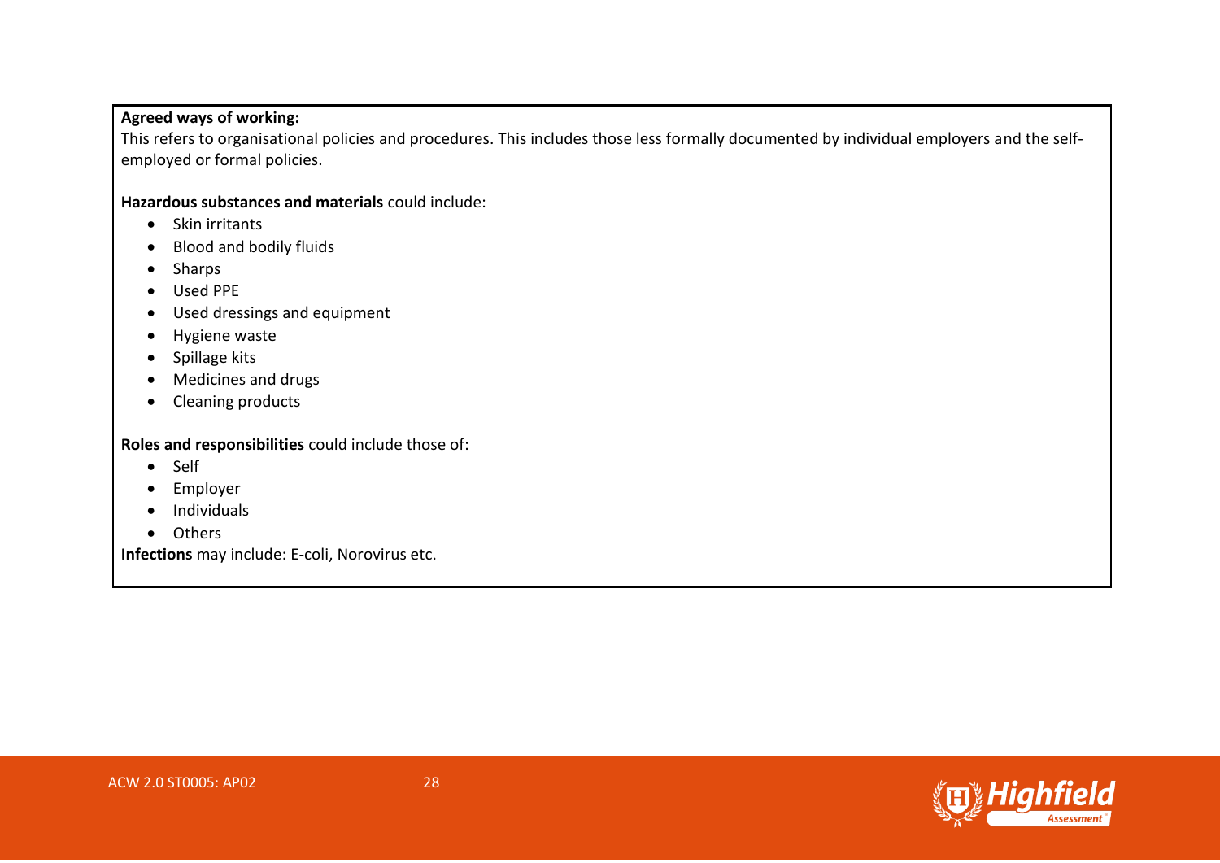**Agreed ways of working:**
This refers to organisational policies and procedures. This includes those less formally documented by individual employers and the self-employed or formal policies.

**Hazardous substances and materials** could include:

- Skin irritants
- Blood and bodily fluids
- Sharps
- Used PPE
- Used dressings and equipment
- Hygiene waste
- Spillage kits
- Medicines and drugs
- Cleaning products

**Roles and responsibilities** could include those of:

- Self
- Employer
- Individuals
- Others

**Infections** may include: E-coli, Norovirus etc.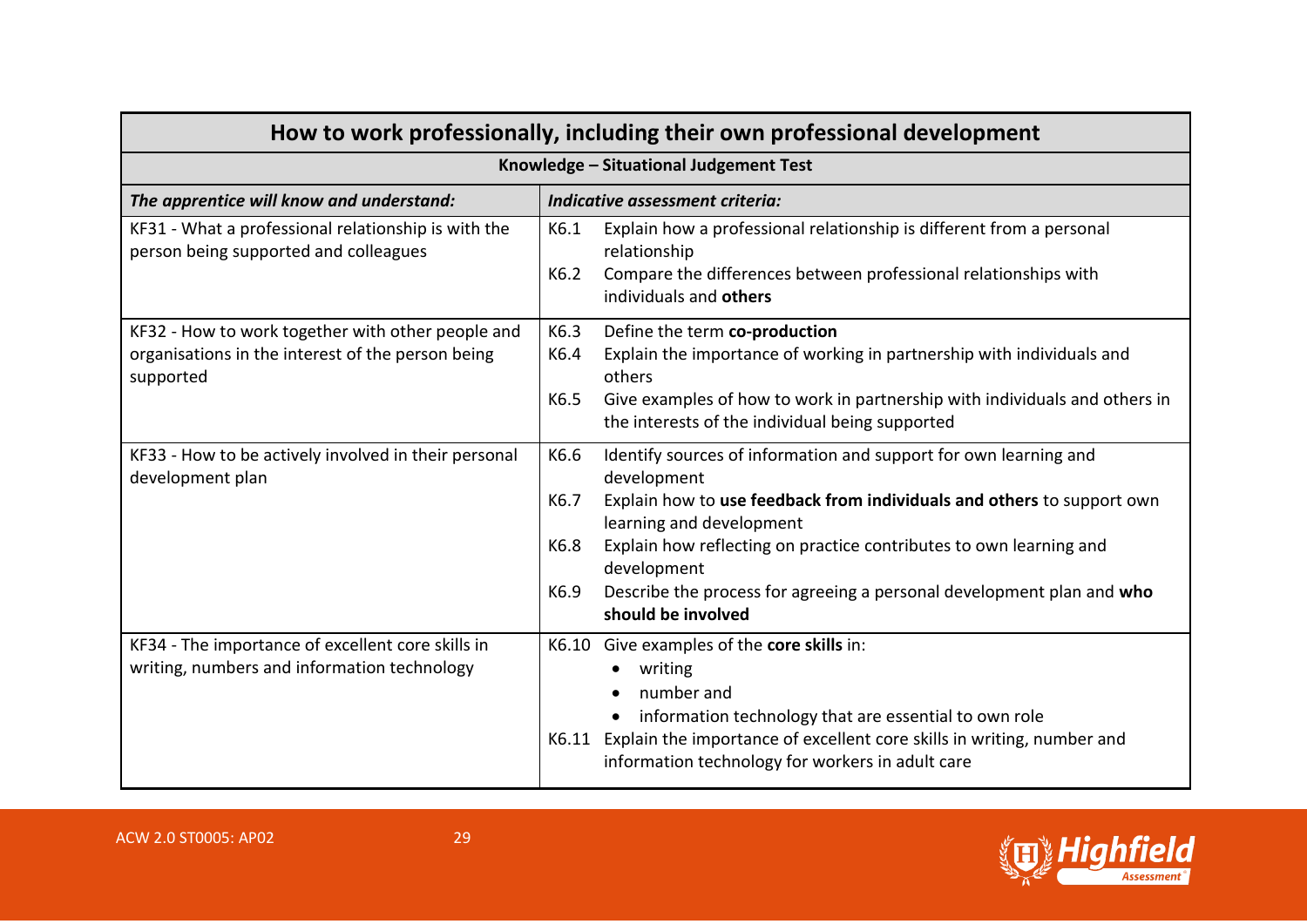| How to work professionally, including their own professional development | |
|---|---|
| **Knowledge – Situational Judgement Test** | |
| ***The apprentice will know and understand:*** | ***Indicative assessment criteria:*** |
| KF31 - What a professional relationship is with the person being supported and colleagues | K6.1 Explain how a professional relationship is different from a personal relationship<br>K6.2 Compare the differences between professional relationships with individuals and **others** |
| KF32 - How to work together with other people and organisations in the interest of the person being supported | K6.3 Define the term **co-production**<br>K6.4 Explain the importance of working in partnership with individuals and others<br>K6.5 Give examples of how to work in partnership with individuals and others in the interests of the individual being supported |
| KF33 - How to be actively involved in their personal development plan | K6.6 Identify sources of information and support for own learning and development<br>K6.7 Explain how to **use feedback from individuals and others** to support own learning and development<br>K6.8 Explain how reflecting on practice contributes to own learning and development<br>K6.9 Describe the process for agreeing a personal development plan and **who should be involved** |
| KF34 - The importance of excellent core skills in writing, numbers and information technology | K6.10 Give examples of the **core skills** in:<br>• writing<br>• number and<br>• information technology that are essential to own role<br>K6.11 Explain the importance of excellent core skills in writing, number and information technology for workers in adult care |

ACW 2.0 ST0005: AP02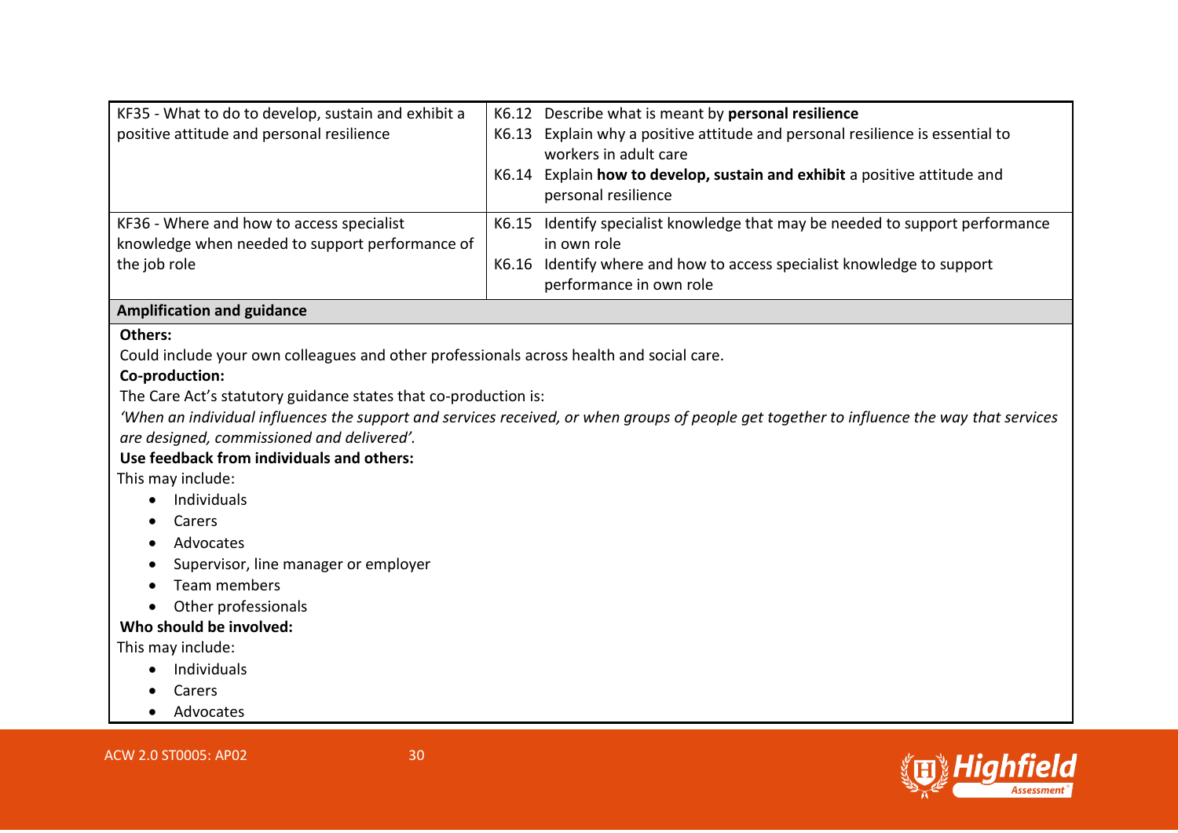| | |
|---|---|
| KF35 - What to do to develop, sustain and exhibit a positive attitude and personal resilience | K6.12 Describe what is meant by **personal resilience**<br>K6.13 Explain why a positive attitude and personal resilience is essential to workers in adult care<br>K6.14 Explain **how to develop, sustain and exhibit** a positive attitude and personal resilience |
| KF36 - Where and how to access specialist knowledge when needed to support performance of the job role | K6.15 Identify specialist knowledge that may be needed to support performance in own role<br>K6.16 Identify where and how to access specialist knowledge to support performance in own role |

**Amplification and guidance**

**Others:**

Could include your own colleagues and other professionals across health and social care.

**Co-production:**

The Care Act's statutory guidance states that co-production is:

*'When an individual influences the support and services received, or when groups of people get together to influence the way that services are designed, commissioned and delivered'.*

**Use feedback from individuals and others:**

This may include:

- Individuals
- Carers
- Advocates
- Supervisor, line manager or employer
- Team members
- Other professionals

**Who should be involved:**

This may include:

- Individuals
- Carers
- Advocates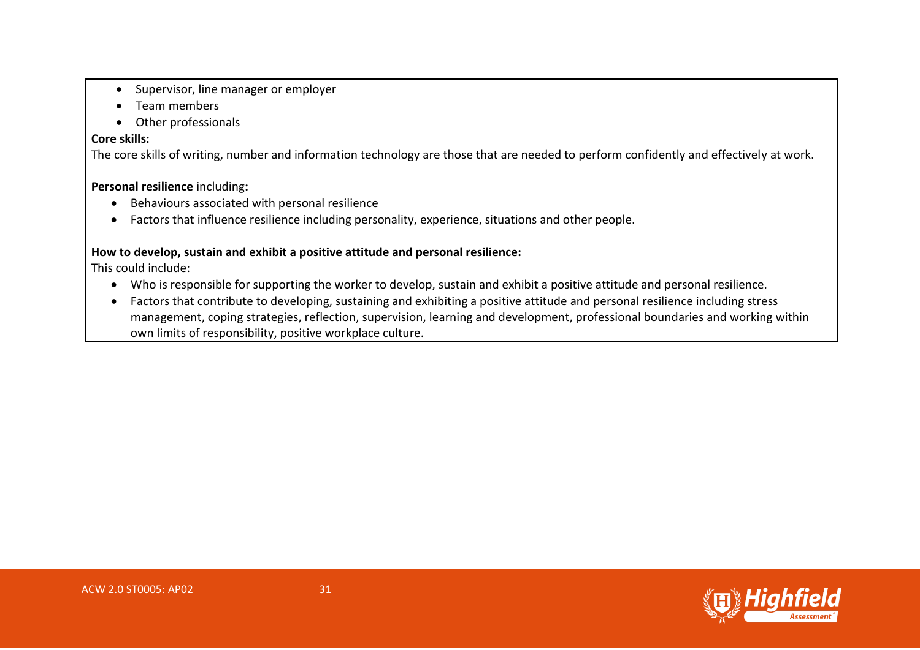- Supervisor, line manager or employer
- Team members
- Other professionals

**Core skills:**

The core skills of writing, number and information technology are those that are needed to perform confidently and effectively at work.

**Personal resilience** including**:**

- Behaviours associated with personal resilience
- Factors that influence resilience including personality, experience, situations and other people.

**How to develop, sustain and exhibit a positive attitude and personal resilience:**

This could include:

- Who is responsible for supporting the worker to develop, sustain and exhibit a positive attitude and personal resilience.
- Factors that contribute to developing, sustaining and exhibiting a positive attitude and personal resilience including stress management, coping strategies, reflection, supervision, learning and development, professional boundaries and working within own limits of responsibility, positive workplace culture.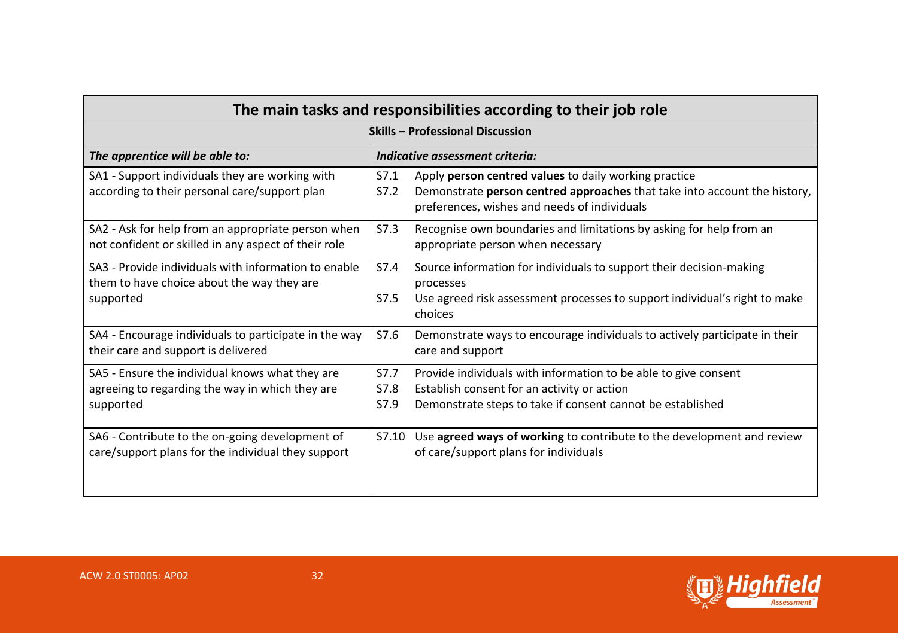| The main tasks and responsibilities according to their job role | |
|---|---|
| **Skills – Professional Discussion** | |
| ***The apprentice will be able to:*** | ***Indicative assessment criteria:*** |
| SA1 - Support individuals they are working with according to their personal care/support plan | S7.1 Apply **person centred values** to daily working practice<br>S7.2 Demonstrate **person centred approaches** that take into account the history, preferences, wishes and needs of individuals |
| SA2 - Ask for help from an appropriate person when not confident or skilled in any aspect of their role | S7.3 Recognise own boundaries and limitations by asking for help from an appropriate person when necessary |
| SA3 - Provide individuals with information to enable them to have choice about the way they are supported | S7.4 Source information for individuals to support their decision-making processes<br>S7.5 Use agreed risk assessment processes to support individual's right to make choices |
| SA4 - Encourage individuals to participate in the way their care and support is delivered | S7.6 Demonstrate ways to encourage individuals to actively participate in their care and support |
| SA5 - Ensure the individual knows what they are agreeing to regarding the way in which they are supported | S7.7 Provide individuals with information to be able to give consent<br>S7.8 Establish consent for an activity or action<br>S7.9 Demonstrate steps to take if consent cannot be established |
| SA6 - Contribute to the on-going development of care/support plans for the individual they support | S7.10 Use **agreed ways of working** to contribute to the development and review of care/support plans for individuals |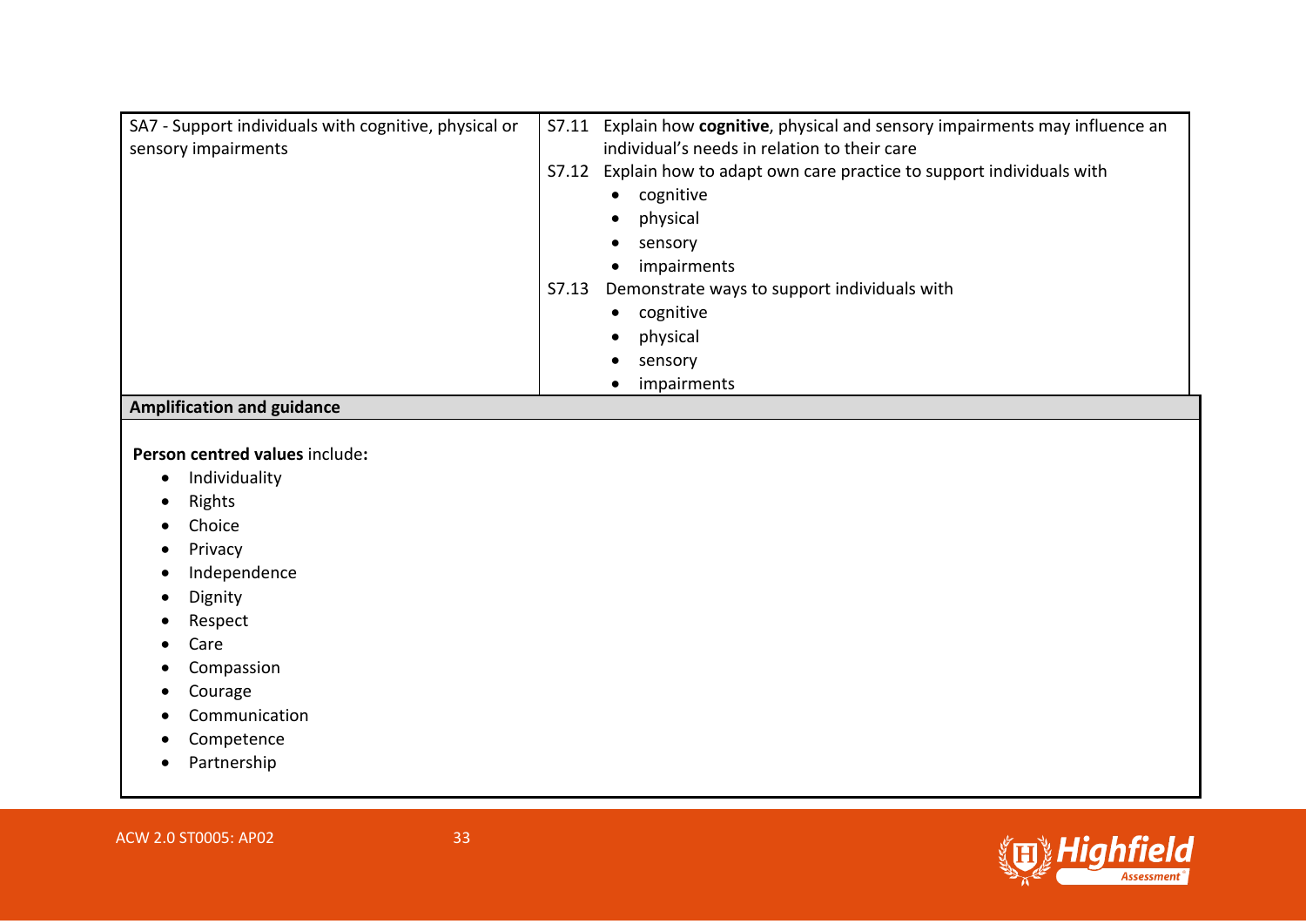| | |
|---|---|
| SA7 - Support individuals with cognitive, physical or sensory impairments | S7.11 Explain how **cognitive**, physical and sensory impairments may influence an individual's needs in relation to their care<br>S7.12 Explain how to adapt own care practice to support individuals with<br>• cognitive<br>• physical<br>• sensory<br>• impairments<br>S7.13 Demonstrate ways to support individuals with<br>• cognitive<br>• physical<br>• sensory<br>• impairments |

**Amplification and guidance**

**Person centred values** include**:**

- Individuality
- Rights
- Choice
- Privacy
- Independence
- Dignity
- Respect
- Care
- Compassion
- Courage
- Communication
- Competence
- Partnership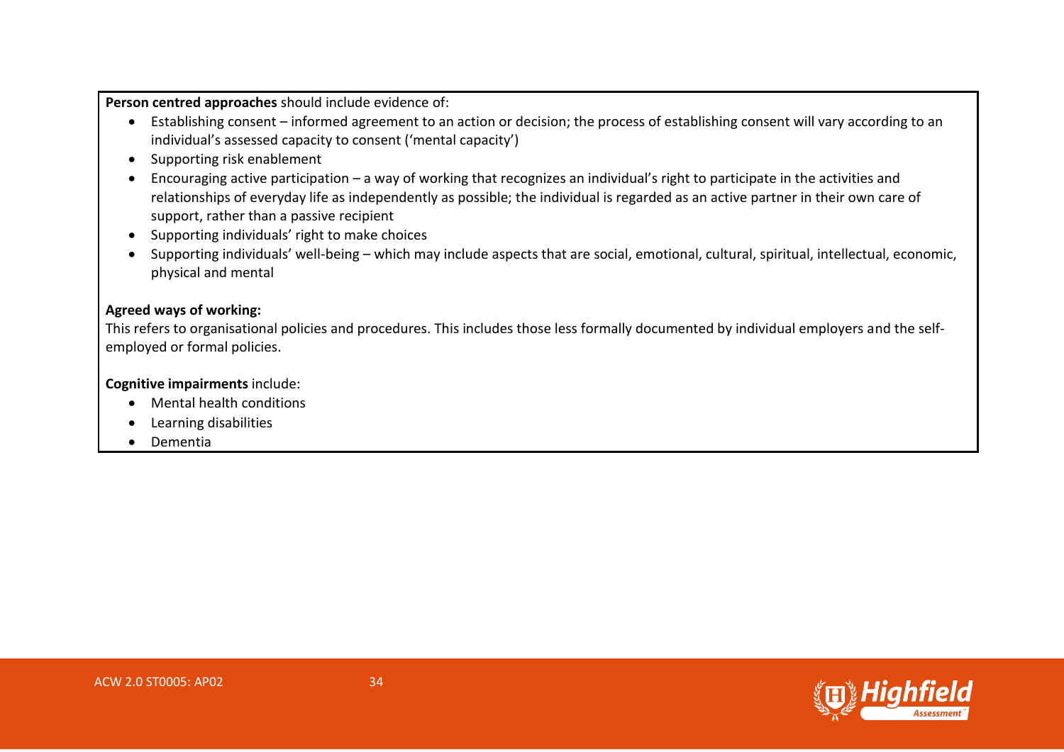**Person centred approaches** should include evidence of:

- Establishing consent – informed agreement to an action or decision; the process of establishing consent will vary according to an individual's assessed capacity to consent ('mental capacity')
- Supporting risk enablement
- Encouraging active participation – a way of working that recognizes an individual's right to participate in the activities and relationships of everyday life as independently as possible; the individual is regarded as an active partner in their own care of support, rather than a passive recipient
- Supporting individuals' right to make choices
- Supporting individuals' well-being – which may include aspects that are social, emotional, cultural, spiritual, intellectual, economic, physical and mental

**Agreed ways of working:**

This refers to organisational policies and procedures. This includes those less formally documented by individual employers and the self-employed or formal policies.

**Cognitive impairments** include:

- Mental health conditions
- Learning disabilities
- Dementia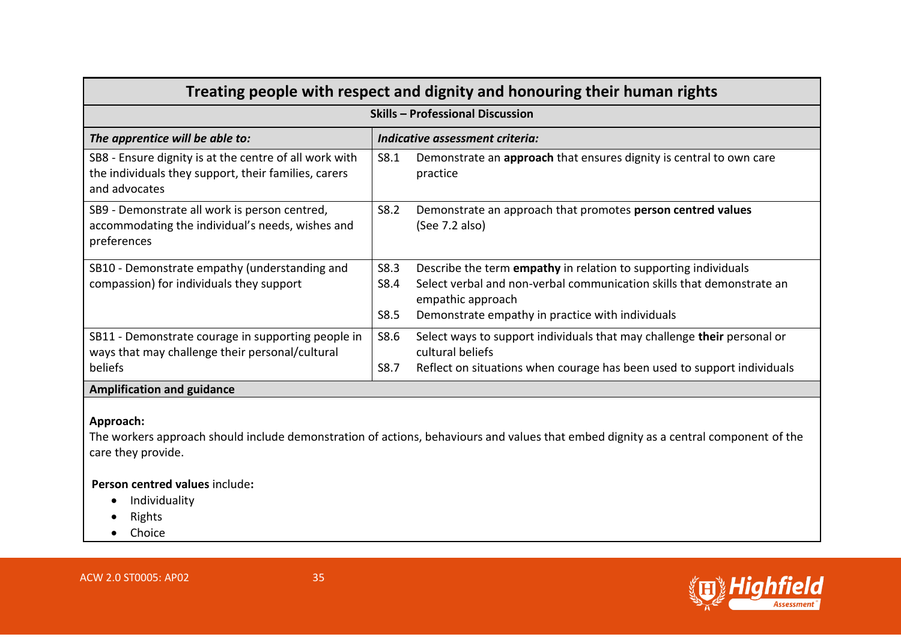## Treating people with respect and dignity and honouring their human rights

**Skills – Professional Discussion**

| *The apprentice will be able to:* | *Indicative assessment criteria:* |
|---|---|
| SB8 - Ensure dignity is at the centre of all work with the individuals they support, their families, carers and advocates | S8.1 Demonstrate an **approach** that ensures dignity is central to own care practice |
| SB9 - Demonstrate all work is person centred, accommodating the individual's needs, wishes and preferences | S8.2 Demonstrate an approach that promotes **person centred values** (See 7.2 also) |
| SB10 - Demonstrate empathy (understanding and compassion) for individuals they support | S8.3 Describe the term **empathy** in relation to supporting individuals<br>S8.4 Select verbal and non-verbal communication skills that demonstrate an empathic approach<br>S8.5 Demonstrate empathy in practice with individuals |
| SB11 - Demonstrate courage in supporting people in ways that may challenge their personal/cultural beliefs | S8.6 Select ways to support individuals that may challenge **their** personal or cultural beliefs<br>S8.7 Reflect on situations when courage has been used to support individuals |

**Amplification and guidance**

**Approach:**
The workers approach should include demonstration of actions, behaviours and values that embed dignity as a central component of the care they provide.

**Person centred values** include**:**

- Individuality
- Rights
- Choice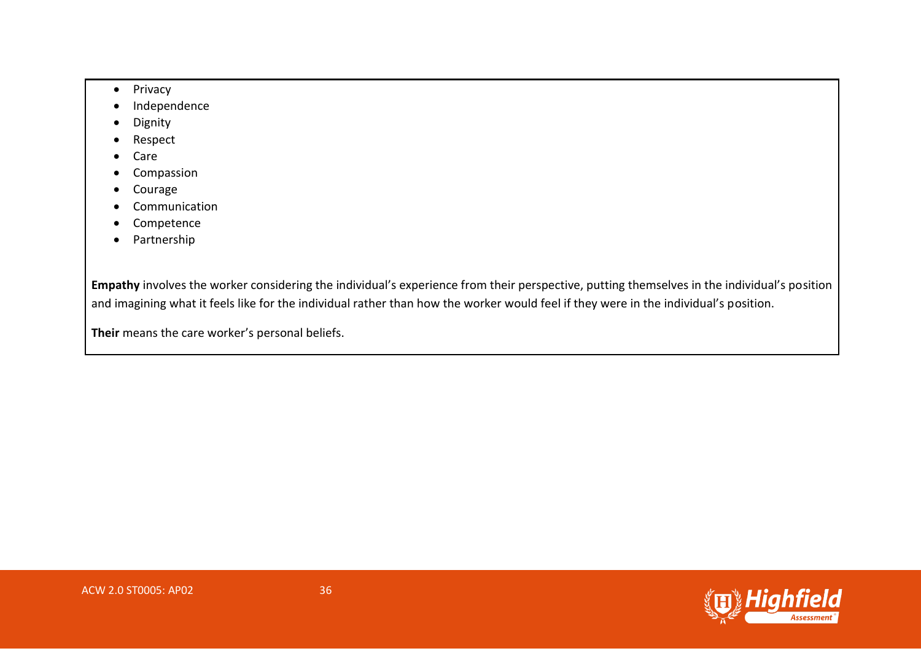- Privacy
- Independence
- Dignity
- Respect
- Care
- Compassion
- Courage
- Communication
- Competence
- Partnership

**Empathy** involves the worker considering the individual's experience from their perspective, putting themselves in the individual's position and imagining what it feels like for the individual rather than how the worker would feel if they were in the individual's position.

**Their** means the care worker's personal beliefs.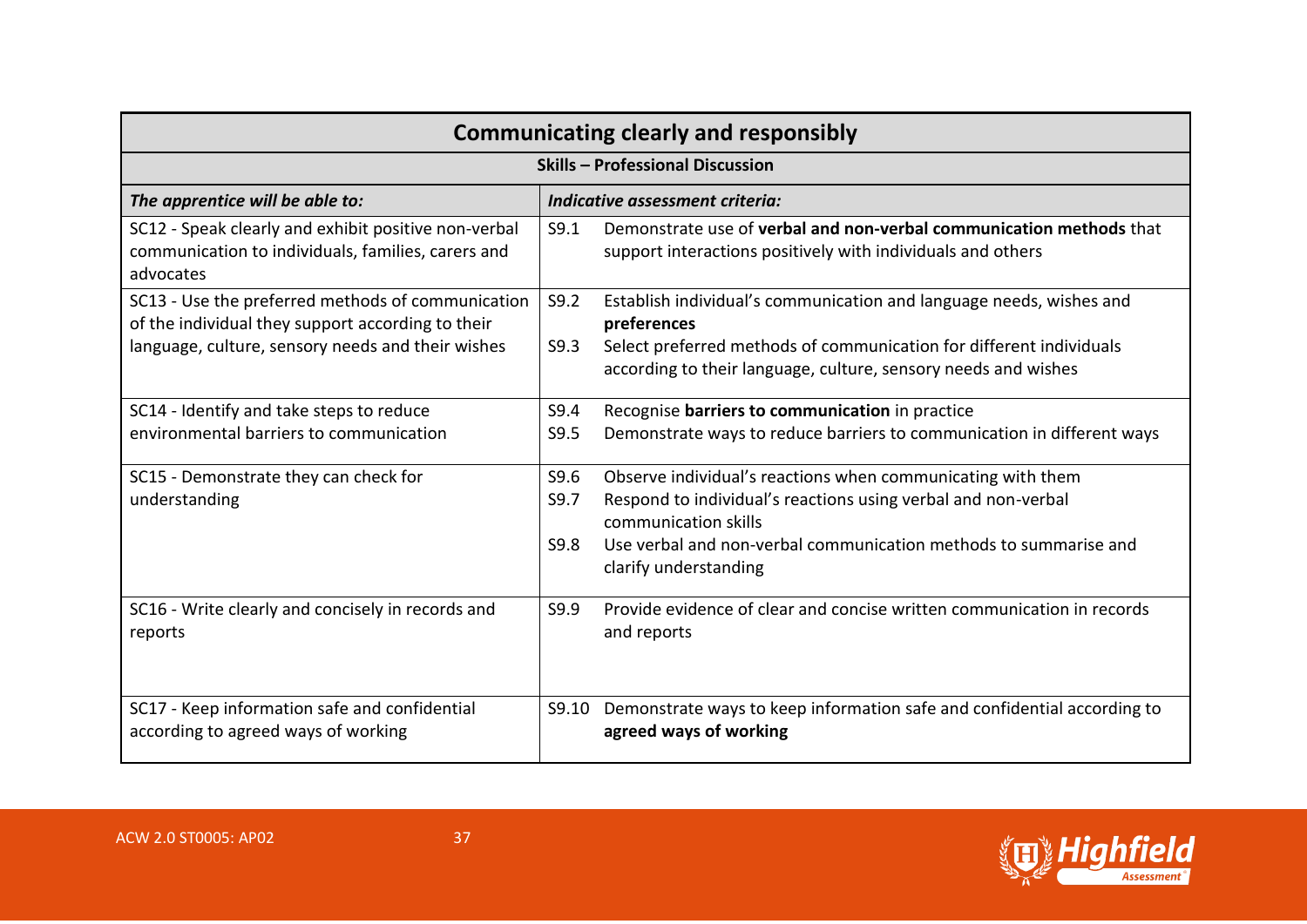| Communicating clearly and responsibly | |
|---|---|
| **Skills – Professional Discussion** | |
| ***The apprentice will be able to:*** | ***Indicative assessment criteria:*** |
| SC12 - Speak clearly and exhibit positive non-verbal communication to individuals, families, carers and advocates | S9.1 Demonstrate use of **verbal and non-verbal communication methods** that support interactions positively with individuals and others |
| SC13 - Use the preferred methods of communication of the individual they support according to their language, culture, sensory needs and their wishes | S9.2 Establish individual's communication and language needs, wishes and **preferences**<br>S9.3 Select preferred methods of communication for different individuals according to their language, culture, sensory needs and wishes |
| SC14 - Identify and take steps to reduce environmental barriers to communication | S9.4 Recognise **barriers to communication** in practice<br>S9.5 Demonstrate ways to reduce barriers to communication in different ways |
| SC15 - Demonstrate they can check for understanding | S9.6 Observe individual's reactions when communicating with them<br>S9.7 Respond to individual's reactions using verbal and non-verbal communication skills<br>S9.8 Use verbal and non-verbal communication methods to summarise and clarify understanding |
| SC16 - Write clearly and concisely in records and reports | S9.9 Provide evidence of clear and concise written communication in records and reports |
| SC17 - Keep information safe and confidential according to agreed ways of working | S9.10 Demonstrate ways to keep information safe and confidential according to **agreed ways of working** |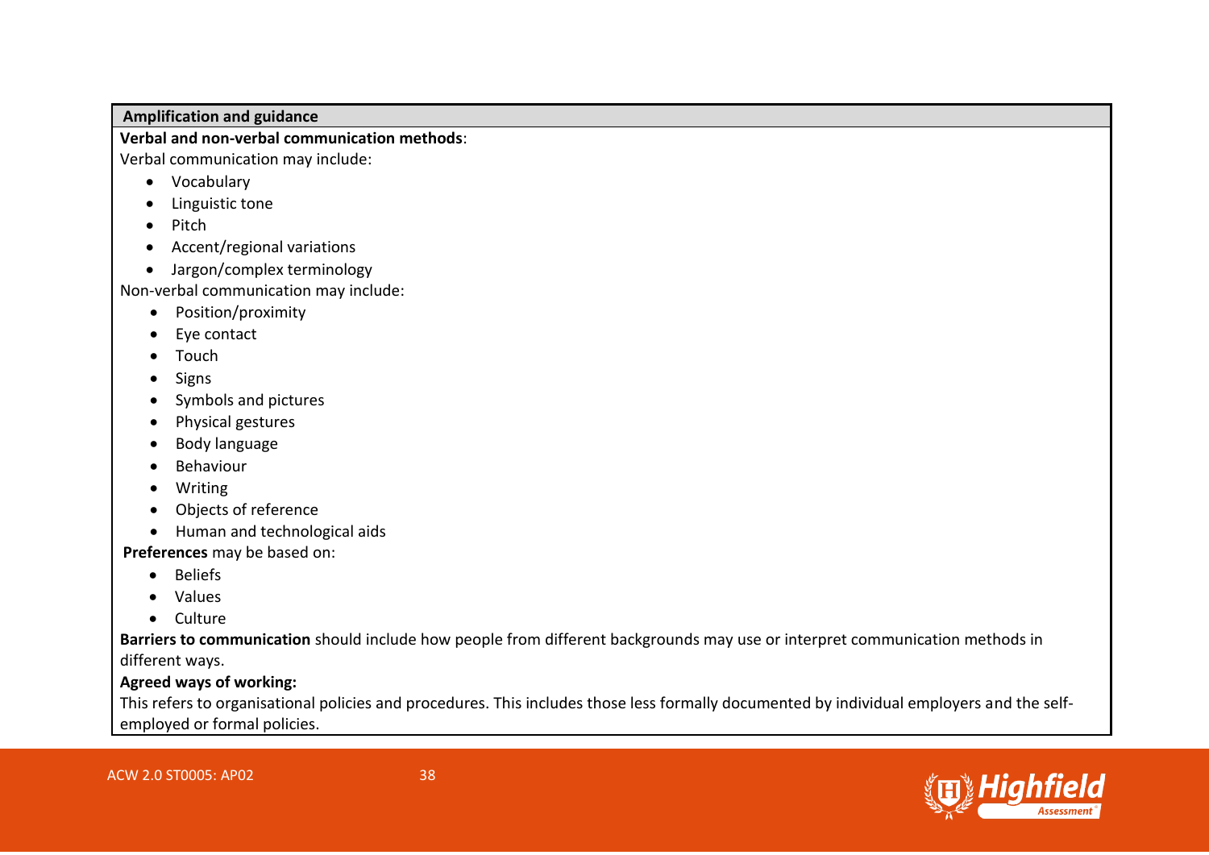**Amplification and guidance**

**Verbal and non-verbal communication methods**:

Verbal communication may include:

- Vocabulary
- Linguistic tone
- Pitch
- Accent/regional variations
- Jargon/complex terminology

Non-verbal communication may include:

- Position/proximity
- Eye contact
- Touch
- Signs
- Symbols and pictures
- Physical gestures
- Body language
- Behaviour
- Writing
- Objects of reference
- Human and technological aids

**Preferences** may be based on:

- Beliefs
- Values
- Culture

**Barriers to communication** should include how people from different backgrounds may use or interpret communication methods in different ways.

**Agreed ways of working:**

This refers to organisational policies and procedures. This includes those less formally documented by individual employers and the self-employed or formal policies.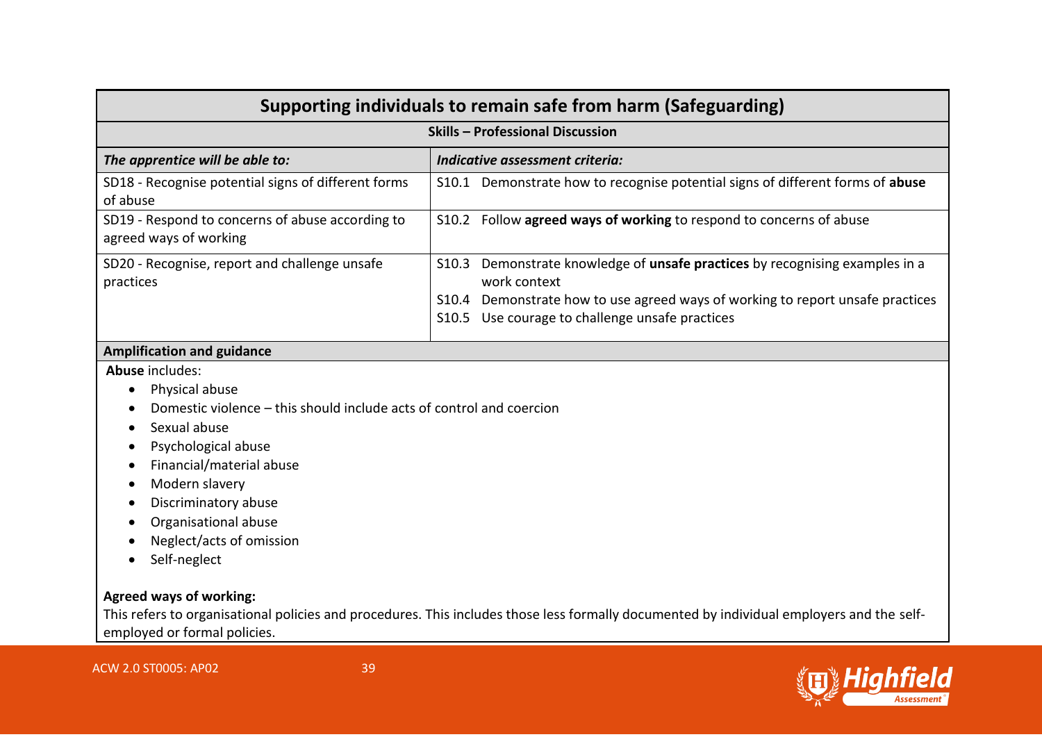## Supporting individuals to remain safe from harm (Safeguarding)

**Skills – Professional Discussion**

| *The apprentice will be able to:* | *Indicative assessment criteria:* |
|---|---|
| SD18 - Recognise potential signs of different forms of abuse | S10.1 Demonstrate how to recognise potential signs of different forms of **abuse** |
| SD19 - Respond to concerns of abuse according to agreed ways of working | S10.2 Follow **agreed ways of working** to respond to concerns of abuse |
| SD20 - Recognise, report and challenge unsafe practices | S10.3 Demonstrate knowledge of **unsafe practices** by recognising examples in a work context<br>S10.4 Demonstrate how to use agreed ways of working to report unsafe practices<br>S10.5 Use courage to challenge unsafe practices |

**Amplification and guidance**

**Abuse** includes:

- Physical abuse
- Domestic violence – this should include acts of control and coercion
- Sexual abuse
- Psychological abuse
- Financial/material abuse
- Modern slavery
- Discriminatory abuse
- Organisational abuse
- Neglect/acts of omission
- Self-neglect

**Agreed ways of working:**

This refers to organisational policies and procedures. This includes those less formally documented by individual employers and the self-employed or formal policies.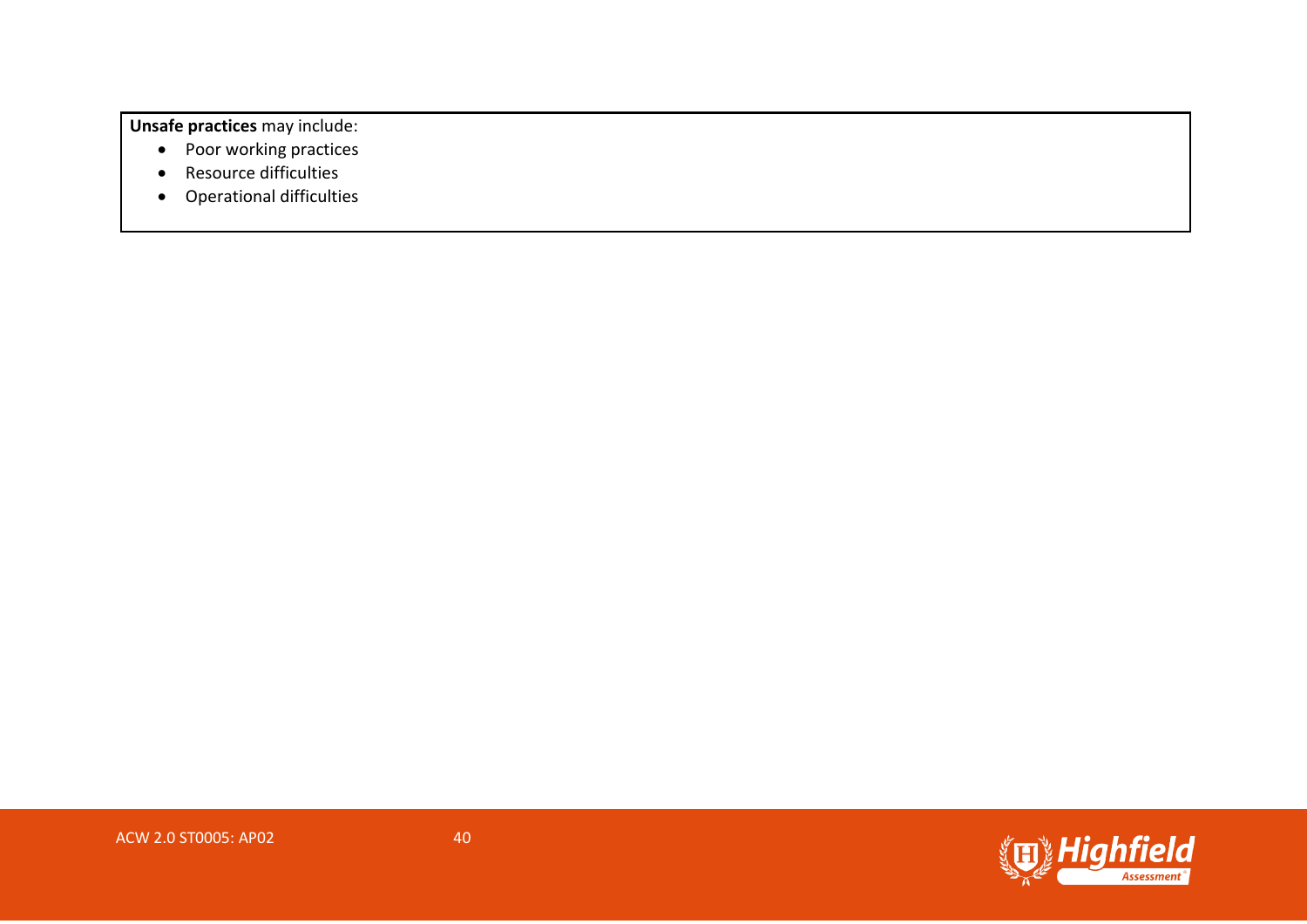**Unsafe practices** may include:

- Poor working practices
- Resource difficulties
- Operational difficulties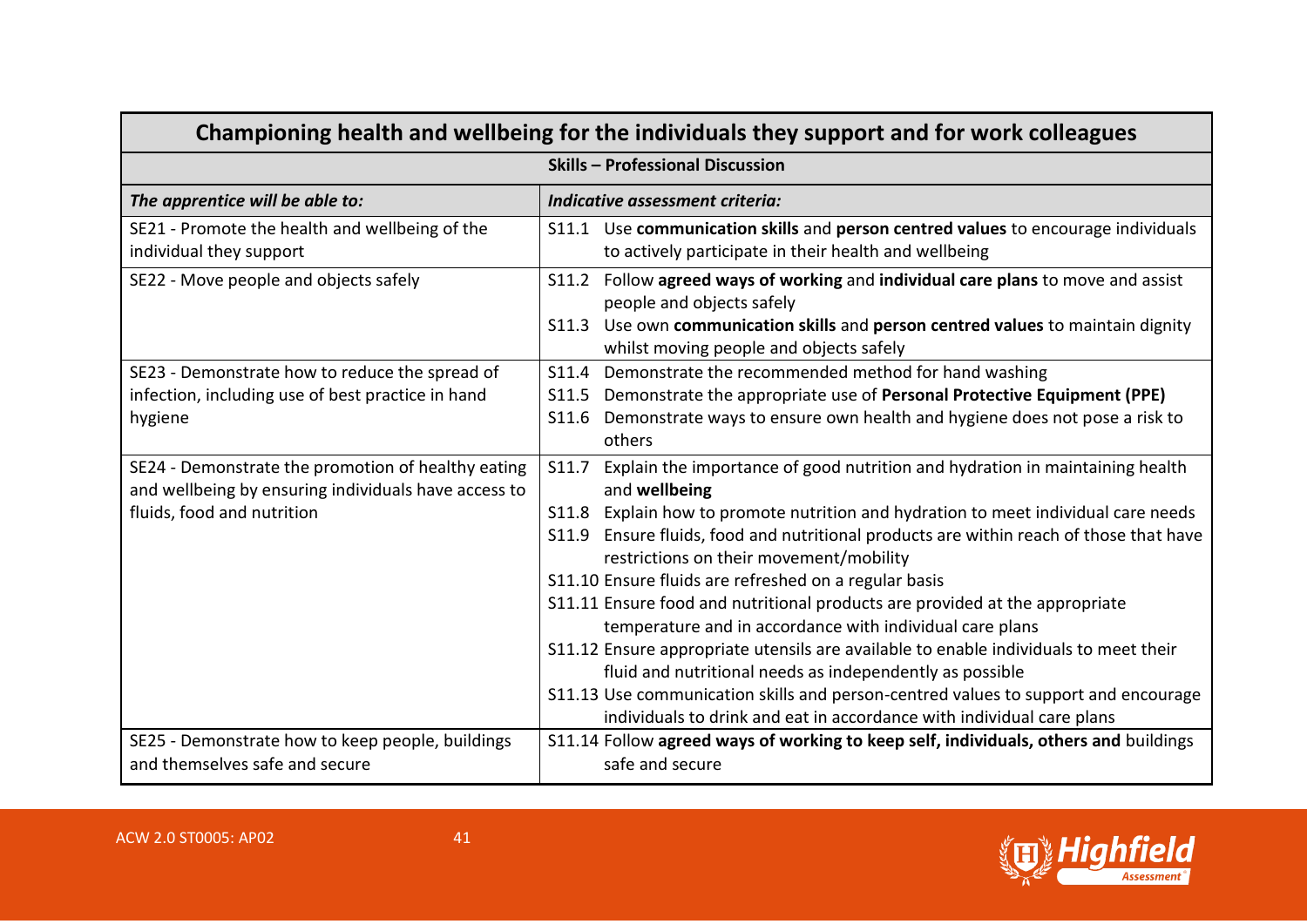| Championing health and wellbeing for the individuals they support and for work colleagues | |
|---|---|
| **Skills – Professional Discussion** | |
| ***The apprentice will be able to:*** | ***Indicative assessment criteria:*** |
| SE21 - Promote the health and wellbeing of the individual they support | S11.1 Use **communication skills** and **person centred values** to encourage individuals to actively participate in their health and wellbeing |
| SE22 - Move people and objects safely | S11.2 Follow **agreed ways of working** and **individual care plans** to move and assist people and objects safely<br>S11.3 Use own **communication skills** and **person centred values** to maintain dignity whilst moving people and objects safely |
| SE23 - Demonstrate how to reduce the spread of infection, including use of best practice in hand hygiene | S11.4 Demonstrate the recommended method for hand washing<br>S11.5 Demonstrate the appropriate use of **Personal Protective Equipment (PPE)**<br>S11.6 Demonstrate ways to ensure own health and hygiene does not pose a risk to others |
| SE24 - Demonstrate the promotion of healthy eating and wellbeing by ensuring individuals have access to fluids, food and nutrition | S11.7 Explain the importance of good nutrition and hydration in maintaining health and **wellbeing**<br>S11.8 Explain how to promote nutrition and hydration to meet individual care needs<br>S11.9 Ensure fluids, food and nutritional products are within reach of those that have restrictions on their movement/mobility<br>S11.10 Ensure fluids are refreshed on a regular basis<br>S11.11 Ensure food and nutritional products are provided at the appropriate temperature and in accordance with individual care plans<br>S11.12 Ensure appropriate utensils are available to enable individuals to meet their fluid and nutritional needs as independently as possible<br>S11.13 Use communication skills and person-centred values to support and encourage individuals to drink and eat in accordance with individual care plans |
| SE25 - Demonstrate how to keep people, buildings and themselves safe and secure | S11.14 Follow **agreed ways of working to keep self, individuals, others and** buildings safe and secure |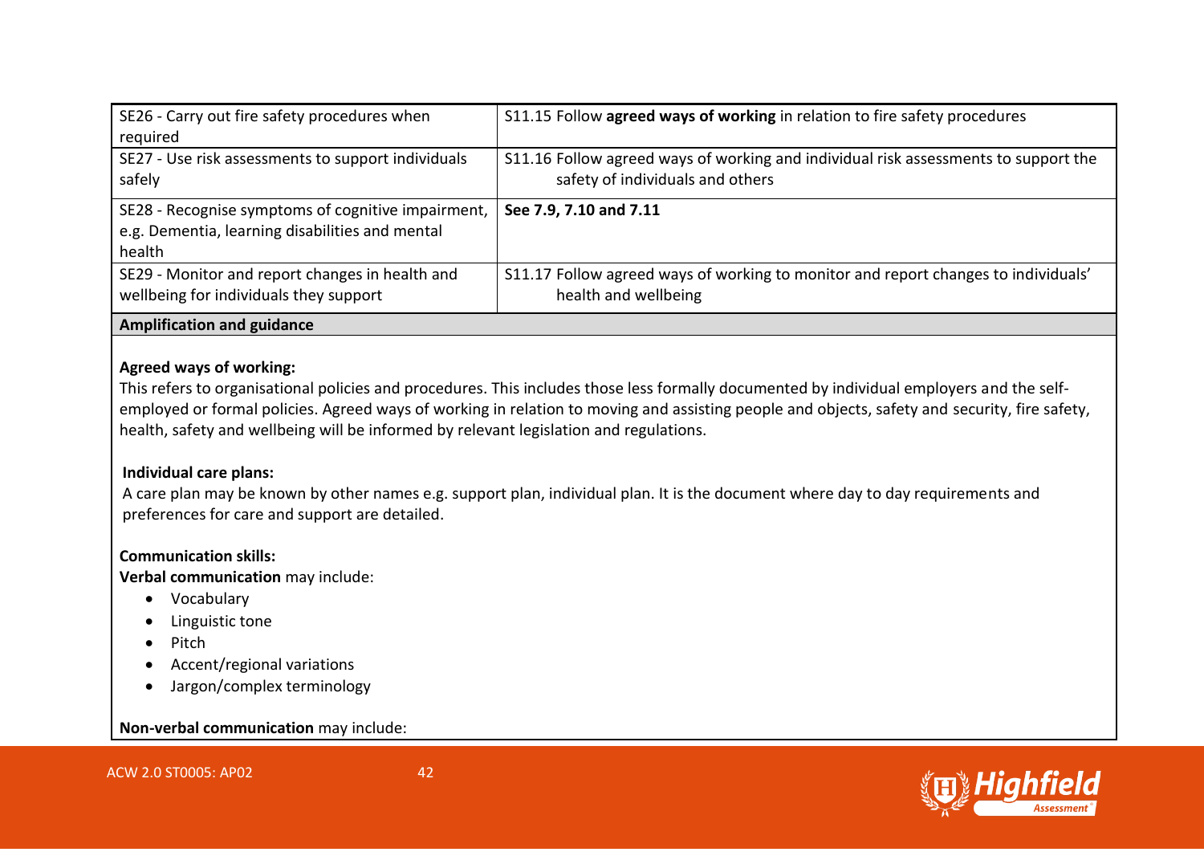| | |
|---|---|
| SE26 - Carry out fire safety procedures when required | S11.15 Follow **agreed ways of working** in relation to fire safety procedures |
| SE27 - Use risk assessments to support individuals safely | S11.16 Follow agreed ways of working and individual risk assessments to support the safety of individuals and others |
| SE28 - Recognise symptoms of cognitive impairment, e.g. Dementia, learning disabilities and mental health | **See 7.9, 7.10 and 7.11** |
| SE29 - Monitor and report changes in health and wellbeing for individuals they support | S11.17 Follow agreed ways of working to monitor and report changes to individuals' health and wellbeing |

**Amplification and guidance**

**Agreed ways of working:**

This refers to organisational policies and procedures. This includes those less formally documented by individual employers and the self-employed or formal policies. Agreed ways of working in relation to moving and assisting people and objects, safety and security, fire safety, health, safety and wellbeing will be informed by relevant legislation and regulations.

**Individual care plans:**

A care plan may be known by other names e.g. support plan, individual plan. It is the document where day to day requirements and preferences for care and support are detailed.

**Communication skills:**

**Verbal communication** may include:

- Vocabulary
- Linguistic tone
- Pitch
- Accent/regional variations
- Jargon/complex terminology

**Non-verbal communication** may include: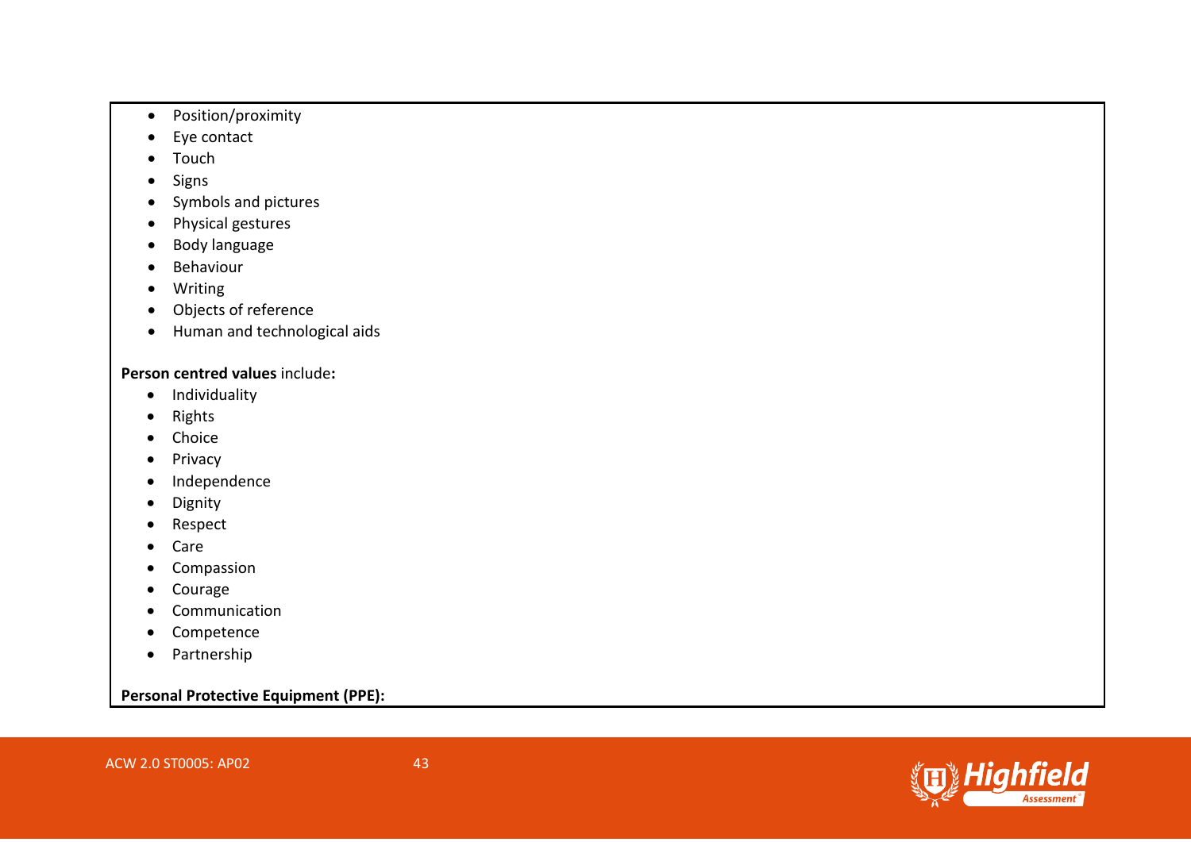- Position/proximity
- Eye contact
- Touch
- Signs
- Symbols and pictures
- Physical gestures
- Body language
- Behaviour
- Writing
- Objects of reference
- Human and technological aids

**Person centred values** include**:**

- Individuality
- Rights
- Choice
- Privacy
- Independence
- Dignity
- Respect
- Care
- Compassion
- Courage
- Communication
- Competence
- Partnership

**Personal Protective Equipment (PPE):**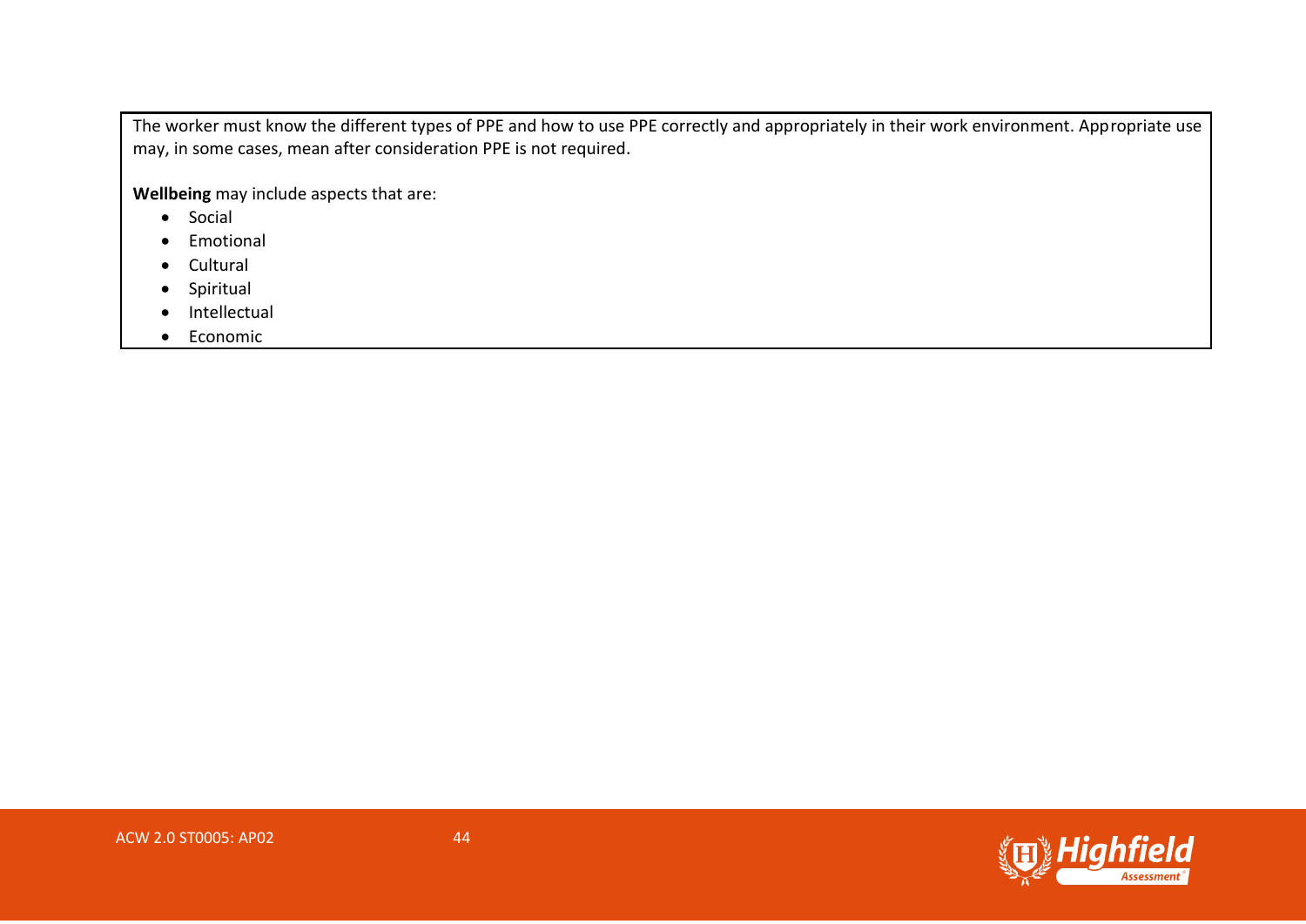The worker must know the different types of PPE and how to use PPE correctly and appropriately in their work environment. Appropriate use may, in some cases, mean after consideration PPE is not required.

**Wellbeing** may include aspects that are:

- Social
- Emotional
- Cultural
- Spiritual
- Intellectual
- Economic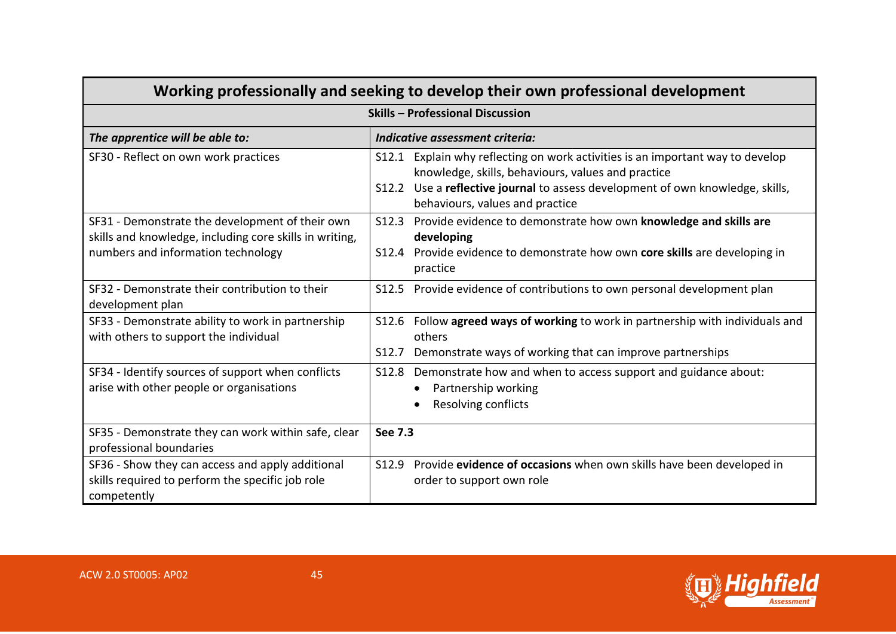| Working professionally and seeking to develop their own professional development | |
|---|---|
| **Skills – Professional Discussion** | |
| ***The apprentice will be able to:*** | ***Indicative assessment criteria:*** |
| SF30 - Reflect on own work practices | S12.1 Explain why reflecting on work activities is an important way to develop knowledge, skills, behaviours, values and practice<br>S12.2 Use a **reflective journal** to assess development of own knowledge, skills, behaviours, values and practice |
| SF31 - Demonstrate the development of their own skills and knowledge, including core skills in writing, numbers and information technology | S12.3 Provide evidence to demonstrate how own **knowledge and skills are developing**<br>S12.4 Provide evidence to demonstrate how own **core skills** are developing in practice |
| SF32 - Demonstrate their contribution to their development plan | S12.5 Provide evidence of contributions to own personal development plan |
| SF33 - Demonstrate ability to work in partnership with others to support the individual | S12.6 Follow **agreed ways of working** to work in partnership with individuals and others<br>S12.7 Demonstrate ways of working that can improve partnerships |
| SF34 - Identify sources of support when conflicts arise with other people or organisations | S12.8 Demonstrate how and when to access support and guidance about:<br>• Partnership working<br>• Resolving conflicts |
| SF35 - Demonstrate they can work within safe, clear professional boundaries | **See 7.3** |
| SF36 - Show they can access and apply additional skills required to perform the specific job role competently | S12.9 Provide **evidence of occasions** when own skills have been developed in order to support own role |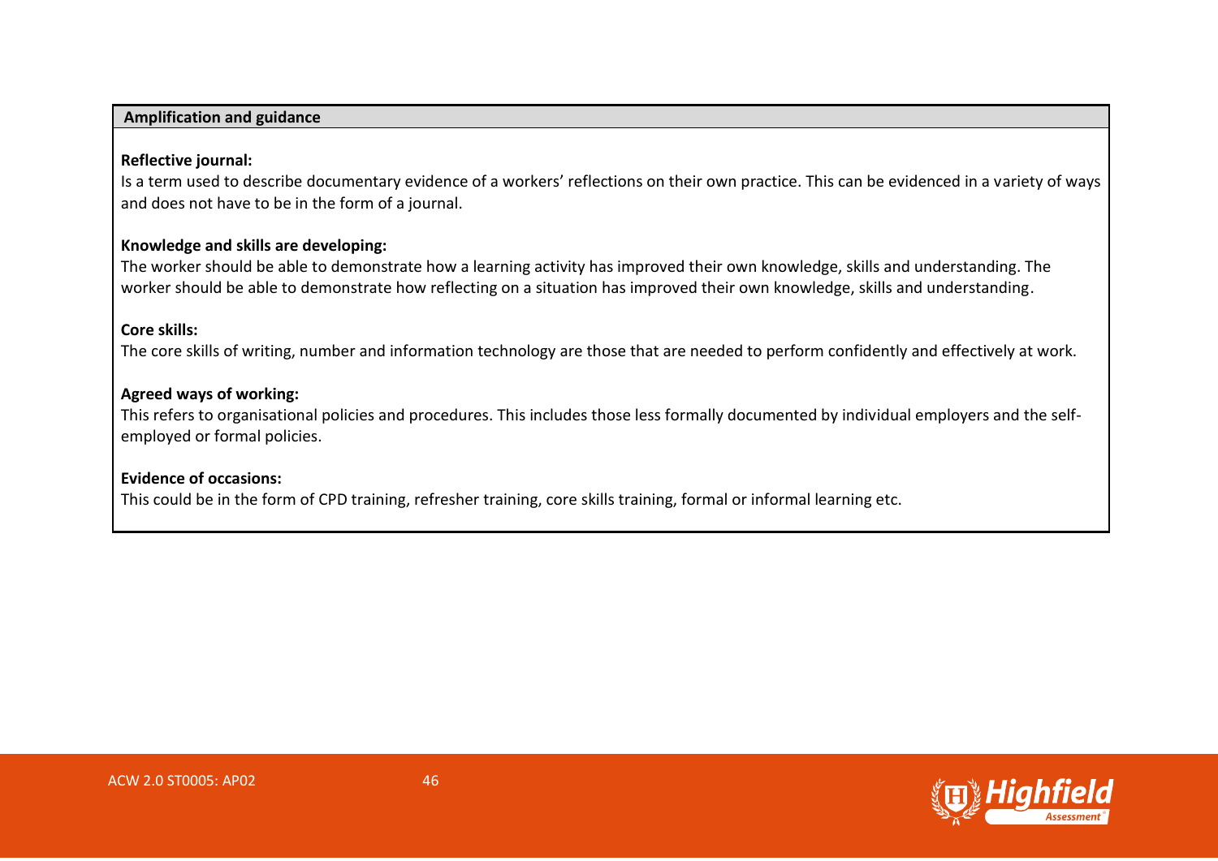**Amplification and guidance**

**Reflective journal:**
Is a term used to describe documentary evidence of a workers' reflections on their own practice. This can be evidenced in a variety of ways and does not have to be in the form of a journal.

**Knowledge and skills are developing:**
The worker should be able to demonstrate how a learning activity has improved their own knowledge, skills and understanding. The worker should be able to demonstrate how reflecting on a situation has improved their own knowledge, skills and understanding.

**Core skills:**
The core skills of writing, number and information technology are those that are needed to perform confidently and effectively at work.

**Agreed ways of working:**
This refers to organisational policies and procedures. This includes those less formally documented by individual employers and the self-employed or formal policies.

**Evidence of occasions:**
This could be in the form of CPD training, refresher training, core skills training, formal or informal learning etc.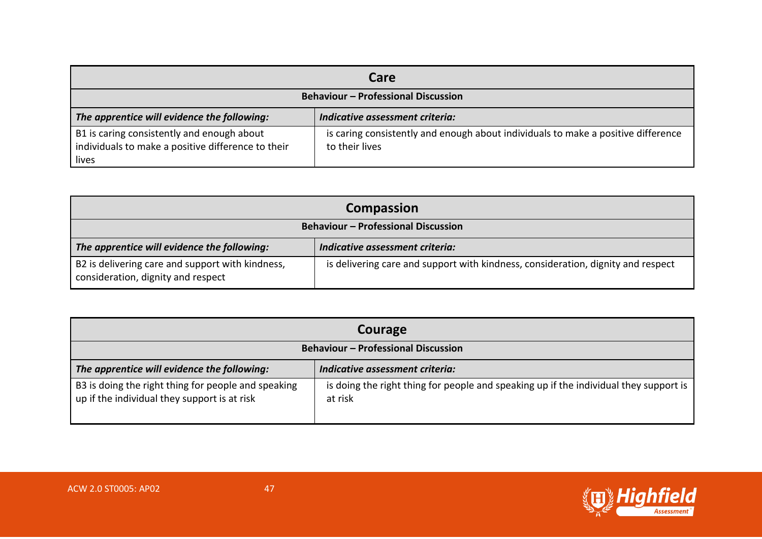| Care | |
|---|---|
| **Behaviour – Professional Discussion** | |
| ***The apprentice will evidence the following:*** | ***Indicative assessment criteria:*** |
| B1 is caring consistently and enough about individuals to make a positive difference to their lives | is caring consistently and enough about individuals to make a positive difference to their lives |

| Compassion | |
|---|---|
| **Behaviour – Professional Discussion** | |
| ***The apprentice will evidence the following:*** | ***Indicative assessment criteria:*** |
| B2 is delivering care and support with kindness, consideration, dignity and respect | is delivering care and support with kindness, consideration, dignity and respect |

| Courage | |
|---|---|
| **Behaviour – Professional Discussion** | |
| ***The apprentice will evidence the following:*** | ***Indicative assessment criteria:*** |
| B3 is doing the right thing for people and speaking up if the individual they support is at risk | is doing the right thing for people and speaking up if the individual they support is at risk |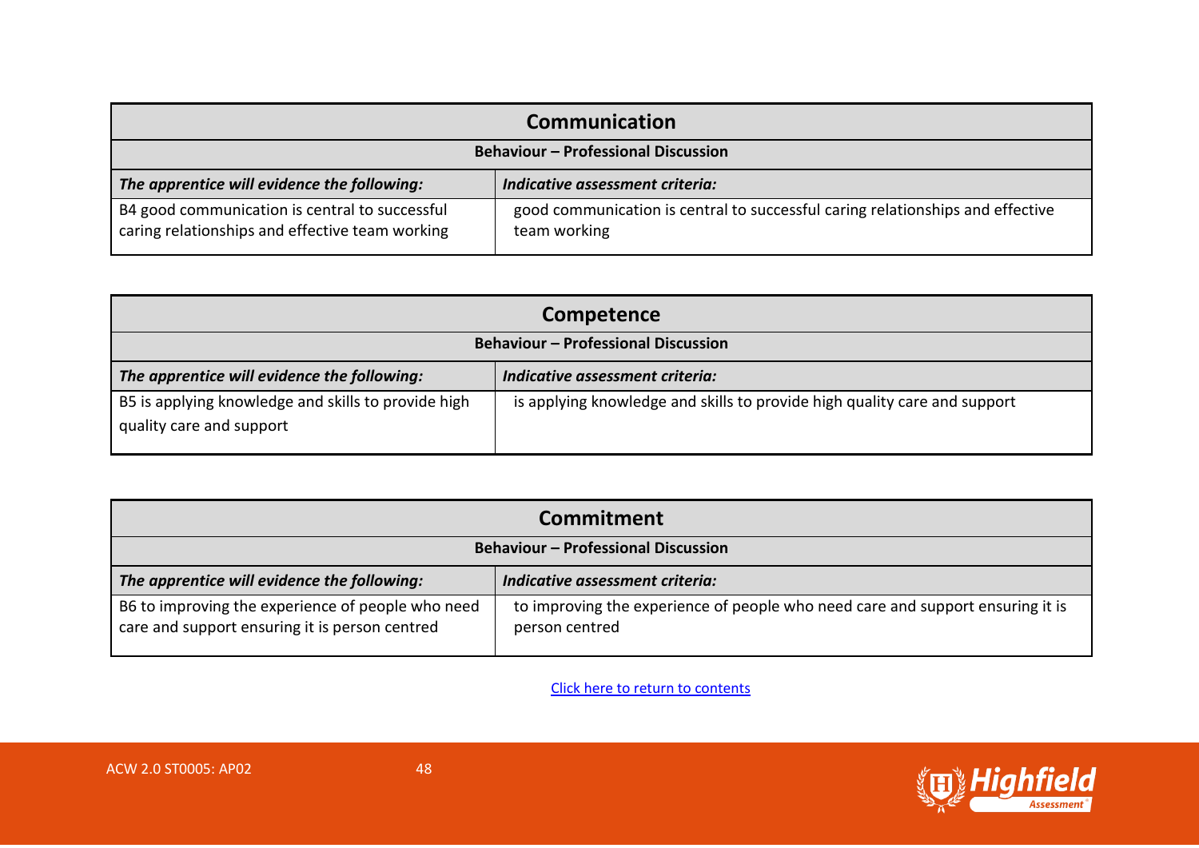| Communication | |
|---|---|
| **Behaviour – Professional Discussion** | |
| ***The apprentice will evidence the following:*** | ***Indicative assessment criteria:*** |
| B4 good communication is central to successful caring relationships and effective team working | good communication is central to successful caring relationships and effective team working |

| Competence | |
|---|---|
| **Behaviour – Professional Discussion** | |
| ***The apprentice will evidence the following:*** | ***Indicative assessment criteria:*** |
| B5 is applying knowledge and skills to provide high quality care and support | is applying knowledge and skills to provide high quality care and support |

| Commitment | |
|---|---|
| **Behaviour – Professional Discussion** | |
| ***The apprentice will evidence the following:*** | ***Indicative assessment criteria:*** |
| B6 to improving the experience of people who need care and support ensuring it is person centred | to improving the experience of people who need care and support ensuring it is person centred |

Click here to return to contents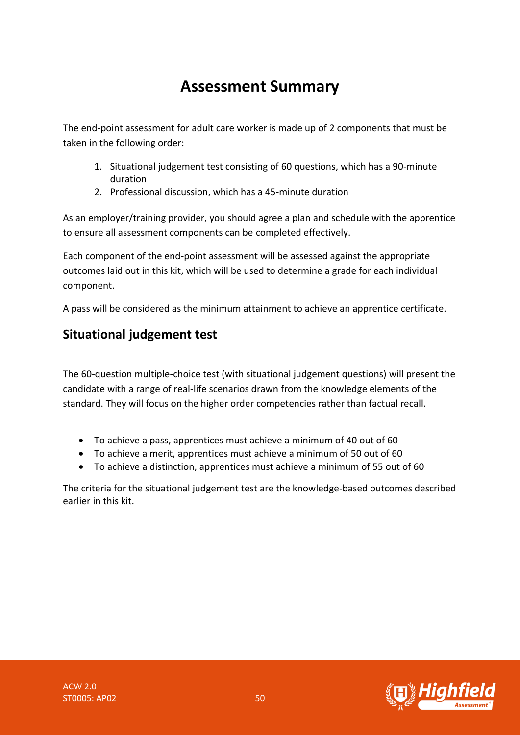# Assessment Summary

The end-point assessment for adult care worker is made up of 2 components that must be taken in the following order:

1. Situational judgement test consisting of 60 questions, which has a 90-minute duration
2. Professional discussion, which has a 45-minute duration

As an employer/training provider, you should agree a plan and schedule with the apprentice to ensure all assessment components can be completed effectively.

Each component of the end-point assessment will be assessed against the appropriate outcomes laid out in this kit, which will be used to determine a grade for each individual component.

A pass will be considered as the minimum attainment to achieve an apprentice certificate.

## Situational judgement test

The 60-question multiple-choice test (with situational judgement questions) will present the candidate with a range of real-life scenarios drawn from the knowledge elements of the standard. They will focus on the higher order competencies rather than factual recall.

- To achieve a pass, apprentices must achieve a minimum of 40 out of 60
- To achieve a merit, apprentices must achieve a minimum of 50 out of 60
- To achieve a distinction, apprentices must achieve a minimum of 55 out of 60

The criteria for the situational judgement test are the knowledge-based outcomes described earlier in this kit.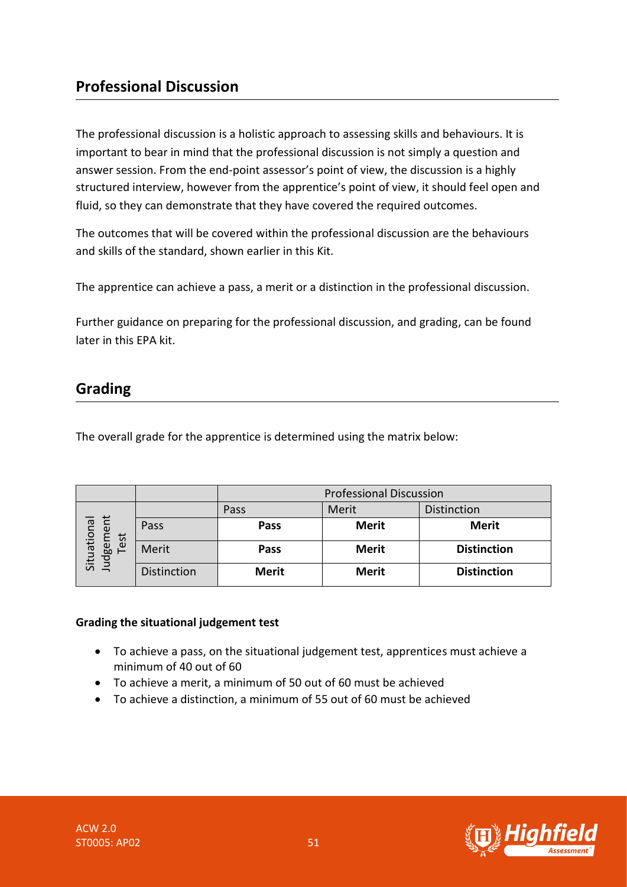## Professional Discussion

The professional discussion is a holistic approach to assessing skills and behaviours. It is important to bear in mind that the professional discussion is not simply a question and answer session. From the end-point assessor's point of view, the discussion is a highly structured interview, however from the apprentice's point of view, it should feel open and fluid, so they can demonstrate that they have covered the required outcomes.

The outcomes that will be covered within the professional discussion are the behaviours and skills of the standard, shown earlier in this Kit.

The apprentice can achieve a pass, a merit or a distinction in the professional discussion.

Further guidance on preparing for the professional discussion, and grading, can be found later in this EPA kit.

## Grading

The overall grade for the apprentice is determined using the matrix below:

| | | Professional Discussion | | |
|---|---|---|---|---|
| | | Pass | Merit | Distinction |
| Situational Judgement Test | Pass | **Pass** | **Merit** | **Merit** |
| | Merit | **Pass** | **Merit** | **Distinction** |
| | Distinction | **Merit** | **Merit** | **Distinction** |

**Grading the situational judgement test**

- To achieve a pass, on the situational judgement test, apprentices must achieve a minimum of 40 out of 60
- To achieve a merit, a minimum of 50 out of 60 must be achieved
- To achieve a distinction, a minimum of 55 out of 60 must be achieved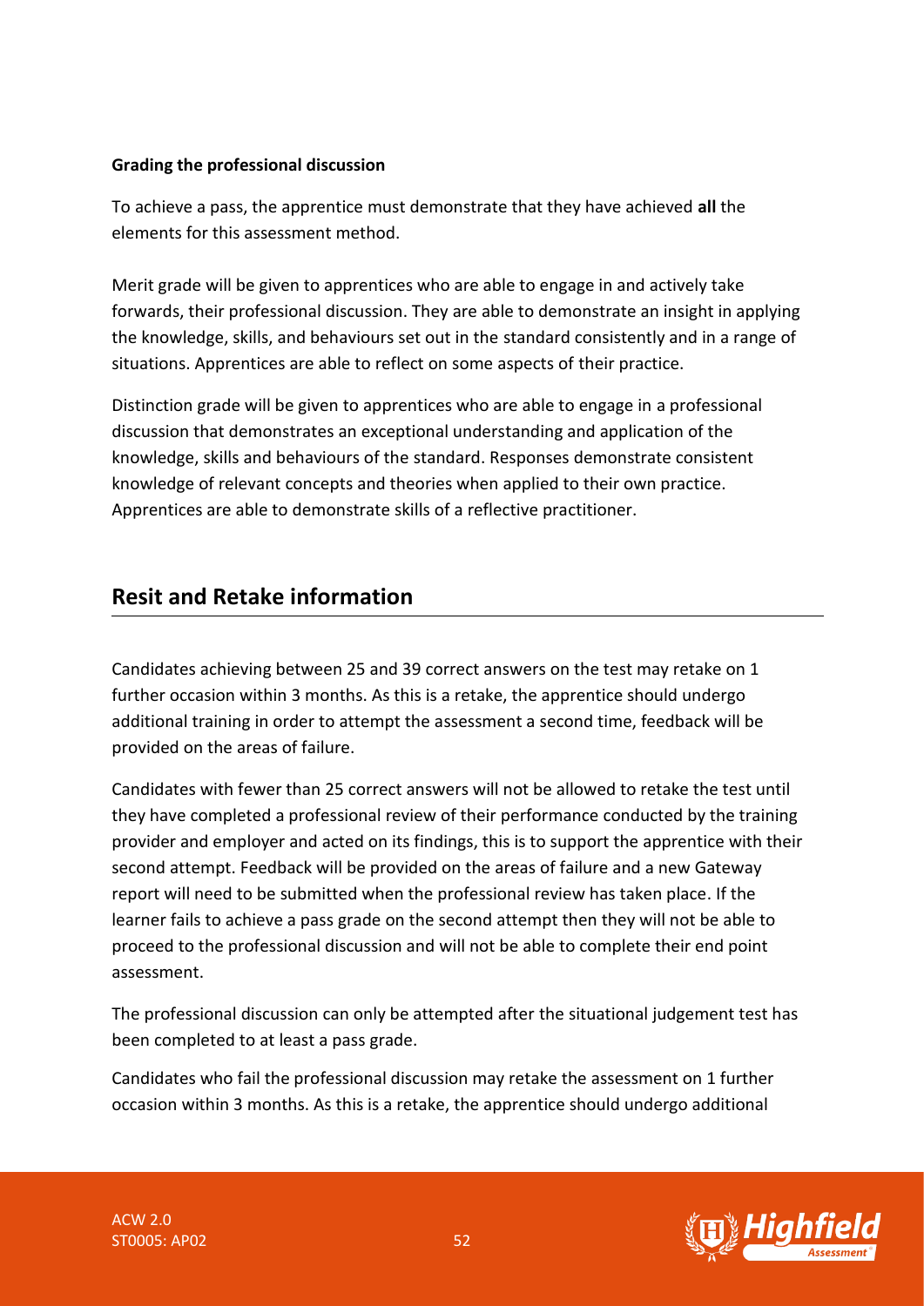**Grading the professional discussion**

To achieve a pass, the apprentice must demonstrate that they have achieved **all** the elements for this assessment method.

Merit grade will be given to apprentices who are able to engage in and actively take forwards, their professional discussion. They are able to demonstrate an insight in applying the knowledge, skills, and behaviours set out in the standard consistently and in a range of situations. Apprentices are able to reflect on some aspects of their practice.

Distinction grade will be given to apprentices who are able to engage in a professional discussion that demonstrates an exceptional understanding and application of the knowledge, skills and behaviours of the standard. Responses demonstrate consistent knowledge of relevant concepts and theories when applied to their own practice. Apprentices are able to demonstrate skills of a reflective practitioner.

## Resit and Retake information

Candidates achieving between 25 and 39 correct answers on the test may retake on 1 further occasion within 3 months. As this is a retake, the apprentice should undergo additional training in order to attempt the assessment a second time, feedback will be provided on the areas of failure.

Candidates with fewer than 25 correct answers will not be allowed to retake the test until they have completed a professional review of their performance conducted by the training provider and employer and acted on its findings, this is to support the apprentice with their second attempt. Feedback will be provided on the areas of failure and a new Gateway report will need to be submitted when the professional review has taken place. If the learner fails to achieve a pass grade on the second attempt then they will not be able to proceed to the professional discussion and will not be able to complete their end point assessment.

The professional discussion can only be attempted after the situational judgement test has been completed to at least a pass grade.

Candidates who fail the professional discussion may retake the assessment on 1 further occasion within 3 months. As this is a retake, the apprentice should undergo additional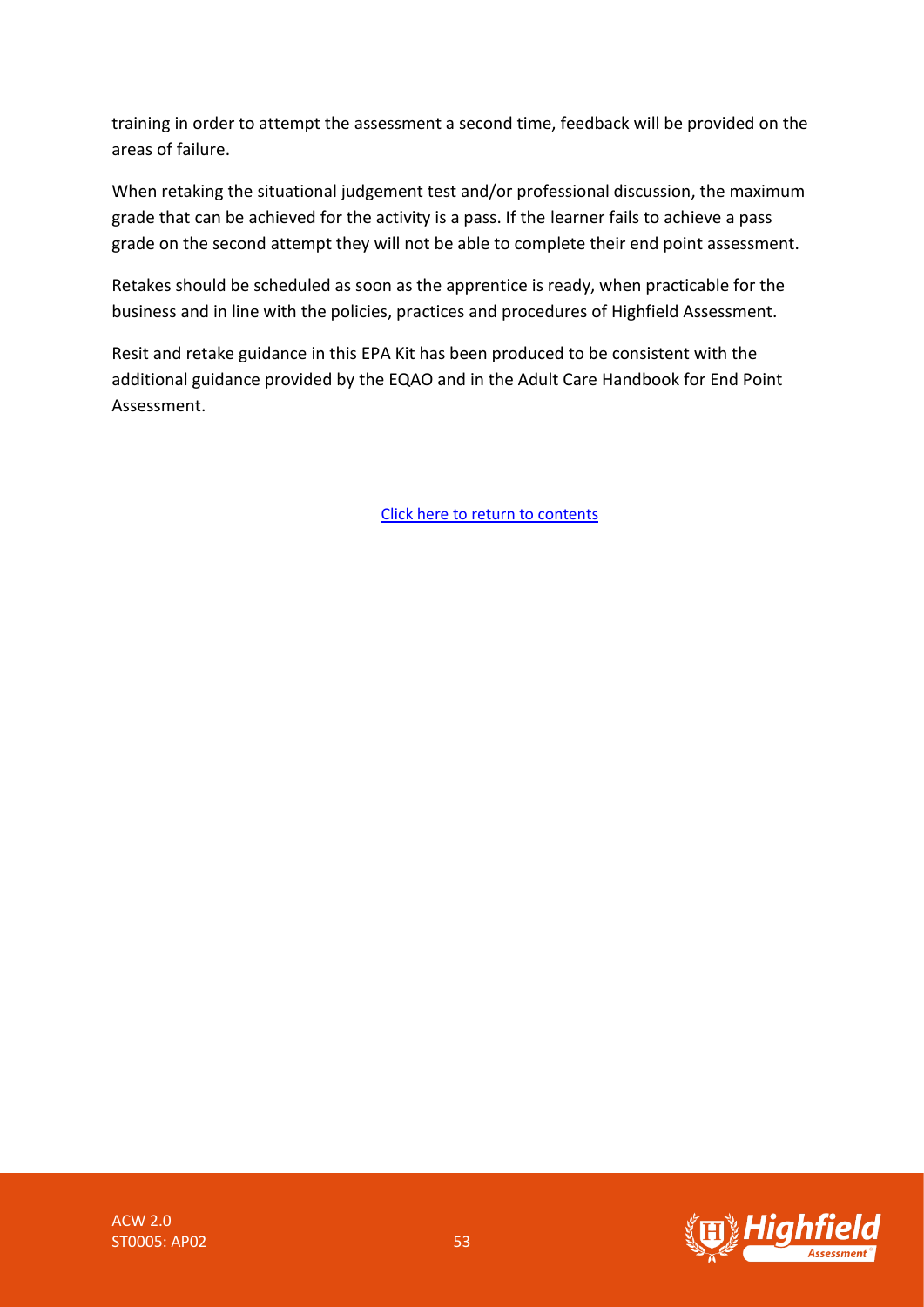training in order to attempt the assessment a second time, feedback will be provided on the areas of failure.

When retaking the situational judgement test and/or professional discussion, the maximum grade that can be achieved for the activity is a pass. If the learner fails to achieve a pass grade on the second attempt they will not be able to complete their end point assessment.

Retakes should be scheduled as soon as the apprentice is ready, when practicable for the business and in line with the policies, practices and procedures of Highfield Assessment.

Resit and retake guidance in this EPA Kit has been produced to be consistent with the additional guidance provided by the EQAO and in the Adult Care Handbook for End Point Assessment.

Click here to return to contents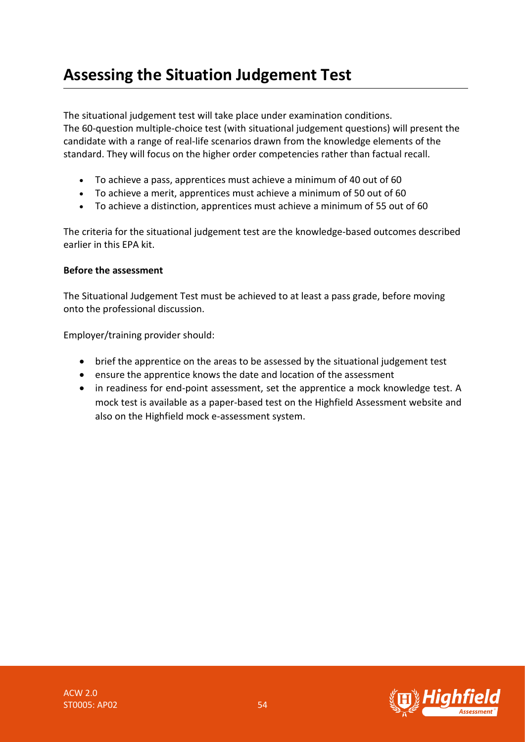# Assessing the Situation Judgement Test

The situational judgement test will take place under examination conditions.
The 60-question multiple-choice test (with situational judgement questions) will present the candidate with a range of real-life scenarios drawn from the knowledge elements of the standard. They will focus on the higher order competencies rather than factual recall.

- To achieve a pass, apprentices must achieve a minimum of 40 out of 60
- To achieve a merit, apprentices must achieve a minimum of 50 out of 60
- To achieve a distinction, apprentices must achieve a minimum of 55 out of 60

The criteria for the situational judgement test are the knowledge-based outcomes described earlier in this EPA kit.

**Before the assessment**

The Situational Judgement Test must be achieved to at least a pass grade, before moving onto the professional discussion.

Employer/training provider should:

- brief the apprentice on the areas to be assessed by the situational judgement test
- ensure the apprentice knows the date and location of the assessment
- in readiness for end-point assessment, set the apprentice a mock knowledge test. A mock test is available as a paper-based test on the Highfield Assessment website and also on the Highfield mock e-assessment system.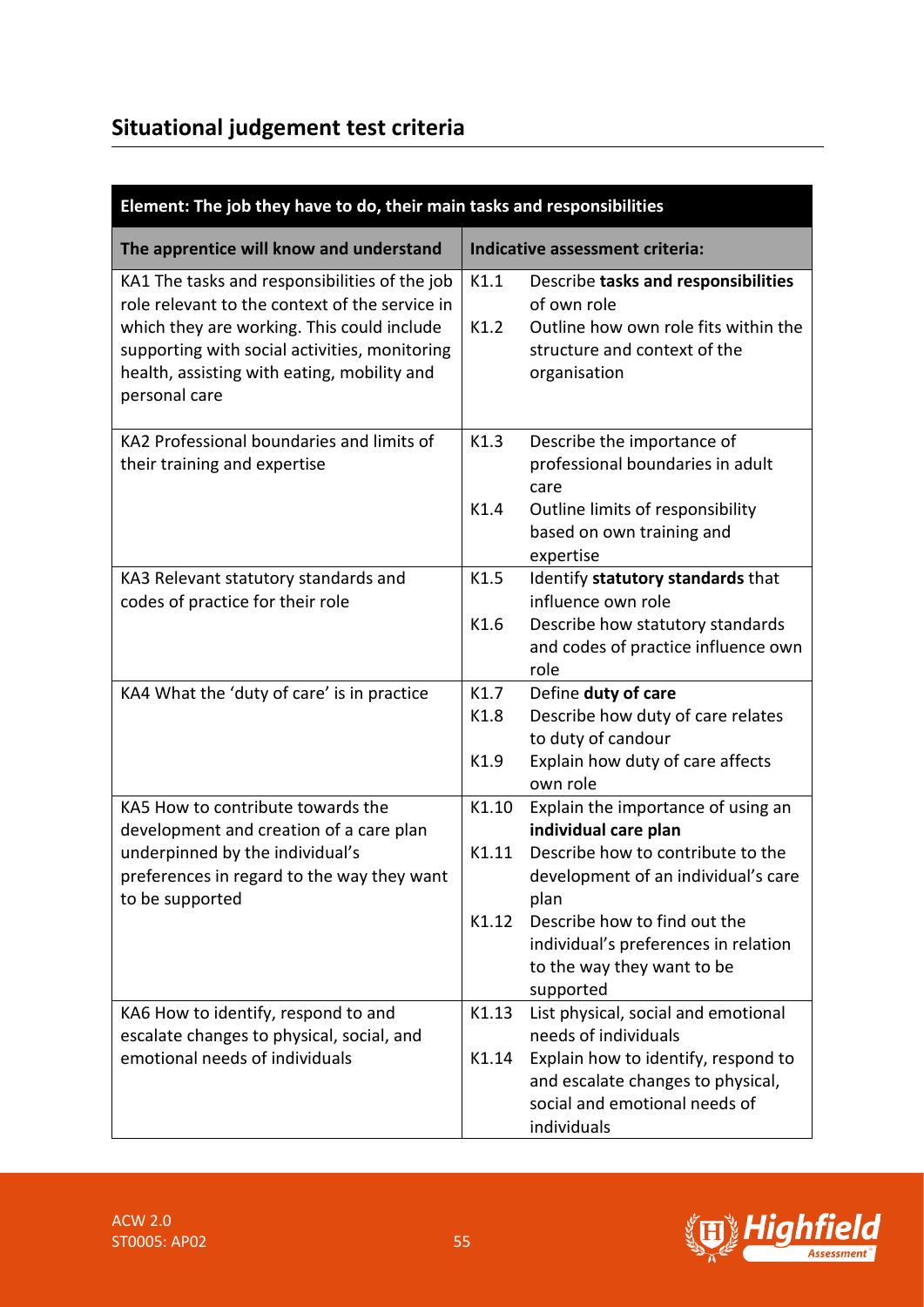## Situational judgement test criteria

| Element: The job they have to do, their main tasks and responsibilities | |
|---|---|
| **The apprentice will know and understand** | **Indicative assessment criteria:** |
| KA1 The tasks and responsibilities of the job role relevant to the context of the service in which they are working. This could include supporting with social activities, monitoring health, assisting with eating, mobility and personal care | K1.1 Describe **tasks and responsibilities** of own role<br>K1.2 Outline how own role fits within the structure and context of the organisation |
| KA2 Professional boundaries and limits of their training and expertise | K1.3 Describe the importance of professional boundaries in adult care<br>K1.4 Outline limits of responsibility based on own training and expertise |
| KA3 Relevant statutory standards and codes of practice for their role | K1.5 Identify **statutory standards** that influence own role<br>K1.6 Describe how statutory standards and codes of practice influence own role |
| KA4 What the 'duty of care' is in practice | K1.7 Define **duty of care**<br>K1.8 Describe how duty of care relates to duty of candour<br>K1.9 Explain how duty of care affects own role |
| KA5 How to contribute towards the development and creation of a care plan underpinned by the individual's preferences in regard to the way they want to be supported | K1.10 Explain the importance of using an **individual care plan**<br>K1.11 Describe how to contribute to the development of an individual's care plan<br>K1.12 Describe how to find out the individual's preferences in relation to the way they want to be supported |
| KA6 How to identify, respond to and escalate changes to physical, social, and emotional needs of individuals | K1.13 List physical, social and emotional needs of individuals<br>K1.14 Explain how to identify, respond to and escalate changes to physical, social and emotional needs of individuals |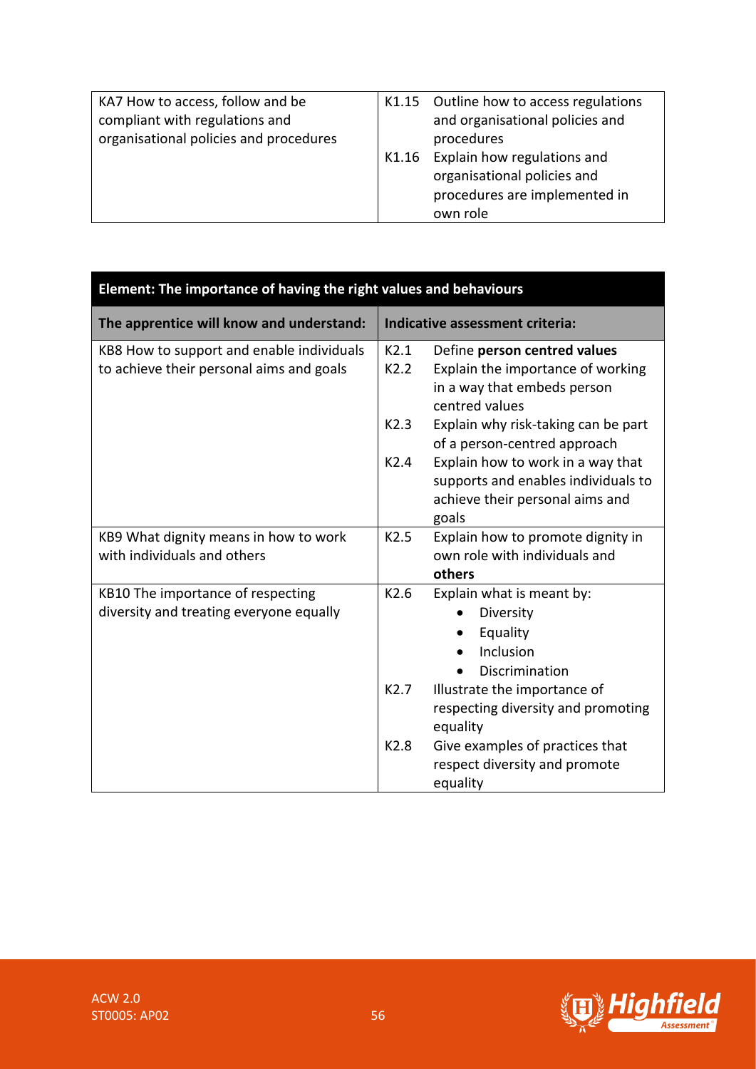| | |
|---|---|
| KA7 How to access, follow and be compliant with regulations and organisational policies and procedures | K1.15 Outline how to access regulations and organisational policies and procedures<br>K1.16 Explain how regulations and organisational policies and procedures are implemented in own role |

| **Element: The importance of having the right values and behaviours** | |
|---|---|
| **The apprentice will know and understand:** | **Indicative assessment criteria:** |
| KB8 How to support and enable individuals to achieve their personal aims and goals | K2.1 Define **person centred values**<br>K2.2 Explain the importance of working in a way that embeds person centred values<br>K2.3 Explain why risk-taking can be part of a person-centred approach<br>K2.4 Explain how to work in a way that supports and enables individuals to achieve their personal aims and goals |
| KB9 What dignity means in how to work with individuals and others | K2.5 Explain how to promote dignity in own role with individuals and **others** |
| KB10 The importance of respecting diversity and treating everyone equally | K2.6 Explain what is meant by:<br>• Diversity<br>• Equality<br>• Inclusion<br>• Discrimination<br>K2.7 Illustrate the importance of respecting diversity and promoting equality<br>K2.8 Give examples of practices that respect diversity and promote equality |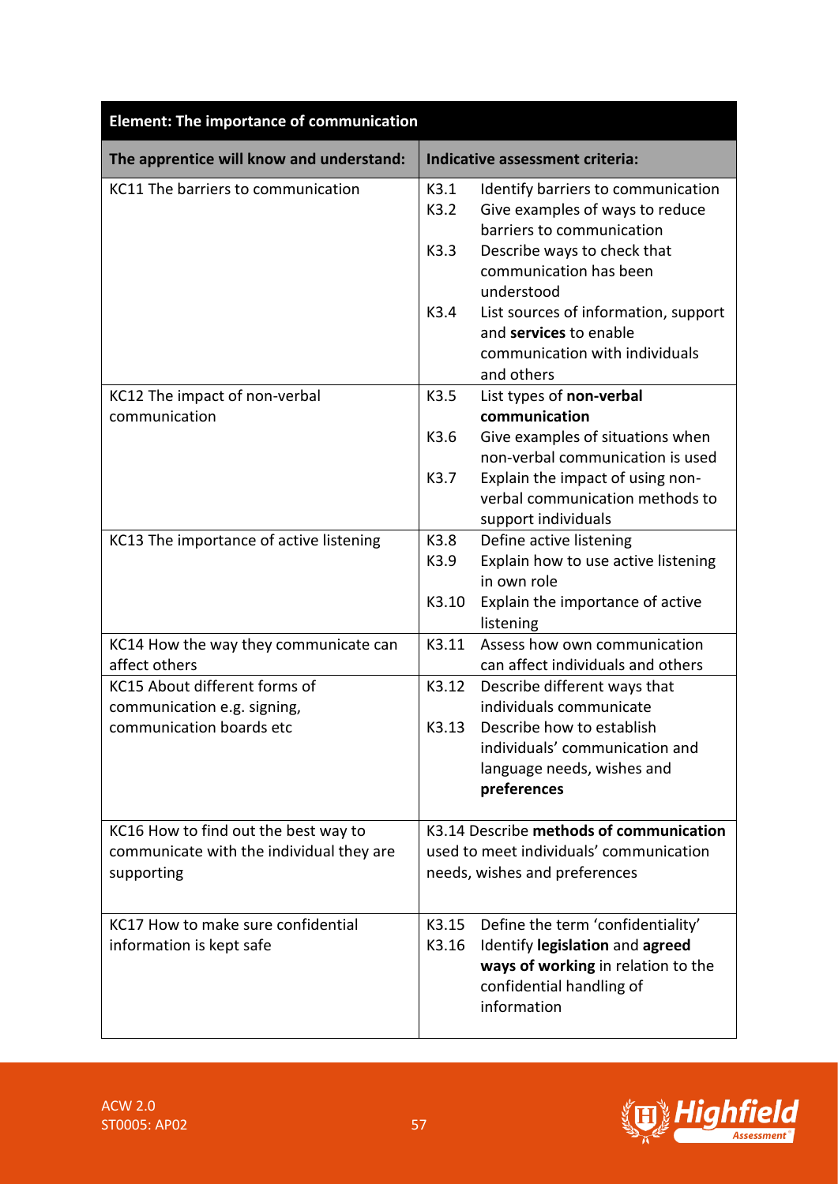| **Element: The importance of communication** | |
|---|---|
| **The apprentice will know and understand:** | **Indicative assessment criteria:** |
| KC11 The barriers to communication | K3.1 Identify barriers to communication<br>K3.2 Give examples of ways to reduce barriers to communication<br>K3.3 Describe ways to check that communication has been understood<br>K3.4 List sources of information, support and **services** to enable communication with individuals and others |
| KC12 The impact of non-verbal communication | K3.5 List types of **non-verbal communication**<br>K3.6 Give examples of situations when non-verbal communication is used<br>K3.7 Explain the impact of using non-verbal communication methods to support individuals |
| KC13 The importance of active listening | K3.8 Define active listening<br>K3.9 Explain how to use active listening in own role<br>K3.10 Explain the importance of active listening |
| KC14 How the way they communicate can affect others | K3.11 Assess how own communication can affect individuals and others |
| KC15 About different forms of communication e.g. signing, communication boards etc | K3.12 Describe different ways that individuals communicate<br>K3.13 Describe how to establish individuals' communication and language needs, wishes and **preferences** |
| KC16 How to find out the best way to communicate with the individual they are supporting | K3.14 Describe **methods of communication** used to meet individuals' communication needs, wishes and preferences |
| KC17 How to make sure confidential information is kept safe | K3.15 Define the term 'confidentiality'<br>K3.16 Identify **legislation** and **agreed ways of working** in relation to the confidential handling of information |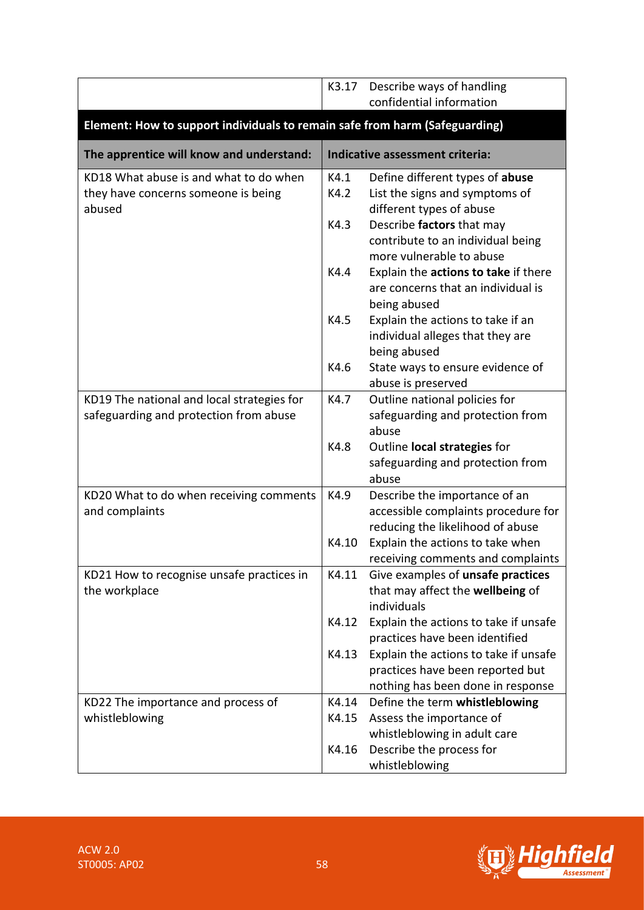| | |
|---|---|
| | K3.17 Describe ways of handling confidential information |

**Element: How to support individuals to remain safe from harm (Safeguarding)**

| The apprentice will know and understand: | Indicative assessment criteria: |
|---|---|
| KD18 What abuse is and what to do when they have concerns someone is being abused | K4.1 Define different types of **abuse**<br>K4.2 List the signs and symptoms of different types of abuse<br>K4.3 Describe **factors** that may contribute to an individual being more vulnerable to abuse<br>K4.4 Explain the **actions to take** if there are concerns that an individual is being abused<br>K4.5 Explain the actions to take if an individual alleges that they are being abused<br>K4.6 State ways to ensure evidence of abuse is preserved |
| KD19 The national and local strategies for safeguarding and protection from abuse | K4.7 Outline national policies for safeguarding and protection from abuse<br>K4.8 Outline **local strategies** for safeguarding and protection from abuse |
| KD20 What to do when receiving comments and complaints | K4.9 Describe the importance of an accessible complaints procedure for reducing the likelihood of abuse<br>K4.10 Explain the actions to take when receiving comments and complaints |
| KD21 How to recognise unsafe practices in the workplace | K4.11 Give examples of **unsafe practices** that may affect the **wellbeing** of individuals<br>K4.12 Explain the actions to take if unsafe practices have been identified<br>K4.13 Explain the actions to take if unsafe practices have been reported but nothing has been done in response |
| KD22 The importance and process of whistleblowing | K4.14 Define the term **whistleblowing**<br>K4.15 Assess the importance of whistleblowing in adult care<br>K4.16 Describe the process for whistleblowing |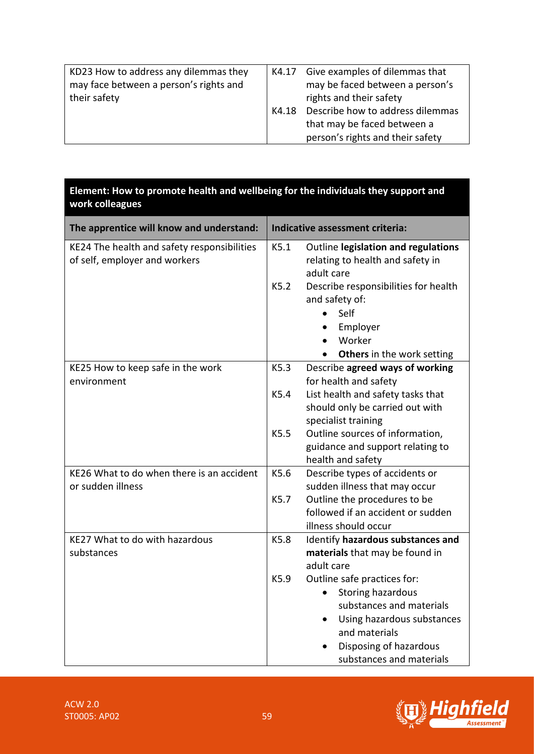| | |
|---|---|
| KD23 How to address any dilemmas they may face between a person's rights and their safety | K4.17 Give examples of dilemmas that may be faced between a person's rights and their safety<br>K4.18 Describe how to address dilemmas that may be faced between a person's rights and their safety |

| **Element: How to promote health and wellbeing for the individuals they support and work colleagues** | |
|---|---|
| **The apprentice will know and understand:** | **Indicative assessment criteria:** |
| KE24 The health and safety responsibilities of self, employer and workers | K5.1 Outline **legislation and regulations** relating to health and safety in adult care<br>K5.2 Describe responsibilities for health and safety of:<br>• Self<br>• Employer<br>• Worker<br>• **Others** in the work setting |
| KE25 How to keep safe in the work environment | K5.3 Describe **agreed ways of working** for health and safety<br>K5.4 List health and safety tasks that should only be carried out with specialist training<br>K5.5 Outline sources of information, guidance and support relating to health and safety |
| KE26 What to do when there is an accident or sudden illness | K5.6 Describe types of accidents or sudden illness that may occur<br>K5.7 Outline the procedures to be followed if an accident or sudden illness should occur |
| KE27 What to do with hazardous substances | K5.8 Identify **hazardous substances and materials** that may be found in adult care<br>K5.9 Outline safe practices for:<br>• Storing hazardous substances and materials<br>• Using hazardous substances and materials<br>• Disposing of hazardous substances and materials |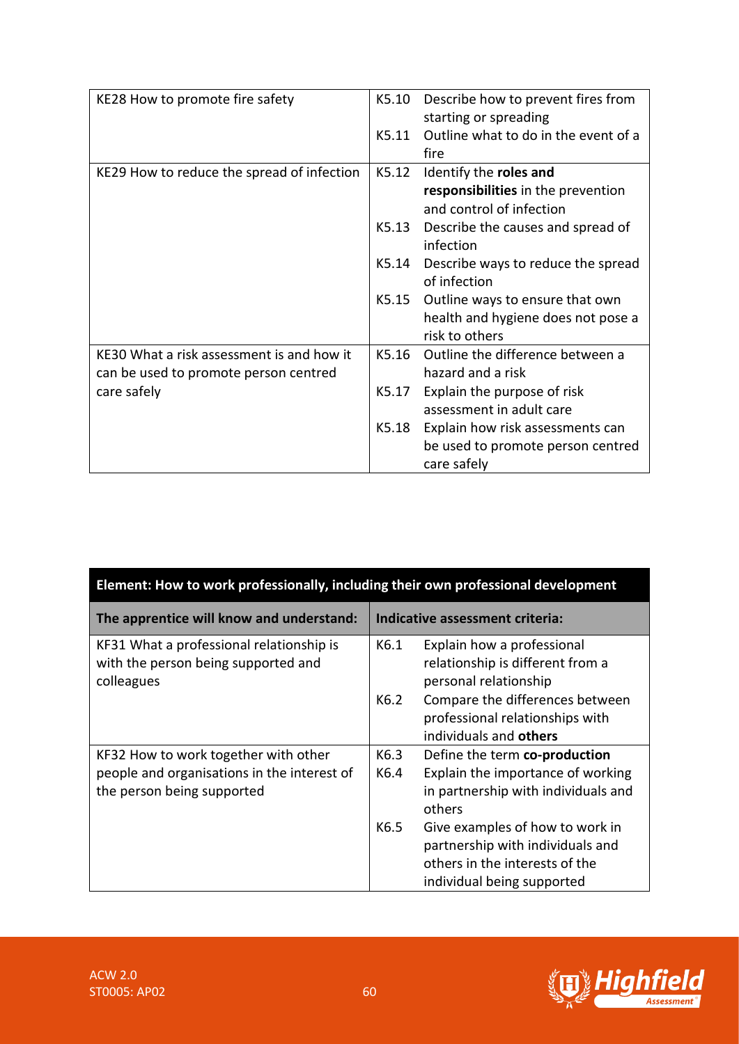| | |
|---|---|
| KE28 How to promote fire safety | K5.10 Describe how to prevent fires from starting or spreading<br>K5.11 Outline what to do in the event of a fire |
| KE29 How to reduce the spread of infection | K5.12 Identify the **roles and responsibilities** in the prevention and control of infection<br>K5.13 Describe the causes and spread of infection<br>K5.14 Describe ways to reduce the spread of infection<br>K5.15 Outline ways to ensure that own health and hygiene does not pose a risk to others |
| KE30 What a risk assessment is and how it can be used to promote person centred care safely | K5.16 Outline the difference between a hazard and a risk<br>K5.17 Explain the purpose of risk assessment in adult care<br>K5.18 Explain how risk assessments can be used to promote person centred care safely |

| **Element: How to work professionally, including their own professional development** | |
|---|---|
| **The apprentice will know and understand:** | **Indicative assessment criteria:** |
| KF31 What a professional relationship is with the person being supported and colleagues | K6.1 Explain how a professional relationship is different from a personal relationship<br>K6.2 Compare the differences between professional relationships with individuals and **others** |
| KF32 How to work together with other people and organisations in the interest of the person being supported | K6.3 Define the term **co-production**<br>K6.4 Explain the importance of working in partnership with individuals and others<br>K6.5 Give examples of how to work in partnership with individuals and others in the interests of the individual being supported |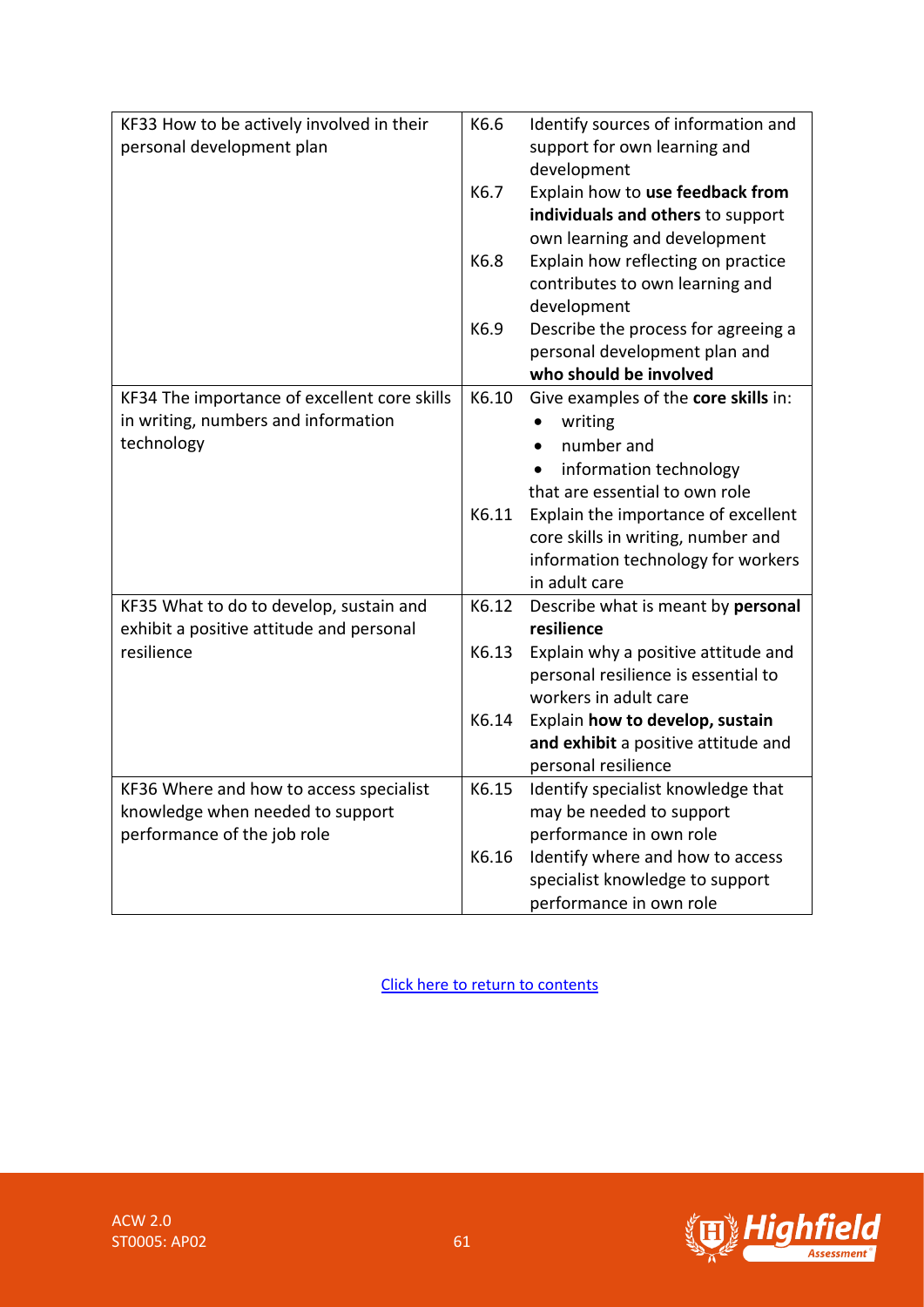| | | |
|---|---|---|
| KF33 How to be actively involved in their personal development plan | K6.6 | Identify sources of information and support for own learning and development |
| | K6.7 | Explain how to **use feedback from individuals and others** to support own learning and development |
| | K6.8 | Explain how reflecting on practice contributes to own learning and development |
| | K6.9 | Describe the process for agreeing a personal development plan and **who should be involved** |
| KF34 The importance of excellent core skills in writing, numbers and information technology | K6.10 | Give examples of the **core skills** in: <br>• writing <br>• number and <br>• information technology <br>that are essential to own role |
| | K6.11 | Explain the importance of excellent core skills in writing, number and information technology for workers in adult care |
| KF35 What to do to develop, sustain and exhibit a positive attitude and personal resilience | K6.12 | Describe what is meant by **personal resilience** |
| | K6.13 | Explain why a positive attitude and personal resilience is essential to workers in adult care |
| | K6.14 | Explain **how to develop, sustain and exhibit** a positive attitude and personal resilience |
| KF36 Where and how to access specialist knowledge when needed to support performance of the job role | K6.15 | Identify specialist knowledge that may be needed to support performance in own role |
| | K6.16 | Identify where and how to access specialist knowledge to support performance in own role |

Click here to return to contents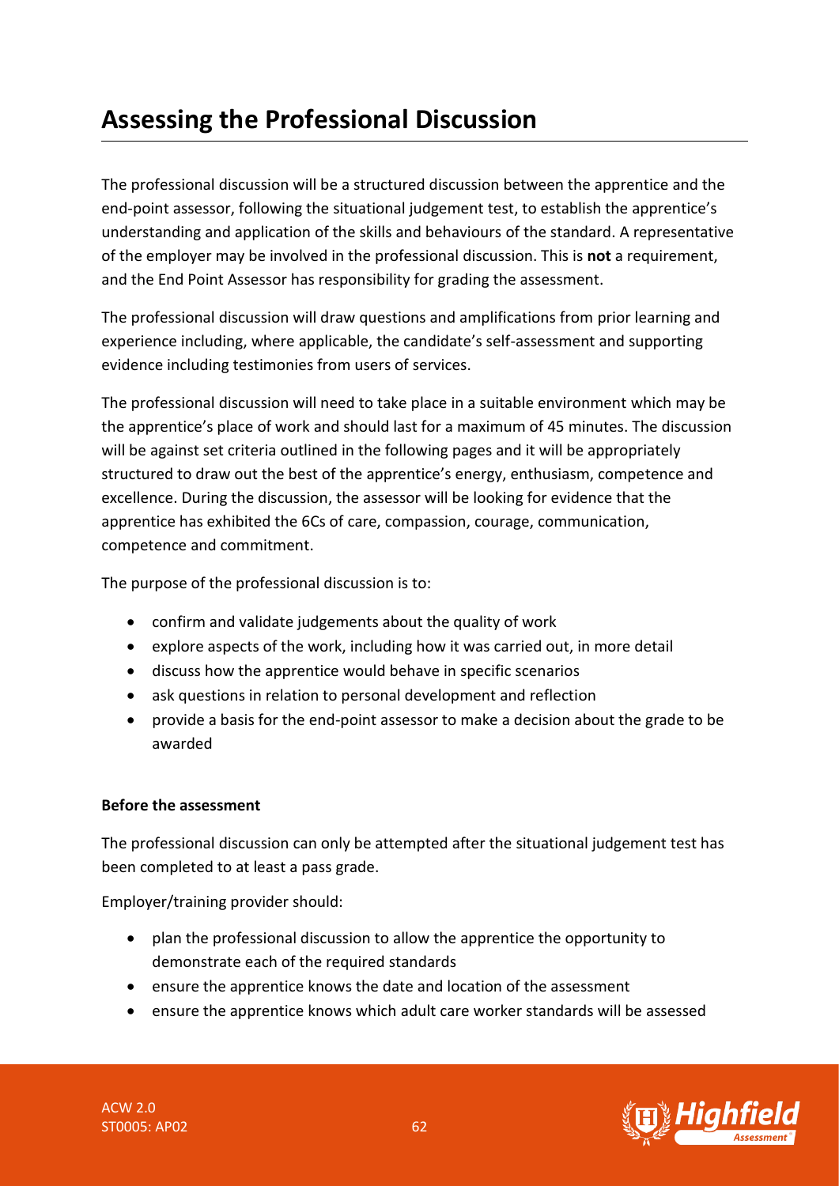# Assessing the Professional Discussion

The professional discussion will be a structured discussion between the apprentice and the end-point assessor, following the situational judgement test, to establish the apprentice's understanding and application of the skills and behaviours of the standard. A representative of the employer may be involved in the professional discussion. This is **not** a requirement, and the End Point Assessor has responsibility for grading the assessment.

The professional discussion will draw questions and amplifications from prior learning and experience including, where applicable, the candidate's self-assessment and supporting evidence including testimonies from users of services.

The professional discussion will need to take place in a suitable environment which may be the apprentice's place of work and should last for a maximum of 45 minutes. The discussion will be against set criteria outlined in the following pages and it will be appropriately structured to draw out the best of the apprentice's energy, enthusiasm, competence and excellence. During the discussion, the assessor will be looking for evidence that the apprentice has exhibited the 6Cs of care, compassion, courage, communication, competence and commitment.

The purpose of the professional discussion is to:

- confirm and validate judgements about the quality of work
- explore aspects of the work, including how it was carried out, in more detail
- discuss how the apprentice would behave in specific scenarios
- ask questions in relation to personal development and reflection
- provide a basis for the end-point assessor to make a decision about the grade to be awarded

**Before the assessment**

The professional discussion can only be attempted after the situational judgement test has been completed to at least a pass grade.

Employer/training provider should:

- plan the professional discussion to allow the apprentice the opportunity to demonstrate each of the required standards
- ensure the apprentice knows the date and location of the assessment
- ensure the apprentice knows which adult care worker standards will be assessed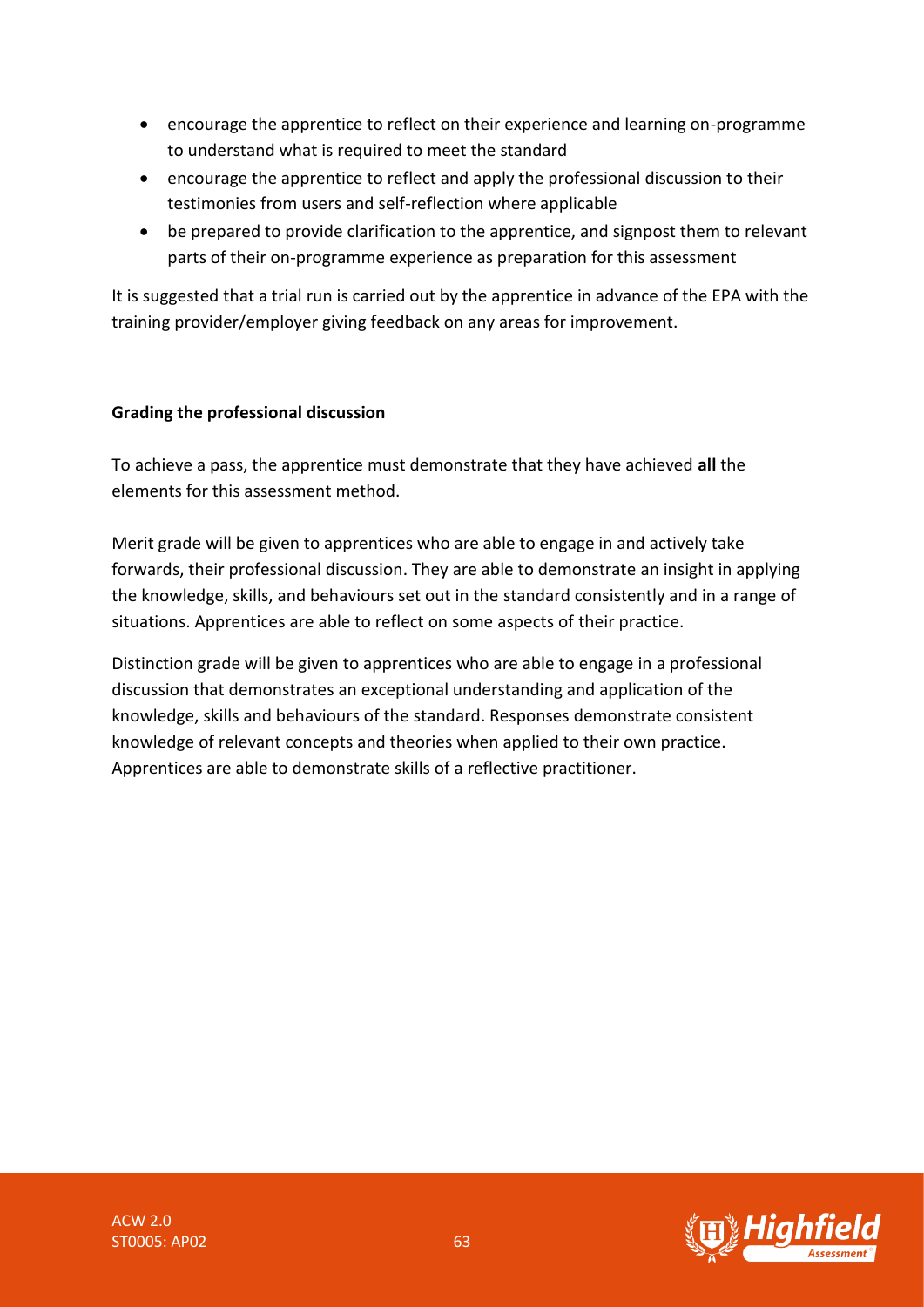- encourage the apprentice to reflect on their experience and learning on-programme to understand what is required to meet the standard
- encourage the apprentice to reflect and apply the professional discussion to their testimonies from users and self-reflection where applicable
- be prepared to provide clarification to the apprentice, and signpost them to relevant parts of their on-programme experience as preparation for this assessment

It is suggested that a trial run is carried out by the apprentice in advance of the EPA with the training provider/employer giving feedback on any areas for improvement.

**Grading the professional discussion**

To achieve a pass, the apprentice must demonstrate that they have achieved **all** the elements for this assessment method.

Merit grade will be given to apprentices who are able to engage in and actively take forwards, their professional discussion. They are able to demonstrate an insight in applying the knowledge, skills, and behaviours set out in the standard consistently and in a range of situations. Apprentices are able to reflect on some aspects of their practice.

Distinction grade will be given to apprentices who are able to engage in a professional discussion that demonstrates an exceptional understanding and application of the knowledge, skills and behaviours of the standard. Responses demonstrate consistent knowledge of relevant concepts and theories when applied to their own practice. Apprentices are able to demonstrate skills of a reflective practitioner.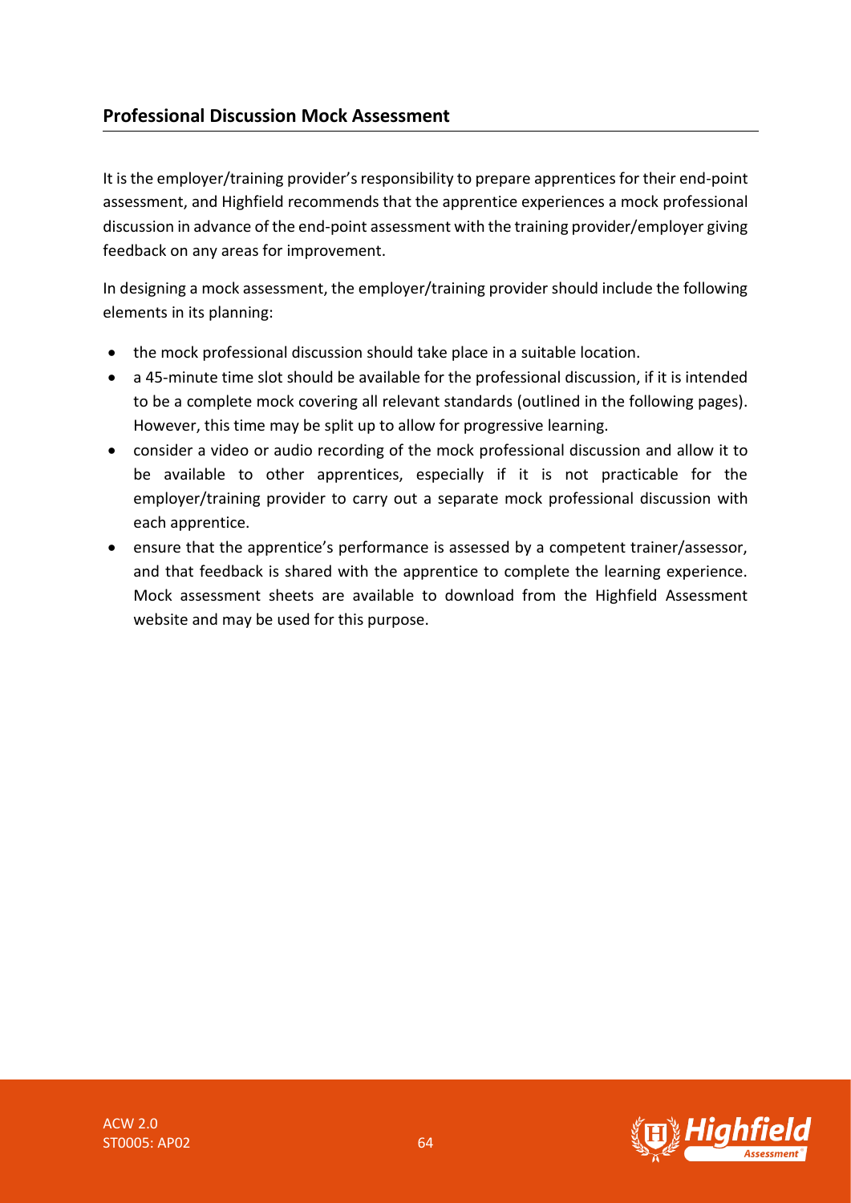## Professional Discussion Mock Assessment

It is the employer/training provider's responsibility to prepare apprentices for their end-point assessment, and Highfield recommends that the apprentice experiences a mock professional discussion in advance of the end-point assessment with the training provider/employer giving feedback on any areas for improvement.

In designing a mock assessment, the employer/training provider should include the following elements in its planning:

- the mock professional discussion should take place in a suitable location.
- a 45-minute time slot should be available for the professional discussion, if it is intended to be a complete mock covering all relevant standards (outlined in the following pages). However, this time may be split up to allow for progressive learning.
- consider a video or audio recording of the mock professional discussion and allow it to be available to other apprentices, especially if it is not practicable for the employer/training provider to carry out a separate mock professional discussion with each apprentice.
- ensure that the apprentice's performance is assessed by a competent trainer/assessor, and that feedback is shared with the apprentice to complete the learning experience. Mock assessment sheets are available to download from the Highfield Assessment website and may be used for this purpose.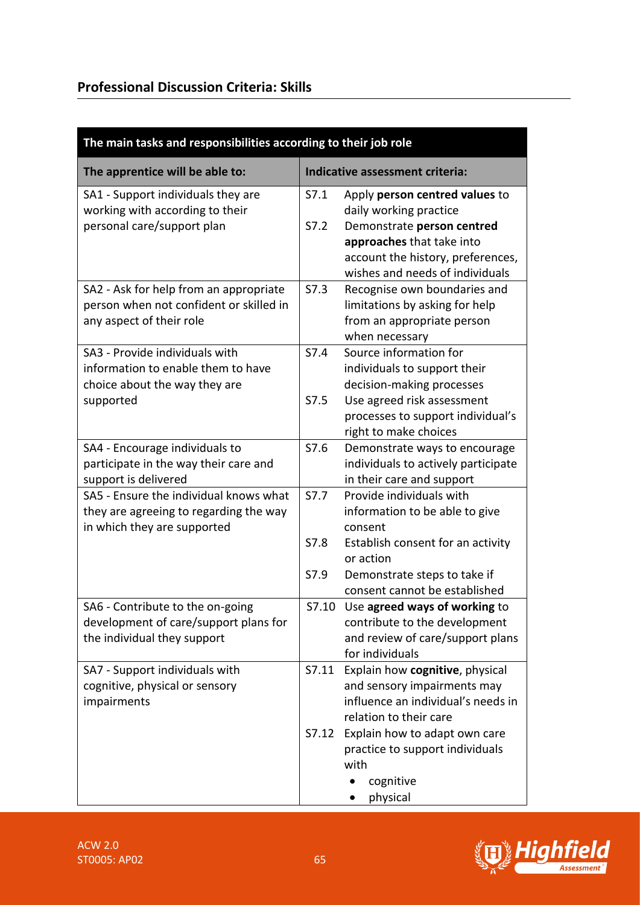## Professional Discussion Criteria: Skills

| The main tasks and responsibilities according to their job role | |
|---|---|
| **The apprentice will be able to:** | **Indicative assessment criteria:** |
| SA1 - Support individuals they are working with according to their personal care/support plan | S7.1 Apply **person centred values** to daily working practice<br>S7.2 Demonstrate **person centred approaches** that take into account the history, preferences, wishes and needs of individuals |
| SA2 - Ask for help from an appropriate person when not confident or skilled in any aspect of their role | S7.3 Recognise own boundaries and limitations by asking for help from an appropriate person when necessary |
| SA3 - Provide individuals with information to enable them to have choice about the way they are supported | S7.4 Source information for individuals to support their decision-making processes<br>S7.5 Use agreed risk assessment processes to support individual's right to make choices |
| SA4 - Encourage individuals to participate in the way their care and support is delivered | S7.6 Demonstrate ways to encourage individuals to actively participate in their care and support |
| SA5 - Ensure the individual knows what they are agreeing to regarding the way in which they are supported | S7.7 Provide individuals with information to be able to give consent<br>S7.8 Establish consent for an activity or action<br>S7.9 Demonstrate steps to take if consent cannot be established |
| SA6 - Contribute to the on-going development of care/support plans for the individual they support | S7.10 Use **agreed ways of working** to contribute to the development and review of care/support plans for individuals |
| SA7 - Support individuals with cognitive, physical or sensory impairments | S7.11 Explain how **cognitive**, physical and sensory impairments may influence an individual's needs in relation to their care<br>S7.12 Explain how to adapt own care practice to support individuals with<br>• cognitive<br>• physical |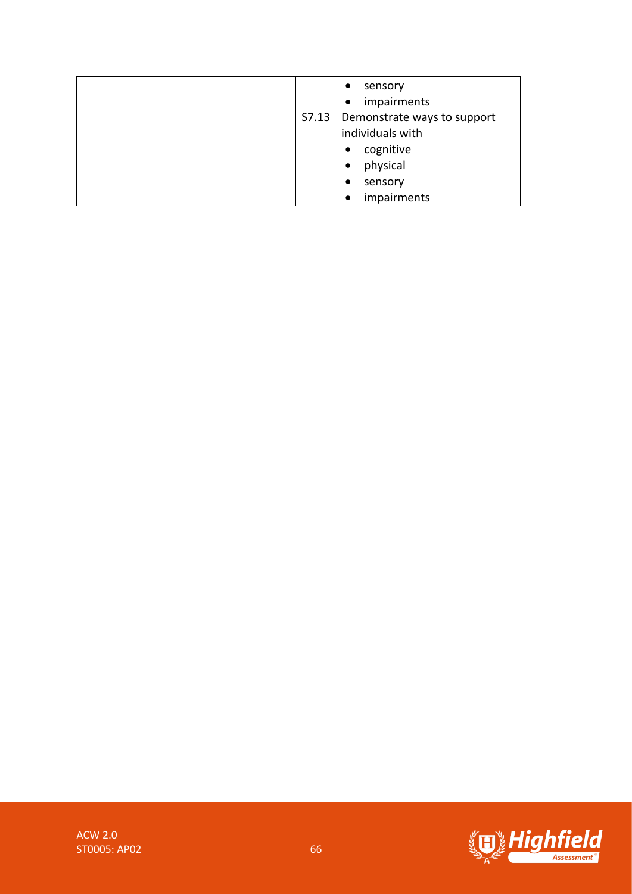| | |
|---|---|
| | • sensory<br>• impairments<br>S7.13 Demonstrate ways to support individuals with<br>• cognitive<br>• physical<br>• sensory<br>• impairments |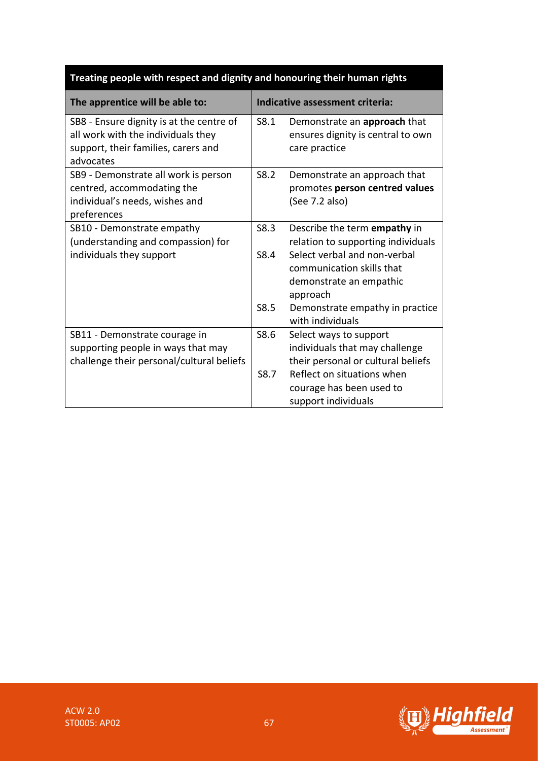| Treating people with respect and dignity and honouring their human rights | | |
|---|---|---|
| **The apprentice will be able to:** | **Indicative assessment criteria:** | |
| SB8 - Ensure dignity is at the centre of all work with the individuals they support, their families, carers and advocates | S8.1 | Demonstrate an **approach** that ensures dignity is central to own care practice |
| SB9 - Demonstrate all work is person centred, accommodating the individual's needs, wishes and preferences | S8.2 | Demonstrate an approach that promotes **person centred values** (See 7.2 also) |
| SB10 - Demonstrate empathy (understanding and compassion) for individuals they support | S8.3 | Describe the term **empathy** in relation to supporting individuals |
| | S8.4 | Select verbal and non-verbal communication skills that demonstrate an empathic approach |
| | S8.5 | Demonstrate empathy in practice with individuals |
| SB11 - Demonstrate courage in supporting people in ways that may challenge their personal/cultural beliefs | S8.6 | Select ways to support individuals that may challenge their personal or cultural beliefs |
| | S8.7 | Reflect on situations when courage has been used to support individuals |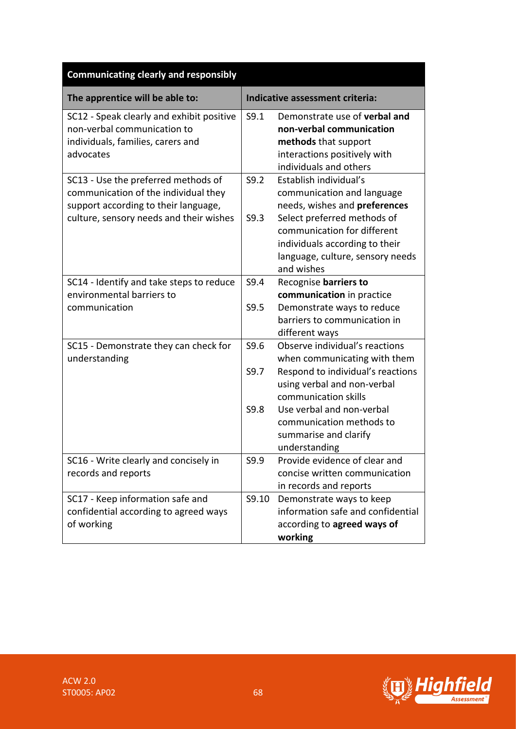| Communicating clearly and responsibly | | |
|---|---|---|
| **The apprentice will be able to:** | **Indicative assessment criteria:** | |
| SC12 - Speak clearly and exhibit positive non-verbal communication to individuals, families, carers and advocates | S9.1 | Demonstrate use of **verbal and non-verbal communication methods** that support interactions positively with individuals and others |
| SC13 - Use the preferred methods of communication of the individual they support according to their language, culture, sensory needs and their wishes | S9.2 | Establish individual's communication and language needs, wishes and **preferences** |
| | S9.3 | Select preferred methods of communication for different individuals according to their language, culture, sensory needs and wishes |
| SC14 - Identify and take steps to reduce environmental barriers to communication | S9.4 | Recognise **barriers to communication** in practice |
| | S9.5 | Demonstrate ways to reduce barriers to communication in different ways |
| SC15 - Demonstrate they can check for understanding | S9.6 | Observe individual's reactions when communicating with them |
| | S9.7 | Respond to individual's reactions using verbal and non-verbal communication skills |
| | S9.8 | Use verbal and non-verbal communication methods to summarise and clarify understanding |
| SC16 - Write clearly and concisely in records and reports | S9.9 | Provide evidence of clear and concise written communication in records and reports |
| SC17 - Keep information safe and confidential according to agreed ways of working | S9.10 | Demonstrate ways to keep information safe and confidential according to **agreed ways of working** |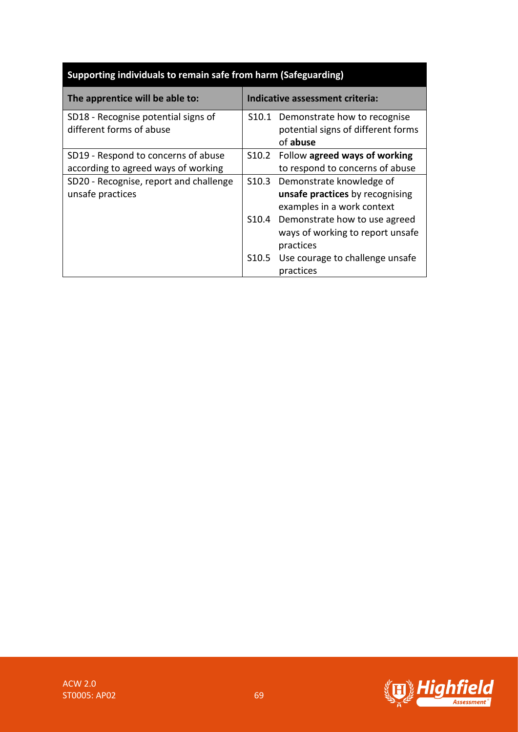| Supporting individuals to remain safe from harm (Safeguarding) | |
|---|---|
| **The apprentice will be able to:** | **Indicative assessment criteria:** |
| SD18 - Recognise potential signs of different forms of abuse | S10.1 Demonstrate how to recognise potential signs of different forms of **abuse** |
| SD19 - Respond to concerns of abuse according to agreed ways of working | S10.2 Follow **agreed ways of working** to respond to concerns of abuse |
| SD20 - Recognise, report and challenge unsafe practices | S10.3 Demonstrate knowledge of **unsafe practices** by recognising examples in a work context<br>S10.4 Demonstrate how to use agreed ways of working to report unsafe practices<br>S10.5 Use courage to challenge unsafe practices |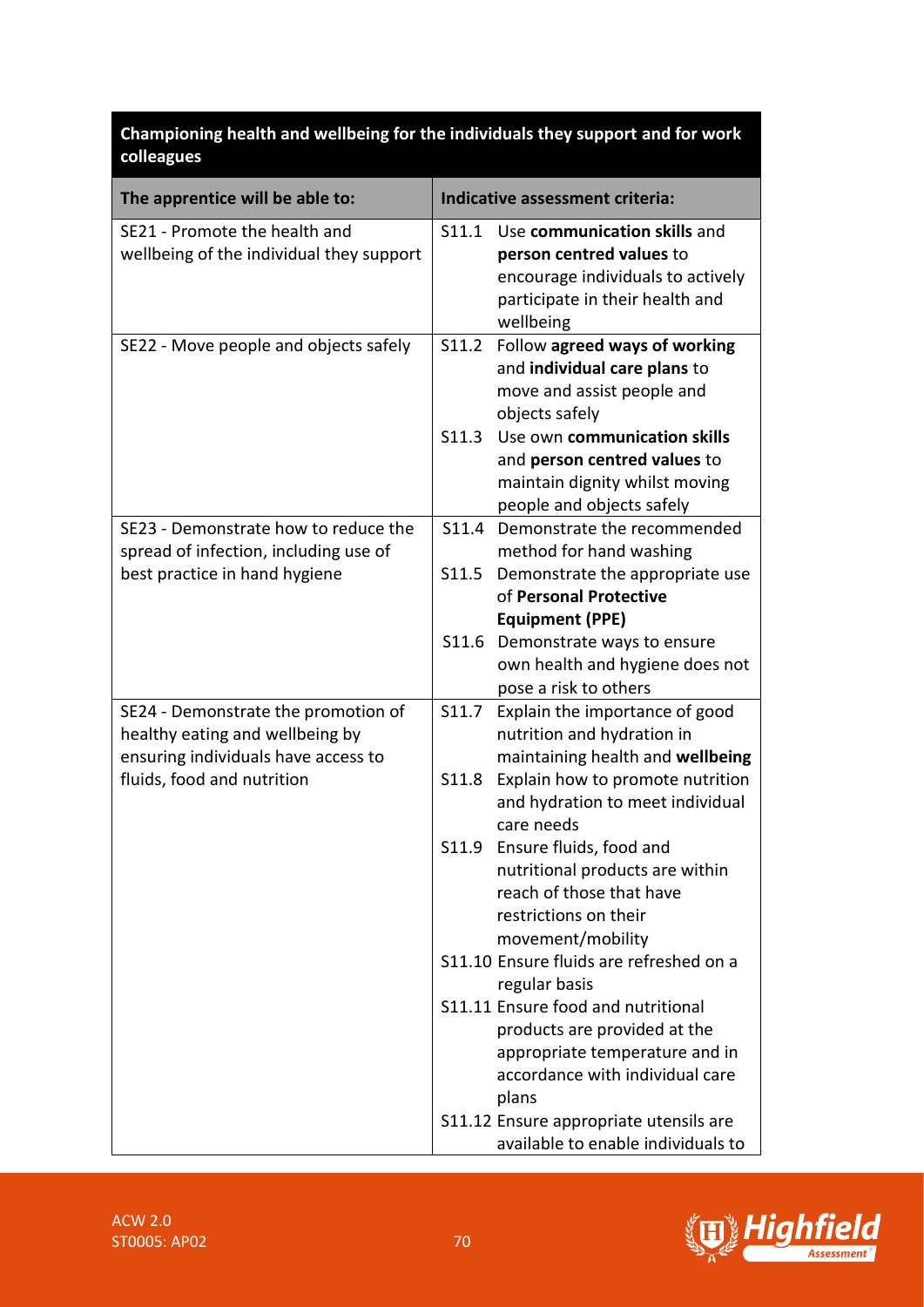| Championing health and wellbeing for the individuals they support and for work colleagues | |
|---|---|
| **The apprentice will be able to:** | **Indicative assessment criteria:** |
| SE21 - Promote the health and wellbeing of the individual they support | S11.1 Use **communication skills** and **person centred values** to encourage individuals to actively participate in their health and wellbeing |
| SE22 - Move people and objects safely | S11.2 Follow **agreed ways of working** and **individual care plans** to move and assist people and objects safely<br>S11.3 Use own **communication skills** and **person centred values** to maintain dignity whilst moving people and objects safely |
| SE23 - Demonstrate how to reduce the spread of infection, including use of best practice in hand hygiene | S11.4 Demonstrate the recommended method for hand washing<br>S11.5 Demonstrate the appropriate use of **Personal Protective Equipment (PPE)**<br>S11.6 Demonstrate ways to ensure own health and hygiene does not pose a risk to others |
| SE24 - Demonstrate the promotion of healthy eating and wellbeing by ensuring individuals have access to fluids, food and nutrition | S11.7 Explain the importance of good nutrition and hydration in maintaining health and **wellbeing**<br>S11.8 Explain how to promote nutrition and hydration to meet individual care needs<br>S11.9 Ensure fluids, food and nutritional products are within reach of those that have restrictions on their movement/mobility<br>S11.10 Ensure fluids are refreshed on a regular basis<br>S11.11 Ensure food and nutritional products are provided at the appropriate temperature and in accordance with individual care plans<br>S11.12 Ensure appropriate utensils are available to enable individuals to |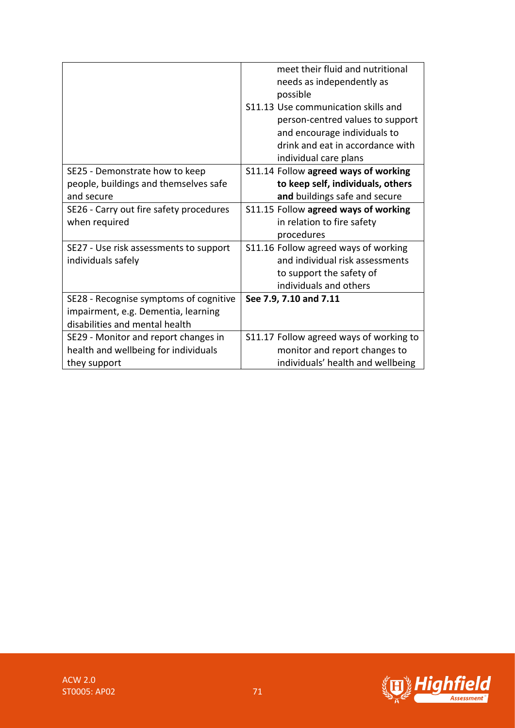| | |
|---|---|
| | meet their fluid and nutritional needs as independently as possible<br>S11.13 Use communication skills and person-centred values to support and encourage individuals to drink and eat in accordance with individual care plans |
| SE25 - Demonstrate how to keep people, buildings and themselves safe and secure | S11.14 Follow **agreed ways of working to keep self, individuals, others and** buildings safe and secure |
| SE26 - Carry out fire safety procedures when required | S11.15 Follow **agreed ways of working** in relation to fire safety procedures |
| SE27 - Use risk assessments to support individuals safely | S11.16 Follow agreed ways of working and individual risk assessments to support the safety of individuals and others |
| SE28 - Recognise symptoms of cognitive impairment, e.g. Dementia, learning disabilities and mental health | **See 7.9, 7.10 and 7.11** |
| SE29 - Monitor and report changes in health and wellbeing for individuals they support | S11.17 Follow agreed ways of working to monitor and report changes to individuals' health and wellbeing |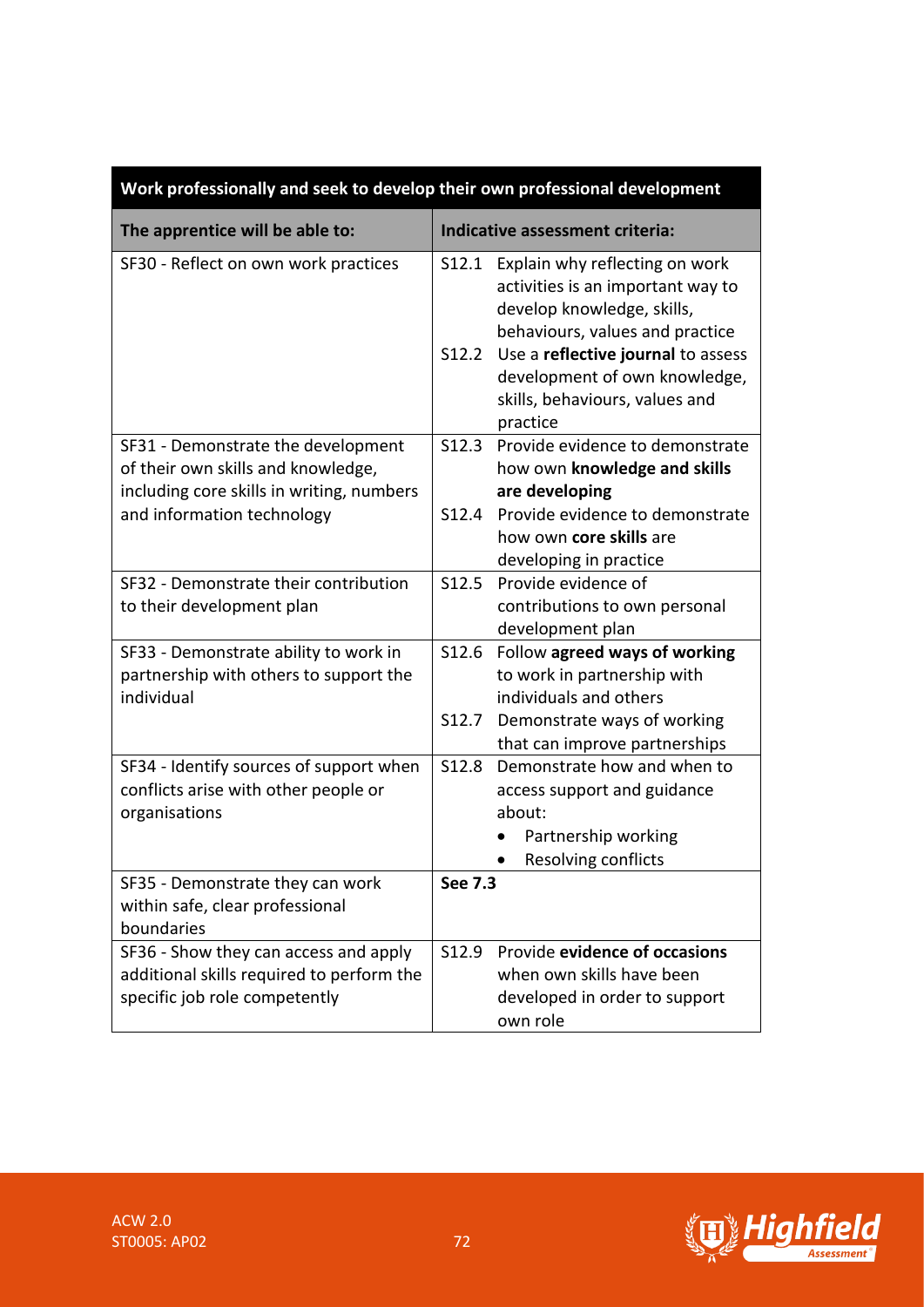| Work professionally and seek to develop their own professional development | |
|---|---|
| **The apprentice will be able to:** | **Indicative assessment criteria:** |
| SF30 - Reflect on own work practices | S12.1 Explain why reflecting on work activities is an important way to develop knowledge, skills, behaviours, values and practice<br>S12.2 Use a **reflective journal** to assess development of own knowledge, skills, behaviours, values and practice |
| SF31 - Demonstrate the development of their own skills and knowledge, including core skills in writing, numbers and information technology | S12.3 Provide evidence to demonstrate how own **knowledge and skills are developing**<br>S12.4 Provide evidence to demonstrate how own **core skills** are developing in practice |
| SF32 - Demonstrate their contribution to their development plan | S12.5 Provide evidence of contributions to own personal development plan |
| SF33 - Demonstrate ability to work in partnership with others to support the individual | S12.6 Follow **agreed ways of working** to work in partnership with individuals and others<br>S12.7 Demonstrate ways of working that can improve partnerships |
| SF34 - Identify sources of support when conflicts arise with other people or organisations | S12.8 Demonstrate how and when to access support and guidance about:<br>• Partnership working<br>• Resolving conflicts |
| SF35 - Demonstrate they can work within safe, clear professional boundaries | **See 7.3** |
| SF36 - Show they can access and apply additional skills required to perform the specific job role competently | S12.9 Provide **evidence of occasions** when own skills have been developed in order to support own role |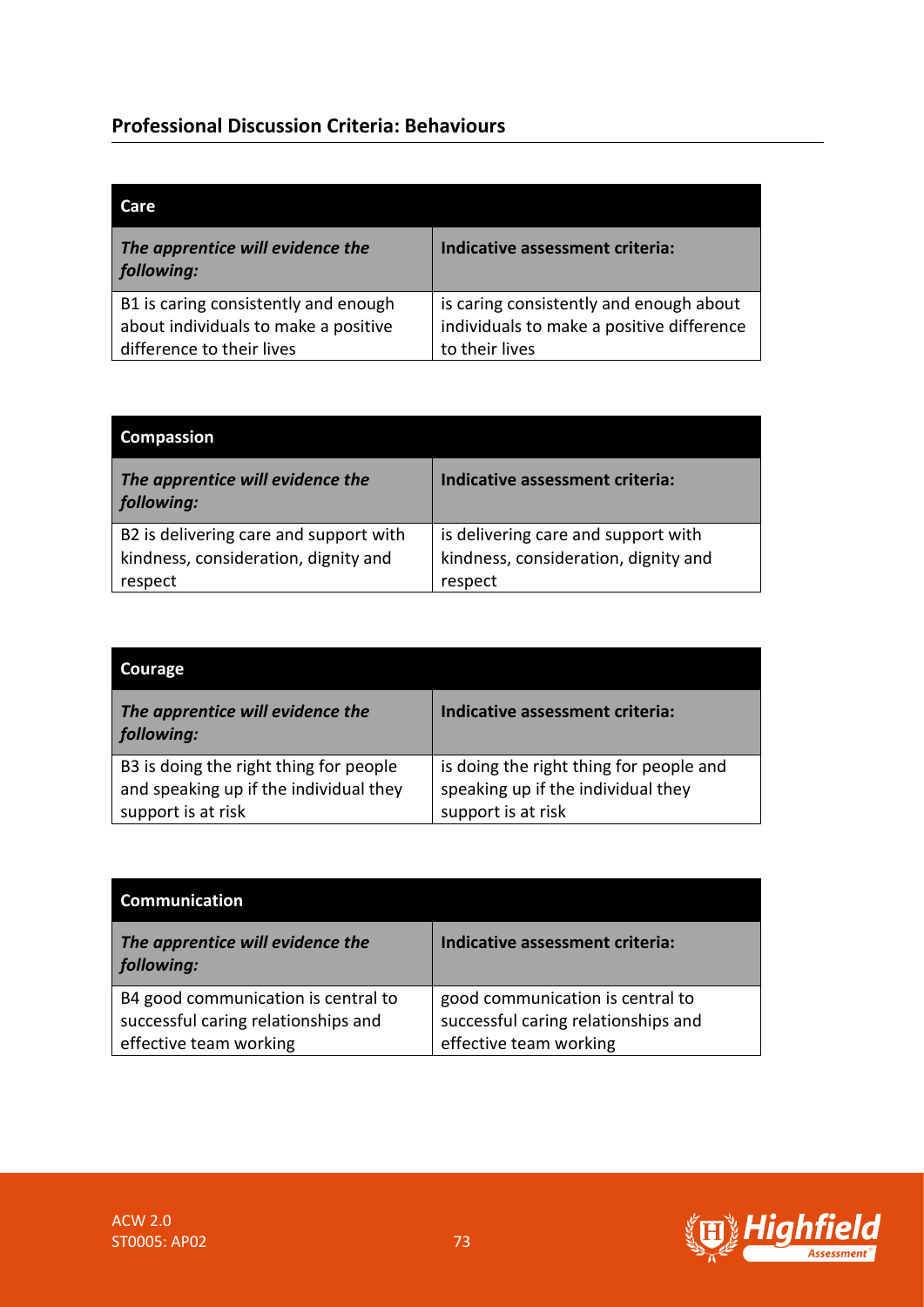## Professional Discussion Criteria: Behaviours

| Care | |
|---|---|
| ***The apprentice will evidence the following:*** | **Indicative assessment criteria:** |
| B1 is caring consistently and enough about individuals to make a positive difference to their lives | is caring consistently and enough about individuals to make a positive difference to their lives |

| Compassion | |
|---|---|
| ***The apprentice will evidence the following:*** | **Indicative assessment criteria:** |
| B2 is delivering care and support with kindness, consideration, dignity and respect | is delivering care and support with kindness, consideration, dignity and respect |

| Courage | |
|---|---|
| ***The apprentice will evidence the following:*** | **Indicative assessment criteria:** |
| B3 is doing the right thing for people and speaking up if the individual they support is at risk | is doing the right thing for people and speaking up if the individual they support is at risk |

| Communication | |
|---|---|
| ***The apprentice will evidence the following:*** | **Indicative assessment criteria:** |
| B4 good communication is central to successful caring relationships and effective team working | good communication is central to successful caring relationships and effective team working |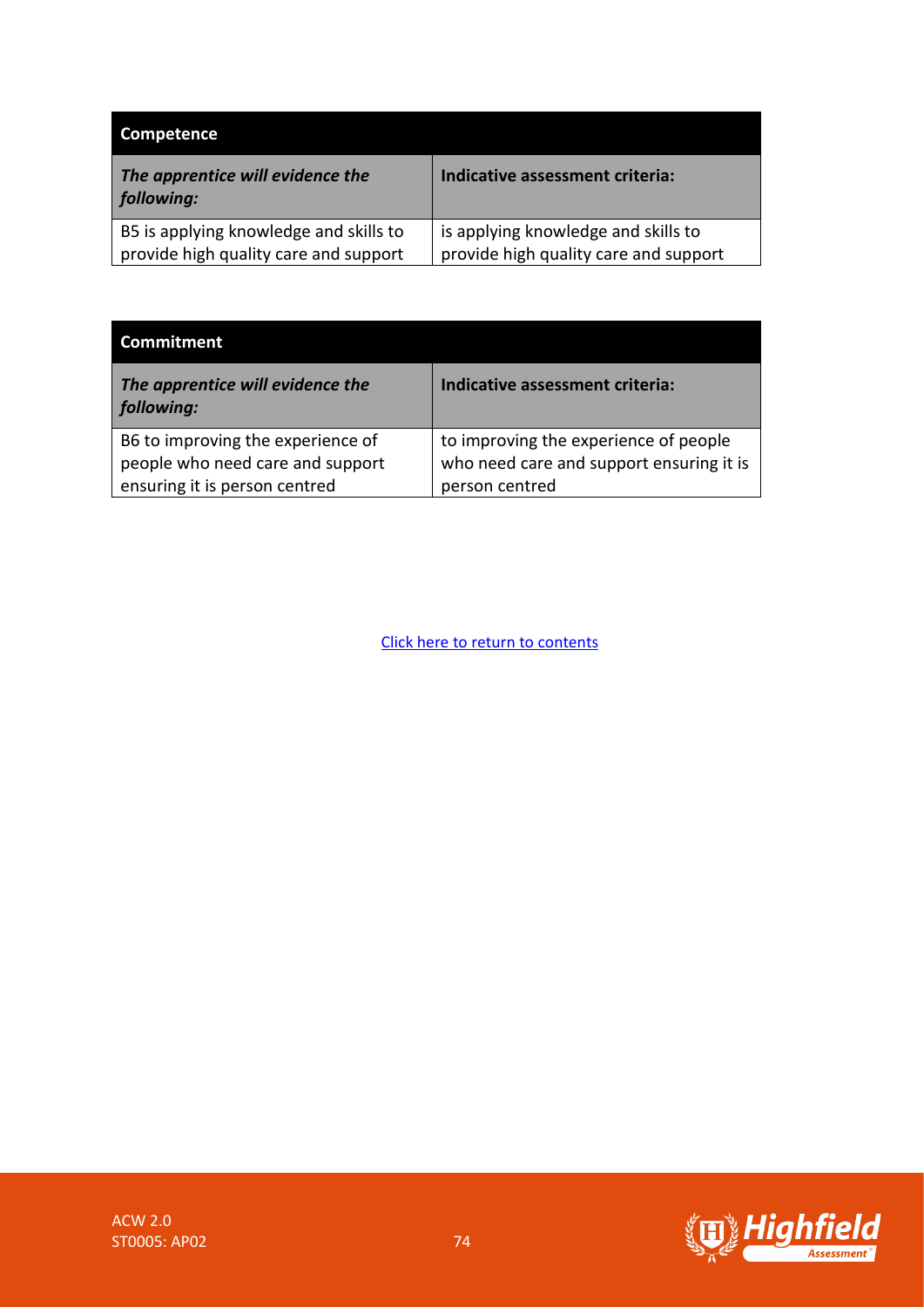| Competence | |
|---|---|
| ***The apprentice will evidence the following:*** | **Indicative assessment criteria:** |
| B5 is applying knowledge and skills to provide high quality care and support | is applying knowledge and skills to provide high quality care and support |

| Commitment | |
|---|---|
| ***The apprentice will evidence the following:*** | **Indicative assessment criteria:** |
| B6 to improving the experience of people who need care and support ensuring it is person centred | to improving the experience of people who need care and support ensuring it is person centred |

Click here to return to contents